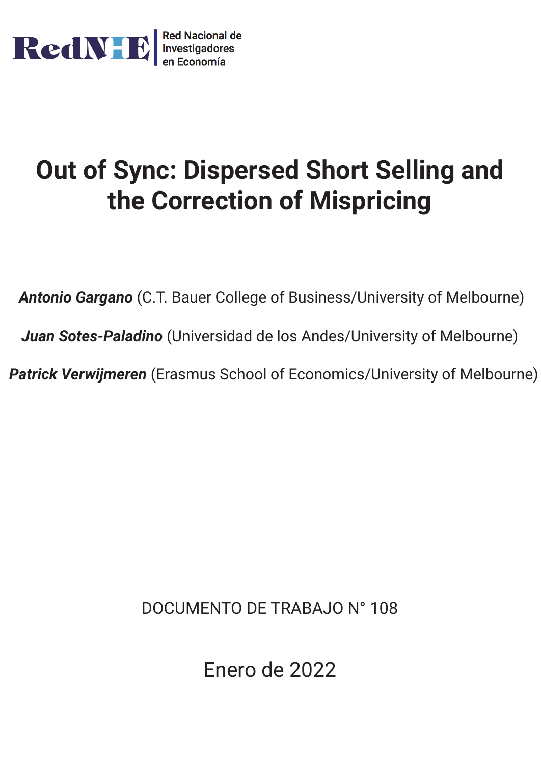RedNIE | Red Nacional de Investigadores en Economía

# Out of Sync: Dispersed Short Selling and the Correction of Mispricing

***Antonio Gargano*** (C.T. Bauer College of Business/University of Melbourne)

***Juan Sotes-Paladino*** (Universidad de los Andes/University of Melbourne)

***Patrick Verwijmeren*** (Erasmus School of Economics/University of Melbourne)

DOCUMENTO DE TRABAJO N° 108

Enero de 2022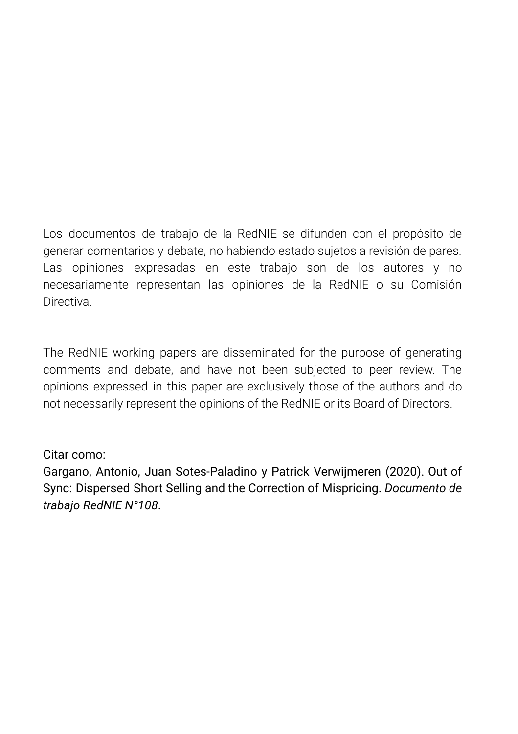Los documentos de trabajo de la RedNIE se difunden con el propósito de generar comentarios y debate, no habiendo estado sujetos a revisión de pares. Las opiniones expresadas en este trabajo son de los autores y no necesariamente representan las opiniones de la RedNIE o su Comisión Directiva.

The RedNIE working papers are disseminated for the purpose of generating comments and debate, and have not been subjected to peer review. The opinions expressed in this paper are exclusively those of the authors and do not necessarily represent the opinions of the RedNIE or its Board of Directors.

Citar como:
Gargano, Antonio, Juan Sotes-Paladino y Patrick Verwijmeren (2020). Out of Sync: Dispersed Short Selling and the Correction of Mispricing. *Documento de trabajo RedNIE N°108*.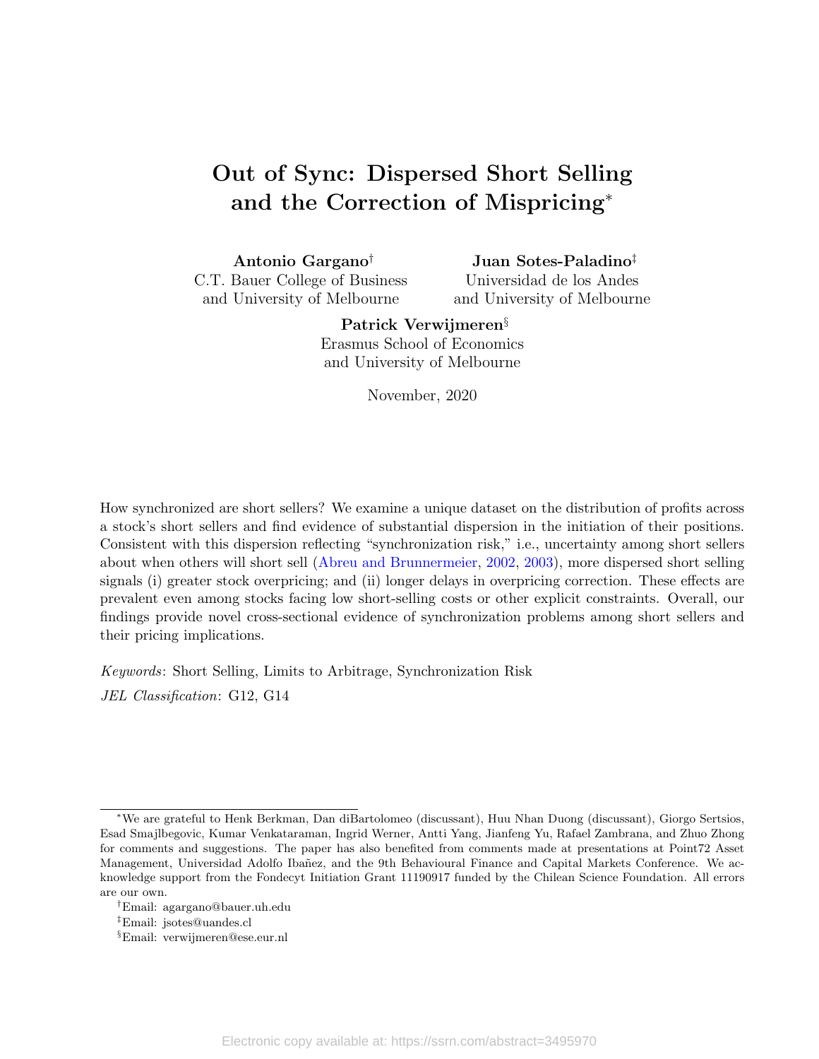# Out of Sync: Dispersed Short Selling and the Correction of Mispricing*

**Antonio Gargano**[†]
C.T. Bauer College of Business
and University of Melbourne

**Juan Sotes-Paladino**[‡]
Universidad de los Andes
and University of Melbourne

**Patrick Verwijmeren**[§]
Erasmus School of Economics
and University of Melbourne

November, 2020

How synchronized are short sellers? We examine a unique dataset on the distribution of profits across a stock's short sellers and find evidence of substantial dispersion in the initiation of their positions. Consistent with this dispersion reflecting "synchronization risk," i.e., uncertainty among short sellers about when others will short sell (Abreu and Brunnermeier, 2002, 2003), more dispersed short selling signals (i) greater stock overpricing; and (ii) longer delays in overpricing correction. These effects are prevalent even among stocks facing low short-selling costs or other explicit constraints. Overall, our findings provide novel cross-sectional evidence of synchronization problems among short sellers and their pricing implications.

*Keywords*: Short Selling, Limits to Arbitrage, Synchronization Risk

*JEL Classification*: G12, G14

---

*We are grateful to Henk Berkman, Dan diBartolomeo (discussant), Huu Nhan Duong (discussant), Giorgo Sertsios, Esad Smajlbegovic, Kumar Venkataraman, Ingrid Werner, Antti Yang, Jianfeng Yu, Rafael Zambrana, and Zhuo Zhong for comments and suggestions. The paper has also benefited from comments made at presentations at Point72 Asset Management, Universidad Adolfo Ibañez, and the 9th Behavioural Finance and Capital Markets Conference. We acknowledge support from the Fondecyt Initiation Grant 11190917 funded by the Chilean Science Foundation. All errors are our own.

[†]Email: agargano@bauer.uh.edu

[‡]Email: jsotes@uandes.cl

[§]Email: verwijmeren@ese.eur.nl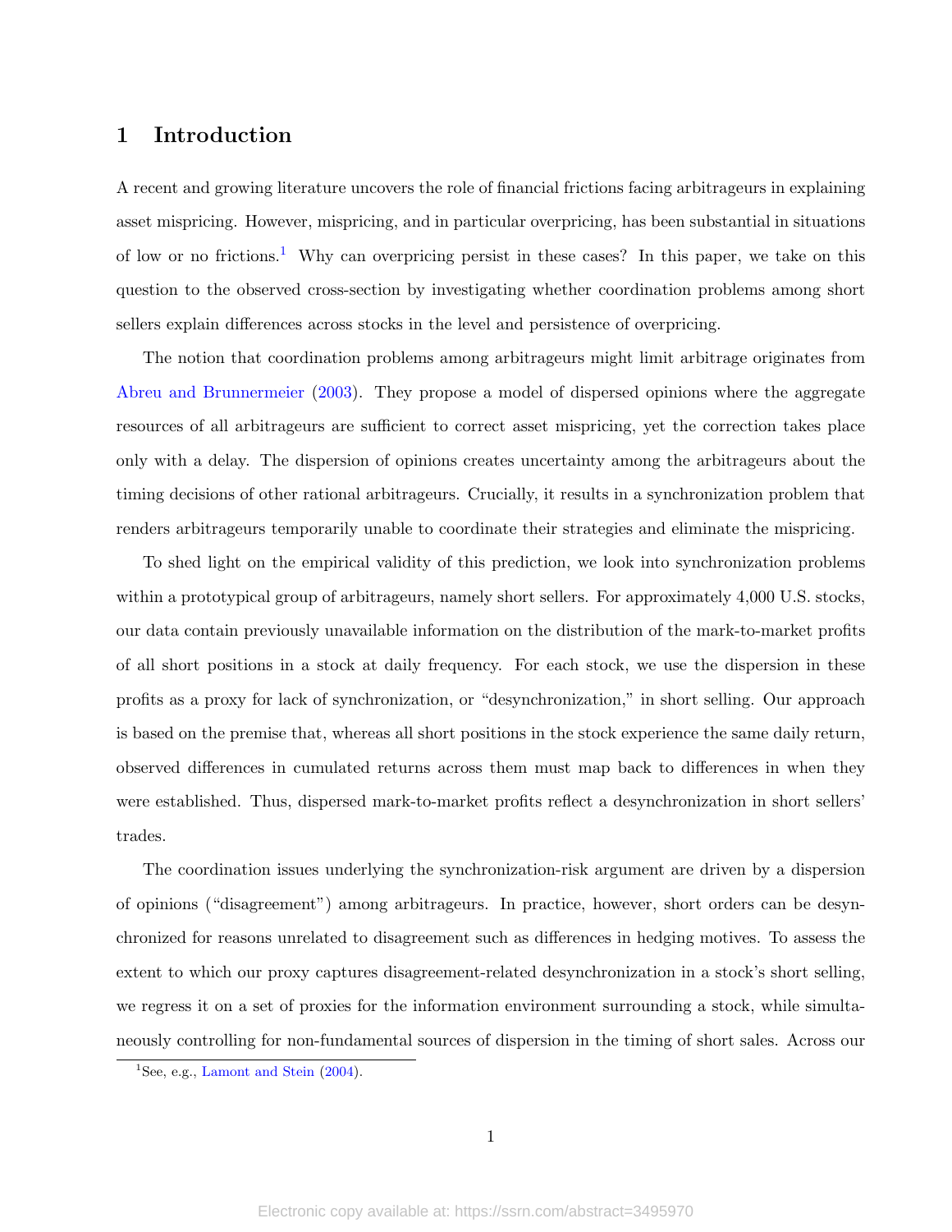# 1 Introduction

A recent and growing literature uncovers the role of financial frictions facing arbitrageurs in explaining asset mispricing. However, mispricing, and in particular overpricing, has been substantial in situations of low or no frictions.[1] Why can overpricing persist in these cases? In this paper, we take on this question to the observed cross-section by investigating whether coordination problems among short sellers explain differences across stocks in the level and persistence of overpricing.

The notion that coordination problems among arbitrageurs might limit arbitrage originates from Abreu and Brunnermeier (2003). They propose a model of dispersed opinions where the aggregate resources of all arbitrageurs are sufficient to correct asset mispricing, yet the correction takes place only with a delay. The dispersion of opinions creates uncertainty among the arbitrageurs about the timing decisions of other rational arbitrageurs. Crucially, it results in a synchronization problem that renders arbitrageurs temporarily unable to coordinate their strategies and eliminate the mispricing.

To shed light on the empirical validity of this prediction, we look into synchronization problems within a prototypical group of arbitrageurs, namely short sellers. For approximately 4,000 U.S. stocks, our data contain previously unavailable information on the distribution of the mark-to-market profits of all short positions in a stock at daily frequency. For each stock, we use the dispersion in these profits as a proxy for lack of synchronization, or "desynchronization," in short selling. Our approach is based on the premise that, whereas all short positions in the stock experience the same daily return, observed differences in cumulated returns across them must map back to differences in when they were established. Thus, dispersed mark-to-market profits reflect a desynchronization in short sellers' trades.

The coordination issues underlying the synchronization-risk argument are driven by a dispersion of opinions ("disagreement") among arbitrageurs. In practice, however, short orders can be desynchronized for reasons unrelated to disagreement such as differences in hedging motives. To assess the extent to which our proxy captures disagreement-related desynchronization in a stock's short selling, we regress it on a set of proxies for the information environment surrounding a stock, while simultaneously controlling for non-fundamental sources of dispersion in the timing of short sales. Across our

[1] See, e.g., Lamont and Stein (2004).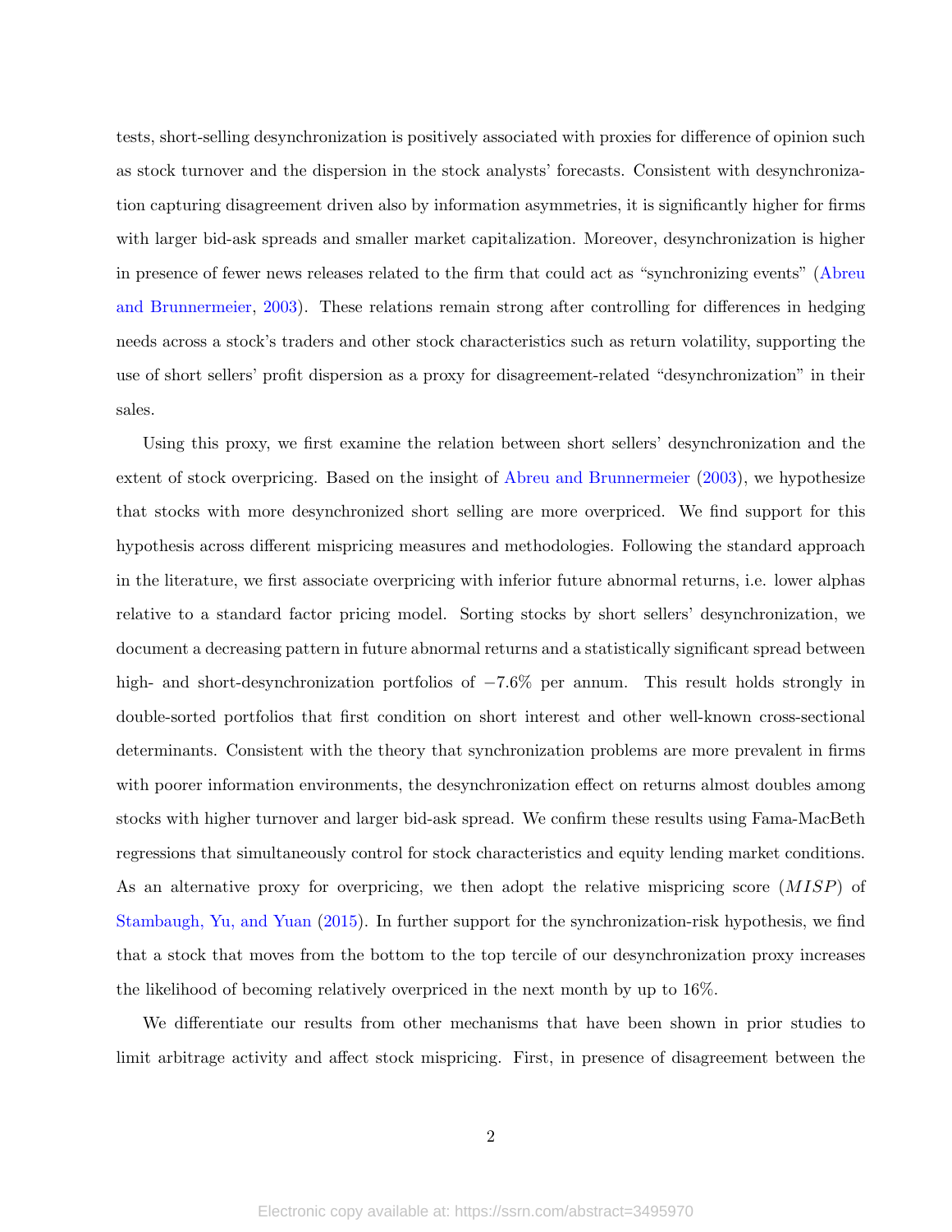tests, short-selling desynchronization is positively associated with proxies for difference of opinion such as stock turnover and the dispersion in the stock analysts' forecasts. Consistent with desynchronization capturing disagreement driven also by information asymmetries, it is significantly higher for firms with larger bid-ask spreads and smaller market capitalization. Moreover, desynchronization is higher in presence of fewer news releases related to the firm that could act as "synchronizing events" (Abreu and Brunnermeier, 2003). These relations remain strong after controlling for differences in hedging needs across a stock's traders and other stock characteristics such as return volatility, supporting the use of short sellers' profit dispersion as a proxy for disagreement-related "desynchronization" in their sales.

Using this proxy, we first examine the relation between short sellers' desynchronization and the extent of stock overpricing. Based on the insight of Abreu and Brunnermeier (2003), we hypothesize that stocks with more desynchronized short selling are more overpriced. We find support for this hypothesis across different mispricing measures and methodologies. Following the standard approach in the literature, we first associate overpricing with inferior future abnormal returns, i.e. lower alphas relative to a standard factor pricing model. Sorting stocks by short sellers' desynchronization, we document a decreasing pattern in future abnormal returns and a statistically significant spread between high- and short-desynchronization portfolios of $-7.6\%$ per annum. This result holds strongly in double-sorted portfolios that first condition on short interest and other well-known cross-sectional determinants. Consistent with the theory that synchronization problems are more prevalent in firms with poorer information environments, the desynchronization effect on returns almost doubles among stocks with higher turnover and larger bid-ask spread. We confirm these results using Fama-MacBeth regressions that simultaneously control for stock characteristics and equity lending market conditions. As an alternative proxy for overpricing, we then adopt the relative mispricing score ($MISP$) of Stambaugh, Yu, and Yuan (2015). In further support for the synchronization-risk hypothesis, we find that a stock that moves from the bottom to the top tercile of our desynchronization proxy increases the likelihood of becoming relatively overpriced in the next month by up to 16%.

We differentiate our results from other mechanisms that have been shown in prior studies to limit arbitrage activity and affect stock mispricing. First, in presence of disagreement between the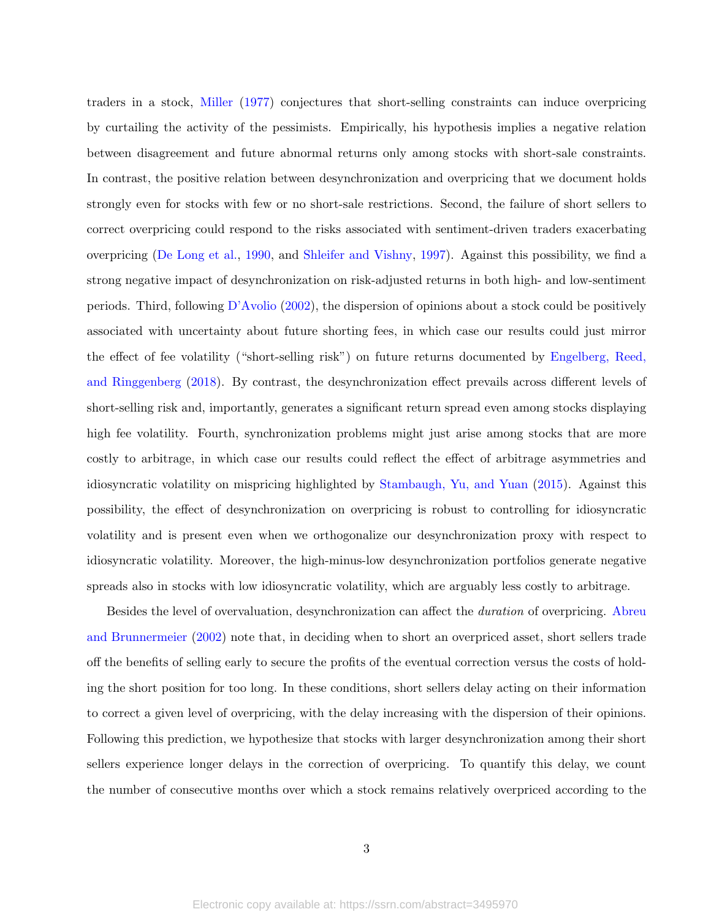traders in a stock, Miller (1977) conjectures that short-selling constraints can induce overpricing by curtailing the activity of the pessimists. Empirically, his hypothesis implies a negative relation between disagreement and future abnormal returns only among stocks with short-sale constraints. In contrast, the positive relation between desynchronization and overpricing that we document holds strongly even for stocks with few or no short-sale restrictions. Second, the failure of short sellers to correct overpricing could respond to the risks associated with sentiment-driven traders exacerbating overpricing (De Long et al., 1990, and Shleifer and Vishny, 1997). Against this possibility, we find a strong negative impact of desynchronization on risk-adjusted returns in both high- and low-sentiment periods. Third, following D'Avolio (2002), the dispersion of opinions about a stock could be positively associated with uncertainty about future shorting fees, in which case our results could just mirror the effect of fee volatility ("short-selling risk") on future returns documented by Engelberg, Reed, and Ringgenberg (2018). By contrast, the desynchronization effect prevails across different levels of short-selling risk and, importantly, generates a significant return spread even among stocks displaying high fee volatility. Fourth, synchronization problems might just arise among stocks that are more costly to arbitrage, in which case our results could reflect the effect of arbitrage asymmetries and idiosyncratic volatility on mispricing highlighted by Stambaugh, Yu, and Yuan (2015). Against this possibility, the effect of desynchronization on overpricing is robust to controlling for idiosyncratic volatility and is present even when we orthogonalize our desynchronization proxy with respect to idiosyncratic volatility. Moreover, the high-minus-low desynchronization portfolios generate negative spreads also in stocks with low idiosyncratic volatility, which are arguably less costly to arbitrage.

Besides the level of overvaluation, desynchronization can affect the *duration* of overpricing. Abreu and Brunnermeier (2002) note that, in deciding when to short an overpriced asset, short sellers trade off the benefits of selling early to secure the profits of the eventual correction versus the costs of holding the short position for too long. In these conditions, short sellers delay acting on their information to correct a given level of overpricing, with the delay increasing with the dispersion of their opinions. Following this prediction, we hypothesize that stocks with larger desynchronization among their short sellers experience longer delays in the correction of overpricing. To quantify this delay, we count the number of consecutive months over which a stock remains relatively overpriced according to the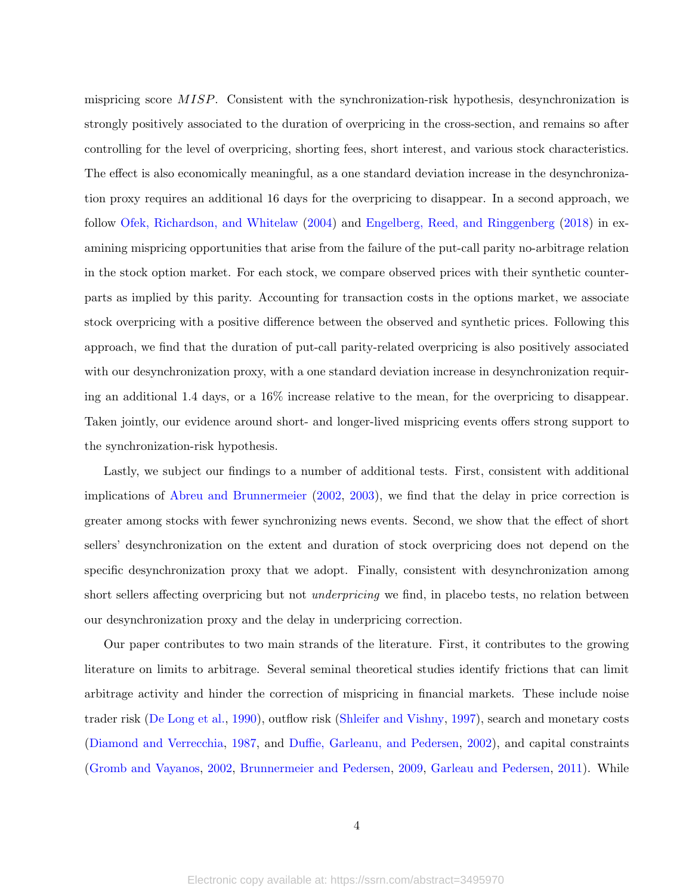mispricing score $MISP$. Consistent with the synchronization-risk hypothesis, desynchronization is strongly positively associated to the duration of overpricing in the cross-section, and remains so after controlling for the level of overpricing, shorting fees, short interest, and various stock characteristics. The effect is also economically meaningful, as a one standard deviation increase in the desynchronization proxy requires an additional 16 days for the overpricing to disappear. In a second approach, we follow Ofek, Richardson, and Whitelaw (2004) and Engelberg, Reed, and Ringgenberg (2018) in examining mispricing opportunities that arise from the failure of the put-call parity no-arbitrage relation in the stock option market. For each stock, we compare observed prices with their synthetic counterparts as implied by this parity. Accounting for transaction costs in the options market, we associate stock overpricing with a positive difference between the observed and synthetic prices. Following this approach, we find that the duration of put-call parity-related overpricing is also positively associated with our desynchronization proxy, with a one standard deviation increase in desynchronization requiring an additional 1.4 days, or a 16% increase relative to the mean, for the overpricing to disappear. Taken jointly, our evidence around short- and longer-lived mispricing events offers strong support to the synchronization-risk hypothesis.

Lastly, we subject our findings to a number of additional tests. First, consistent with additional implications of Abreu and Brunnermeier (2002, 2003), we find that the delay in price correction is greater among stocks with fewer synchronizing news events. Second, we show that the effect of short sellers' desynchronization on the extent and duration of stock overpricing does not depend on the specific desynchronization proxy that we adopt. Finally, consistent with desynchronization among short sellers affecting overpricing but not *underpricing* we find, in placebo tests, no relation between our desynchronization proxy and the delay in underpricing correction.

Our paper contributes to two main strands of the literature. First, it contributes to the growing literature on limits to arbitrage. Several seminal theoretical studies identify frictions that can limit arbitrage activity and hinder the correction of mispricing in financial markets. These include noise trader risk (De Long et al., 1990), outflow risk (Shleifer and Vishny, 1997), search and monetary costs (Diamond and Verrecchia, 1987, and Duffie, Garleanu, and Pedersen, 2002), and capital constraints (Gromb and Vayanos, 2002, Brunnermeier and Pedersen, 2009, Garleau and Pedersen, 2011). While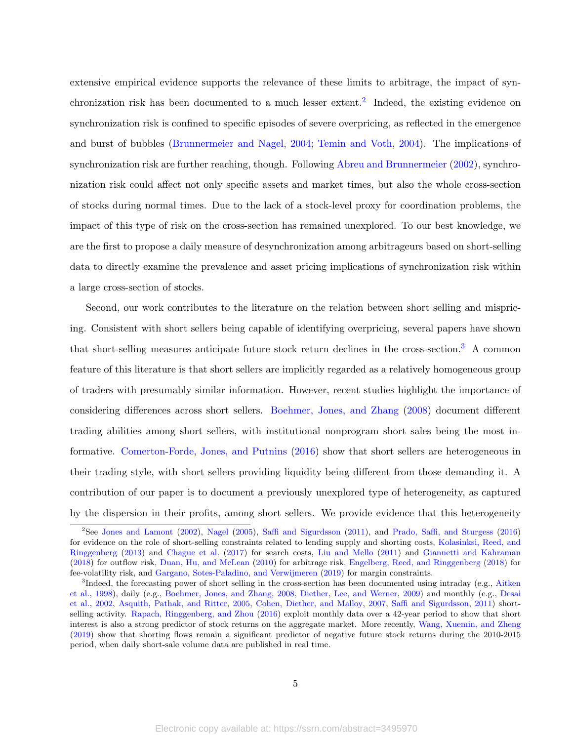extensive empirical evidence supports the relevance of these limits to arbitrage, the impact of synchronization risk has been documented to a much lesser extent.[2] Indeed, the existing evidence on synchronization risk is confined to specific episodes of severe overpricing, as reflected in the emergence and burst of bubbles (Brunnermeier and Nagel, 2004; Temin and Voth, 2004). The implications of synchronization risk are further reaching, though. Following Abreu and Brunnermeier (2002), synchronization risk could affect not only specific assets and market times, but also the whole cross-section of stocks during normal times. Due to the lack of a stock-level proxy for coordination problems, the impact of this type of risk on the cross-section has remained unexplored. To our best knowledge, we are the first to propose a daily measure of desynchronization among arbitrageurs based on short-selling data to directly examine the prevalence and asset pricing implications of synchronization risk within a large cross-section of stocks.

Second, our work contributes to the literature on the relation between short selling and mispricing. Consistent with short sellers being capable of identifying overpricing, several papers have shown that short-selling measures anticipate future stock return declines in the cross-section.[3] A common feature of this literature is that short sellers are implicitly regarded as a relatively homogeneous group of traders with presumably similar information. However, recent studies highlight the importance of considering differences across short sellers. Boehmer, Jones, and Zhang (2008) document different trading abilities among short sellers, with institutional nonprogram short sales being the most informative. Comerton-Forde, Jones, and Putnins (2016) show that short sellers are heterogeneous in their trading style, with short sellers providing liquidity being different from those demanding it. A contribution of our paper is to document a previously unexplored type of heterogeneity, as captured by the dispersion in their profits, among short sellers. We provide evidence that this heterogeneity

---

[2] See Jones and Lamont (2002), Nagel (2005), Saffi and Sigurdsson (2011), and Prado, Saffi, and Sturgess (2016) for evidence on the role of short-selling constraints related to lending supply and shorting costs, Kolasinksi, Reed, and Ringgenberg (2013) and Chague et al. (2017) for search costs, Liu and Mello (2011) and Giannetti and Kahraman (2018) for outflow risk, Duan, Hu, and McLean (2010) for arbitrage risk, Engelberg, Reed, and Ringgenberg (2018) for fee-volatility risk, and Gargano, Sotes-Paladino, and Verwijmeren (2019) for margin constraints.

[3] Indeed, the forecasting power of short selling in the cross-section has been documented using intraday (e.g., Aitken et al., 1998), daily (e.g., Boehmer, Jones, and Zhang, 2008, Diether, Lee, and Werner, 2009) and monthly (e.g., Desai et al., 2002, Asquith, Pathak, and Ritter, 2005, Cohen, Diether, and Malloy, 2007, Saffi and Sigurdsson, 2011) short-selling activity. Rapach, Ringgenberg, and Zhou (2016) exploit monthly data over a 42-year period to show that short interest is also a strong predictor of stock returns on the aggregate market. More recently, Wang, Xuemin, and Zheng (2019) show that shorting flows remain a significant predictor of negative future stock returns during the 2010-2015 period, when daily short-sale volume data are published in real time.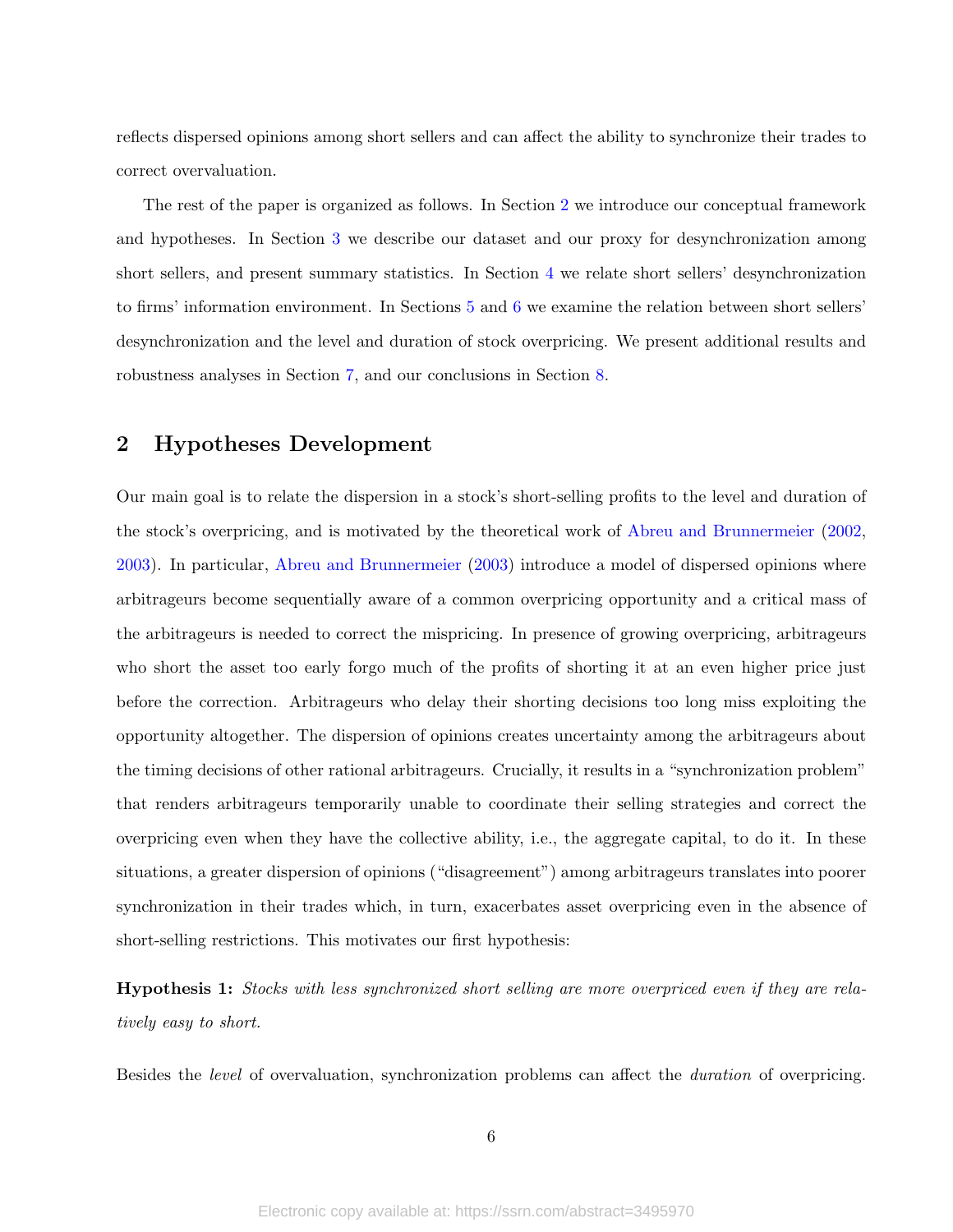reflects dispersed opinions among short sellers and can affect the ability to synchronize their trades to correct overvaluation.

The rest of the paper is organized as follows. In Section 2 we introduce our conceptual framework and hypotheses. In Section 3 we describe our dataset and our proxy for desynchronization among short sellers, and present summary statistics. In Section 4 we relate short sellers' desynchronization to firms' information environment. In Sections 5 and 6 we examine the relation between short sellers' desynchronization and the level and duration of stock overpricing. We present additional results and robustness analyses in Section 7, and our conclusions in Section 8.

## 2 Hypotheses Development

Our main goal is to relate the dispersion in a stock's short-selling profits to the level and duration of the stock's overpricing, and is motivated by the theoretical work of Abreu and Brunnermeier (2002, 2003). In particular, Abreu and Brunnermeier (2003) introduce a model of dispersed opinions where arbitrageurs become sequentially aware of a common overpricing opportunity and a critical mass of the arbitrageurs is needed to correct the mispricing. In presence of growing overpricing, arbitrageurs who short the asset too early forgo much of the profits of shorting it at an even higher price just before the correction. Arbitrageurs who delay their shorting decisions too long miss exploiting the opportunity altogether. The dispersion of opinions creates uncertainty among the arbitrageurs about the timing decisions of other rational arbitrageurs. Crucially, it results in a "synchronization problem" that renders arbitrageurs temporarily unable to coordinate their selling strategies and correct the overpricing even when they have the collective ability, i.e., the aggregate capital, to do it. In these situations, a greater dispersion of opinions ("disagreement") among arbitrageurs translates into poorer synchronization in their trades which, in turn, exacerbates asset overpricing even in the absence of short-selling restrictions. This motivates our first hypothesis:

**Hypothesis 1:** *Stocks with less synchronized short selling are more overpriced even if they are relatively easy to short.*

Besides the *level* of overvaluation, synchronization problems can affect the *duration* of overpricing.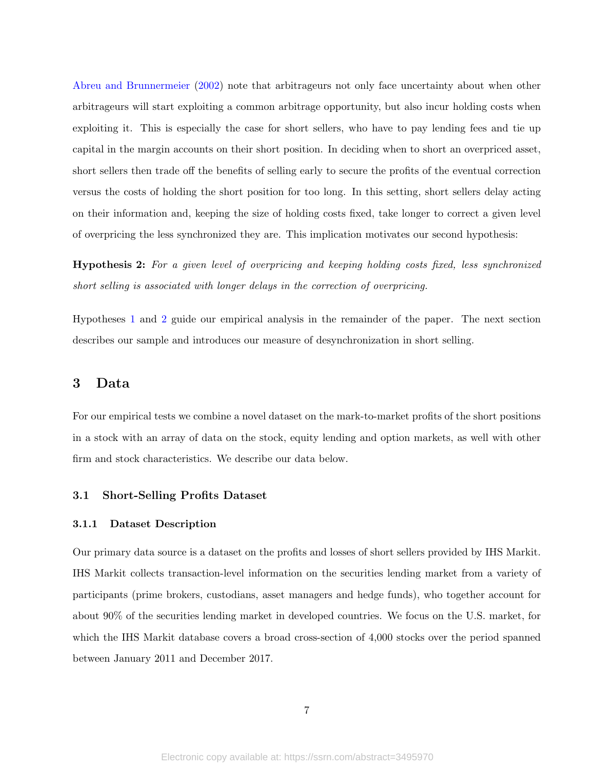Abreu and Brunnermeier (2002) note that arbitrageurs not only face uncertainty about when other arbitrageurs will start exploiting a common arbitrage opportunity, but also incur holding costs when exploiting it. This is especially the case for short sellers, who have to pay lending fees and tie up capital in the margin accounts on their short position. In deciding when to short an overpriced asset, short sellers then trade off the benefits of selling early to secure the profits of the eventual correction versus the costs of holding the short position for too long. In this setting, short sellers delay acting on their information and, keeping the size of holding costs fixed, take longer to correct a given level of overpricing the less synchronized they are. This implication motivates our second hypothesis:

**Hypothesis 2:** *For a given level of overpricing and keeping holding costs fixed, less synchronized short selling is associated with longer delays in the correction of overpricing.*

Hypotheses 1 and 2 guide our empirical analysis in the remainder of the paper. The next section describes our sample and introduces our measure of desynchronization in short selling.

## 3 Data

For our empirical tests we combine a novel dataset on the mark-to-market profits of the short positions in a stock with an array of data on the stock, equity lending and option markets, as well with other firm and stock characteristics. We describe our data below.

### 3.1 Short-Selling Profits Dataset

#### 3.1.1 Dataset Description

Our primary data source is a dataset on the profits and losses of short sellers provided by IHS Markit. IHS Markit collects transaction-level information on the securities lending market from a variety of participants (prime brokers, custodians, asset managers and hedge funds), who together account for about 90% of the securities lending market in developed countries. We focus on the U.S. market, for which the IHS Markit database covers a broad cross-section of 4,000 stocks over the period spanned between January 2011 and December 2017.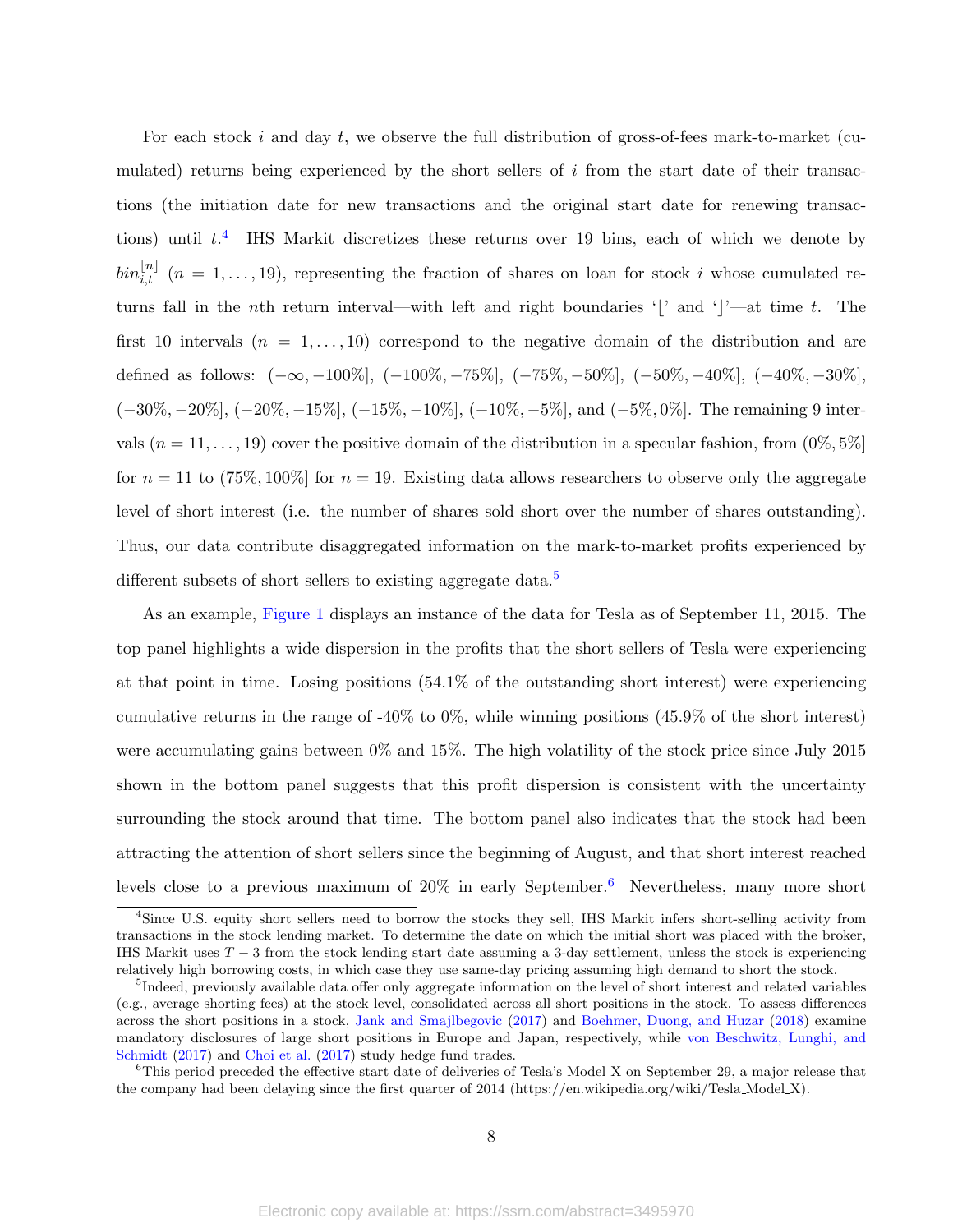For each stock $i$ and day $t$, we observe the full distribution of gross-of-fees mark-to-market (cumulated) returns being experienced by the short sellers of $i$ from the start date of their transactions (the initiation date for new transactions and the original start date for renewing transactions) until $t$.[4] IHS Markit discretizes these returns over 19 bins, each of which we denote by $bin_{i,t}^{\lfloor n \rfloor}$ $(n = 1, \ldots, 19)$, representing the fraction of shares on loan for stock $i$ whose cumulated returns fall in the $n$th return interval—with left and right boundaries '$\lfloor$' and '$\rfloor$'—at time $t$. The first 10 intervals $(n = 1, \ldots, 10)$ correspond to the negative domain of the distribution and are defined as follows: $(-\infty, -100\%]$, $(-100\%, -75\%]$, $(-75\%, -50\%]$, $(-50\%, -40\%]$, $(-40\%, -30\%]$, $(-30\%, -20\%]$, $(-20\%, -15\%]$, $(-15\%, -10\%]$, $(-10\%, -5\%]$, and $(-5\%, 0\%]$. The remaining 9 intervals $(n = 11, \ldots, 19)$ cover the positive domain of the distribution in a specular fashion, from $(0\%, 5\%]$ for $n = 11$ to $(75\%, 100\%]$ for $n = 19$. Existing data allows researchers to observe only the aggregate level of short interest (i.e. the number of shares sold short over the number of shares outstanding). Thus, our data contribute disaggregated information on the mark-to-market profits experienced by different subsets of short sellers to existing aggregate data.[5]

As an example, Figure 1 displays an instance of the data for Tesla as of September 11, 2015. The top panel highlights a wide dispersion in the profits that the short sellers of Tesla were experiencing at that point in time. Losing positions (54.1% of the outstanding short interest) were experiencing cumulative returns in the range of -40% to 0%, while winning positions (45.9% of the short interest) were accumulating gains between 0% and 15%. The high volatility of the stock price since July 2015 shown in the bottom panel suggests that this profit dispersion is consistent with the uncertainty surrounding the stock around that time. The bottom panel also indicates that the stock had been attracting the attention of short sellers since the beginning of August, and that short interest reached levels close to a previous maximum of 20% in early September.[6] Nevertheless, many more short

---

[4] Since U.S. equity short sellers need to borrow the stocks they sell, IHS Markit infers short-selling activity from transactions in the stock lending market. To determine the date on which the initial short was placed with the broker, IHS Markit uses $T - 3$ from the stock lending start date assuming a 3-day settlement, unless the stock is experiencing relatively high borrowing costs, in which case they use same-day pricing assuming high demand to short the stock.

[5] Indeed, previously available data offer only aggregate information on the level of short interest and related variables (e.g., average shorting fees) at the stock level, consolidated across all short positions in the stock. To assess differences across the short positions in a stock, Jank and Smajlbegovic (2017) and Boehmer, Duong, and Huzar (2018) examine mandatory disclosures of large short positions in Europe and Japan, respectively, while von Beschwitz, Lunghi, and Schmidt (2017) and Choi et al. (2017) study hedge fund trades.

[6] This period preceded the effective start date of deliveries of Tesla's Model X on September 29, a major release that the company had been delaying since the first quarter of 2014 (https://en.wikipedia.org/wiki/Tesla_Model_X).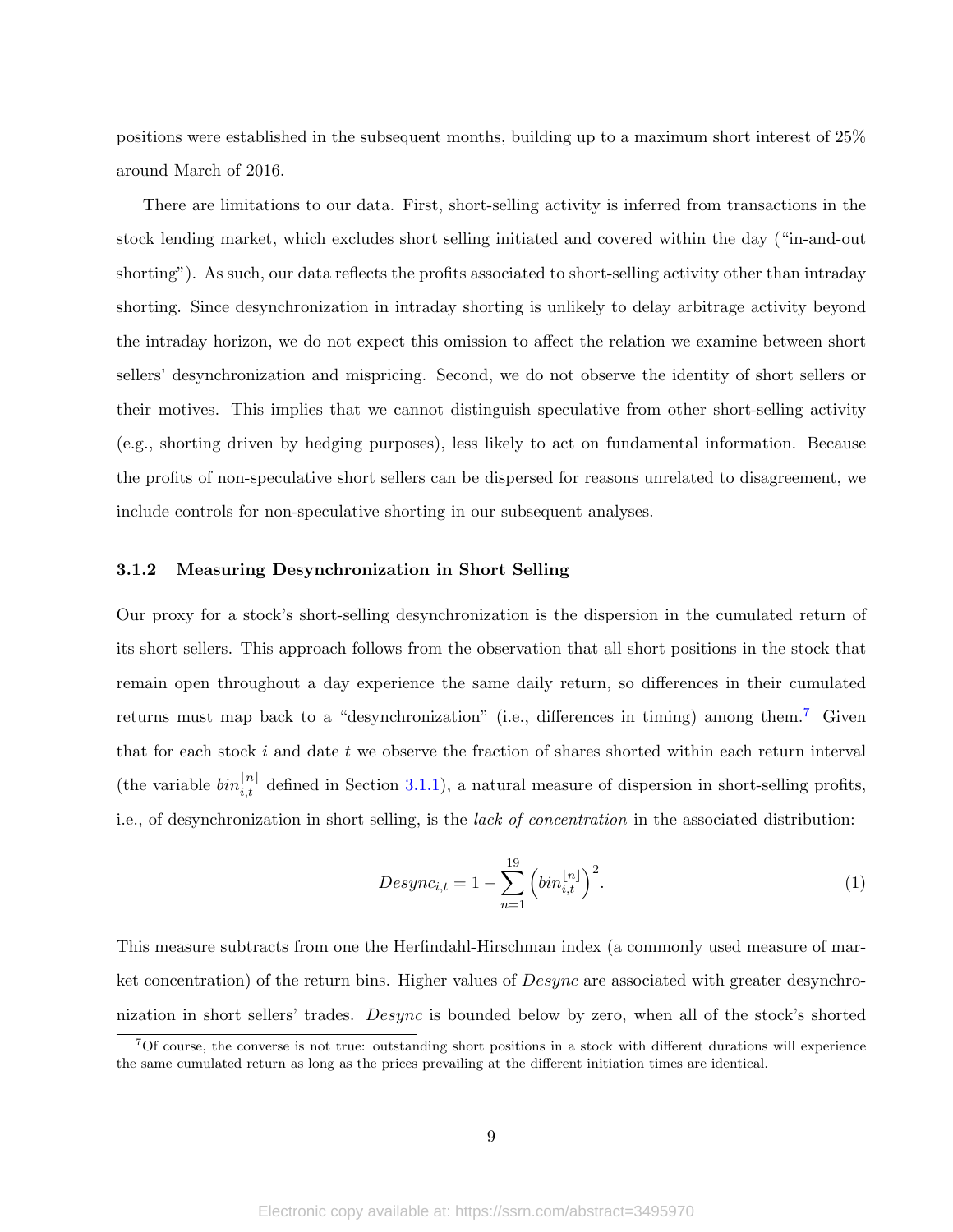positions were established in the subsequent months, building up to a maximum short interest of 25% around March of 2016.

There are limitations to our data. First, short-selling activity is inferred from transactions in the stock lending market, which excludes short selling initiated and covered within the day ("in-and-out shorting"). As such, our data reflects the profits associated to short-selling activity other than intraday shorting. Since desynchronization in intraday shorting is unlikely to delay arbitrage activity beyond the intraday horizon, we do not expect this omission to affect the relation we examine between short sellers' desynchronization and mispricing. Second, we do not observe the identity of short sellers or their motives. This implies that we cannot distinguish speculative from other short-selling activity (e.g., shorting driven by hedging purposes), less likely to act on fundamental information. Because the profits of non-speculative short sellers can be dispersed for reasons unrelated to disagreement, we include controls for non-speculative shorting in our subsequent analyses.

### 3.1.2 Measuring Desynchronization in Short Selling

Our proxy for a stock's short-selling desynchronization is the dispersion in the cumulated return of its short sellers. This approach follows from the observation that all short positions in the stock that remain open throughout a day experience the same daily return, so differences in their cumulated returns must map back to a "desynchronization" (i.e., differences in timing) among them.[7] Given that for each stock $i$ and date $t$ we observe the fraction of shares shorted within each return interval (the variable $bin_{i,t}^{\lfloor n \rfloor}$ defined in Section 3.1.1), a natural measure of dispersion in short-selling profits, i.e., of desynchronization in short selling, is the *lack of concentration* in the associated distribution:

$$Desync_{i,t} = 1 - \sum_{n=1}^{19} \left( bin_{i,t}^{\lfloor n \rfloor} \right)^2. \tag{1}$$

This measure subtracts from one the Herfindahl-Hirschman index (a commonly used measure of market concentration) of the return bins. Higher values of *Desync* are associated with greater desynchronization in short sellers' trades. *Desync* is bounded below by zero, when all of the stock's shorted

[7] Of course, the converse is not true: outstanding short positions in a stock with different durations will experience the same cumulated return as long as the prices prevailing at the different initiation times are identical.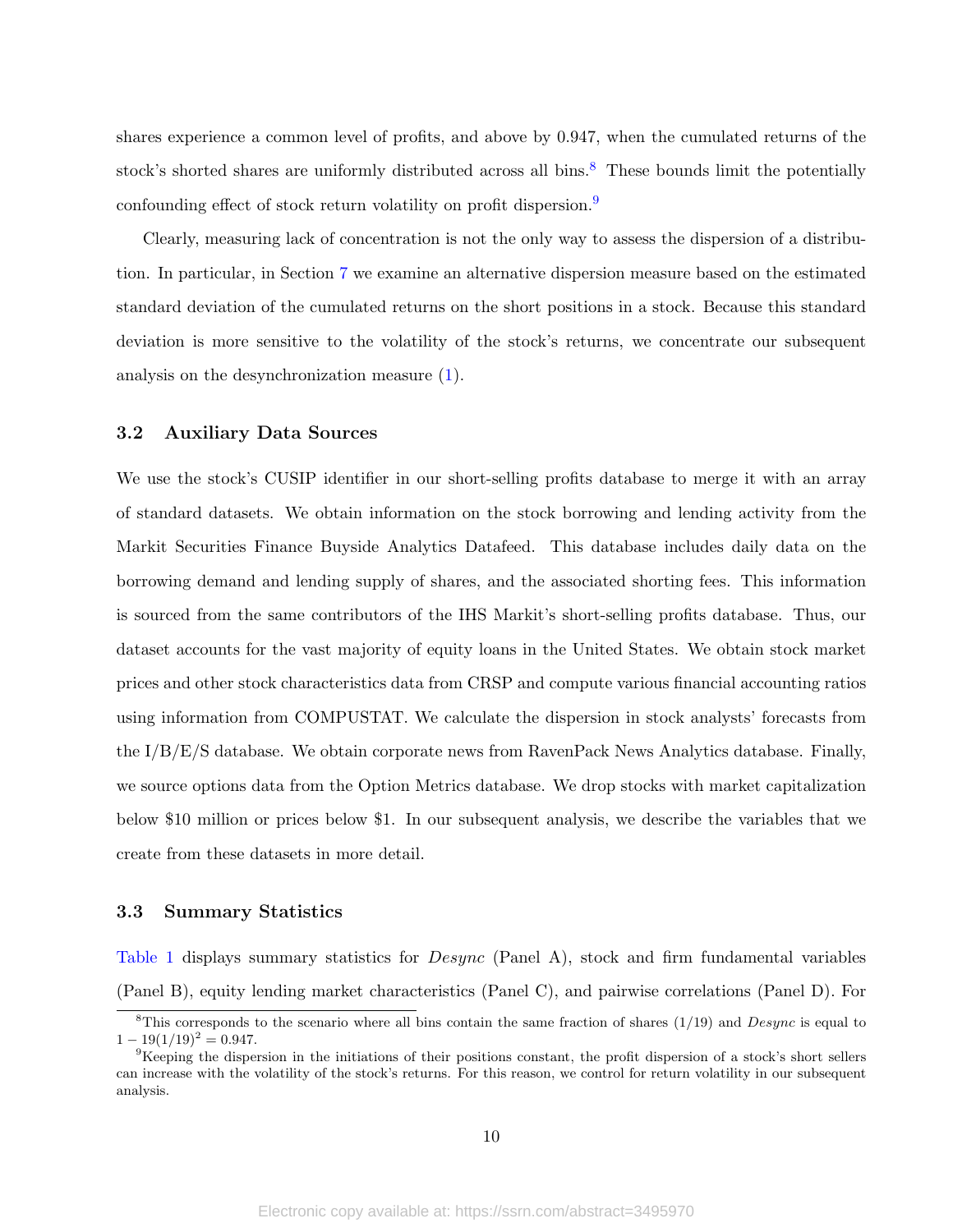shares experience a common level of profits, and above by 0.947, when the cumulated returns of the stock's shorted shares are uniformly distributed across all bins.[8] These bounds limit the potentially confounding effect of stock return volatility on profit dispersion.[9]

Clearly, measuring lack of concentration is not the only way to assess the dispersion of a distribution. In particular, in Section 7 we examine an alternative dispersion measure based on the estimated standard deviation of the cumulated returns on the short positions in a stock. Because this standard deviation is more sensitive to the volatility of the stock's returns, we concentrate our subsequent analysis on the desynchronization measure (1).

### 3.2 Auxiliary Data Sources

We use the stock's CUSIP identifier in our short-selling profits database to merge it with an array of standard datasets. We obtain information on the stock borrowing and lending activity from the Markit Securities Finance Buyside Analytics Datafeed. This database includes daily data on the borrowing demand and lending supply of shares, and the associated shorting fees. This information is sourced from the same contributors of the IHS Markit's short-selling profits database. Thus, our dataset accounts for the vast majority of equity loans in the United States. We obtain stock market prices and other stock characteristics data from CRSP and compute various financial accounting ratios using information from COMPUSTAT. We calculate the dispersion in stock analysts' forecasts from the I/B/E/S database. We obtain corporate news from RavenPack News Analytics database. Finally, we source options data from the Option Metrics database. We drop stocks with market capitalization below \$10 million or prices below \$1. In our subsequent analysis, we describe the variables that we create from these datasets in more detail.

### 3.3 Summary Statistics

Table 1 displays summary statistics for *Desync* (Panel A), stock and firm fundamental variables (Panel B), equity lending market characteristics (Panel C), and pairwise correlations (Panel D). For

---

[8] This corresponds to the scenario where all bins contain the same fraction of shares $(1/19)$ and *Desync* is equal to $1 - 19(1/19)^2 = 0.947$.

[9] Keeping the dispersion in the initiations of their positions constant, the profit dispersion of a stock's short sellers can increase with the volatility of the stock's returns. For this reason, we control for return volatility in our subsequent analysis.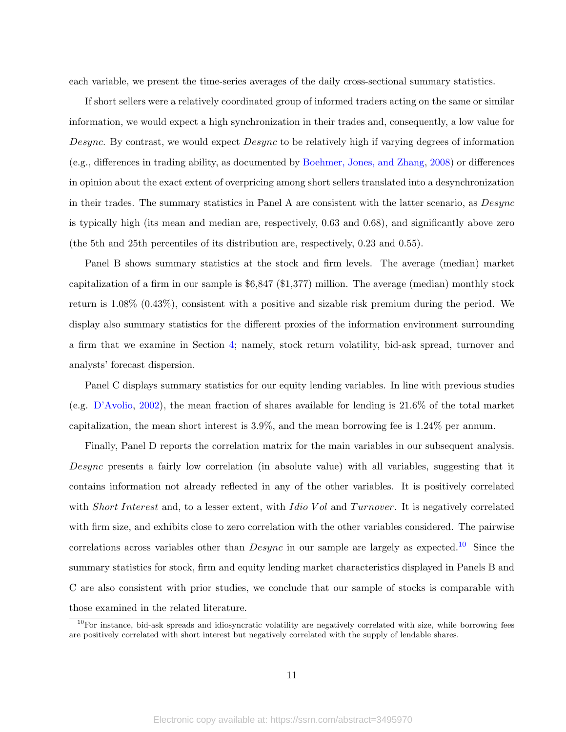each variable, we present the time-series averages of the daily cross-sectional summary statistics.

If short sellers were a relatively coordinated group of informed traders acting on the same or similar information, we would expect a high synchronization in their trades and, consequently, a low value for *Desync*. By contrast, we would expect *Desync* to be relatively high if varying degrees of information (e.g., differences in trading ability, as documented by Boehmer, Jones, and Zhang, 2008) or differences in opinion about the exact extent of overpricing among short sellers translated into a desynchronization in their trades. The summary statistics in Panel A are consistent with the latter scenario, as *Desync* is typically high (its mean and median are, respectively, 0.63 and 0.68), and significantly above zero (the 5th and 25th percentiles of its distribution are, respectively, 0.23 and 0.55).

Panel B shows summary statistics at the stock and firm levels. The average (median) market capitalization of a firm in our sample is $6,847 ($1,377) million. The average (median) monthly stock return is 1.08% (0.43%), consistent with a positive and sizable risk premium during the period. We display also summary statistics for the different proxies of the information environment surrounding a firm that we examine in Section 4; namely, stock return volatility, bid-ask spread, turnover and analysts' forecast dispersion.

Panel C displays summary statistics for our equity lending variables. In line with previous studies (e.g. D'Avolio, 2002), the mean fraction of shares available for lending is 21.6% of the total market capitalization, the mean short interest is 3.9%, and the mean borrowing fee is 1.24% per annum.

Finally, Panel D reports the correlation matrix for the main variables in our subsequent analysis. *Desync* presents a fairly low correlation (in absolute value) with all variables, suggesting that it contains information not already reflected in any of the other variables. It is positively correlated with *Short Interest* and, to a lesser extent, with *Idio Vol* and *Turnover*. It is negatively correlated with firm size, and exhibits close to zero correlation with the other variables considered. The pairwise correlations across variables other than *Desync* in our sample are largely as expected.[10] Since the summary statistics for stock, firm and equity lending market characteristics displayed in Panels B and C are also consistent with prior studies, we conclude that our sample of stocks is comparable with those examined in the related literature.

[10] For instance, bid-ask spreads and idiosyncratic volatility are negatively correlated with size, while borrowing fees are positively correlated with short interest but negatively correlated with the supply of lendable shares.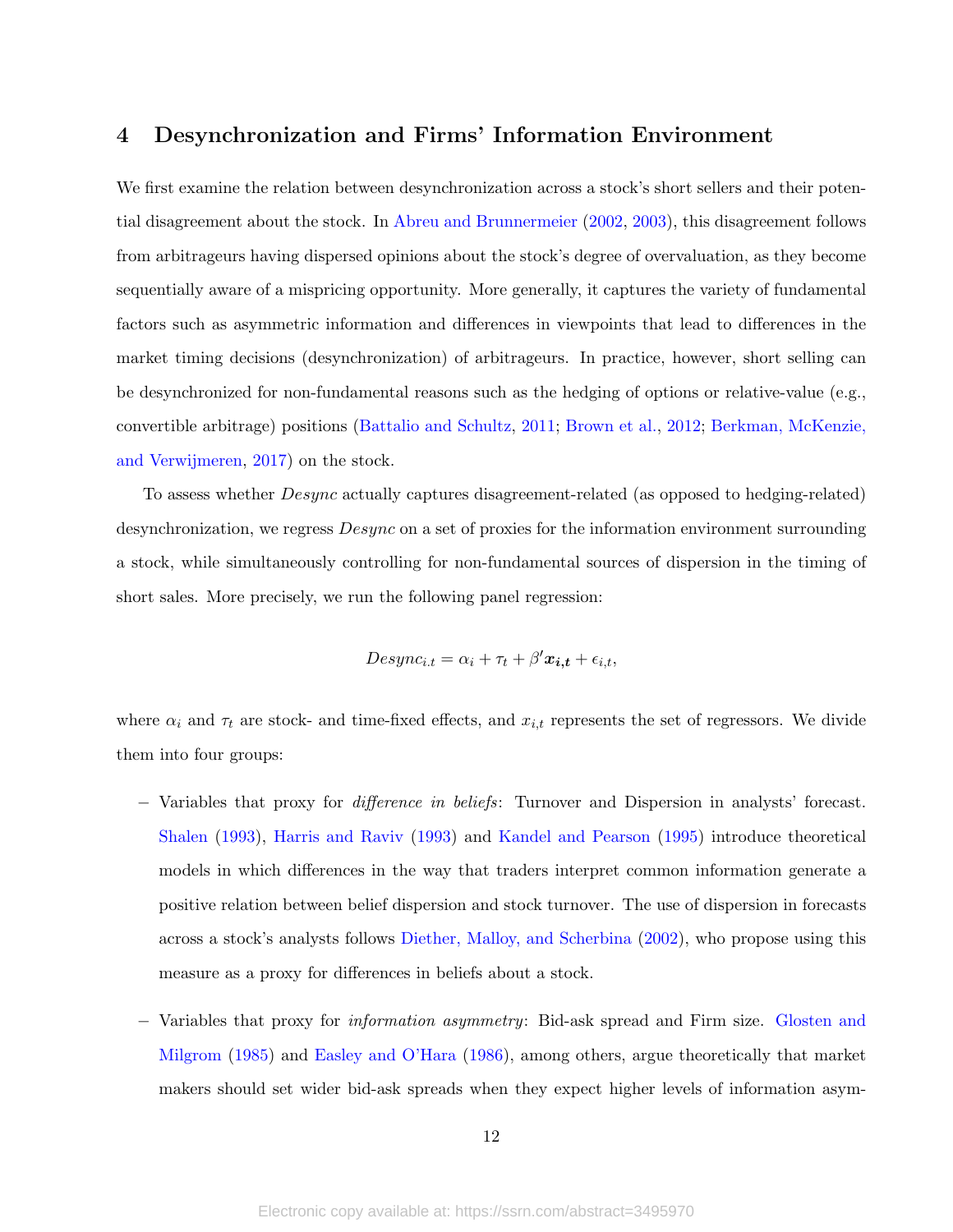## 4 Desynchronization and Firms' Information Environment

We first examine the relation between desynchronization across a stock's short sellers and their potential disagreement about the stock. In Abreu and Brunnermeier (2002, 2003), this disagreement follows from arbitrageurs having dispersed opinions about the stock's degree of overvaluation, as they become sequentially aware of a mispricing opportunity. More generally, it captures the variety of fundamental factors such as asymmetric information and differences in viewpoints that lead to differences in the market timing decisions (desynchronization) of arbitrageurs. In practice, however, short selling can be desynchronized for non-fundamental reasons such as the hedging of options or relative-value (e.g., convertible arbitrage) positions (Battalio and Schultz, 2011; Brown et al., 2012; Berkman, McKenzie, and Verwijmeren, 2017) on the stock.

To assess whether *Desync* actually captures disagreement-related (as opposed to hedging-related) desynchronization, we regress *Desync* on a set of proxies for the information environment surrounding a stock, while simultaneously controlling for non-fundamental sources of dispersion in the timing of short sales. More precisely, we run the following panel regression:

$$Desync_{i.t} = \alpha_i + \tau_t + \beta' \boldsymbol{x_{i,t}} + \epsilon_{i,t},$$

where $\alpha_i$ and $\tau_t$ are stock- and time-fixed effects, and $x_{i,t}$ represents the set of regressors. We divide them into four groups:

- Variables that proxy for *difference in beliefs*: Turnover and Dispersion in analysts' forecast. Shalen (1993), Harris and Raviv (1993) and Kandel and Pearson (1995) introduce theoretical models in which differences in the way that traders interpret common information generate a positive relation between belief dispersion and stock turnover. The use of dispersion in forecasts across a stock's analysts follows Diether, Malloy, and Scherbina (2002), who propose using this measure as a proxy for differences in beliefs about a stock.
- Variables that proxy for *information asymmetry*: Bid-ask spread and Firm size. Glosten and Milgrom (1985) and Easley and O'Hara (1986), among others, argue theoretically that market makers should set wider bid-ask spreads when they expect higher levels of information asym-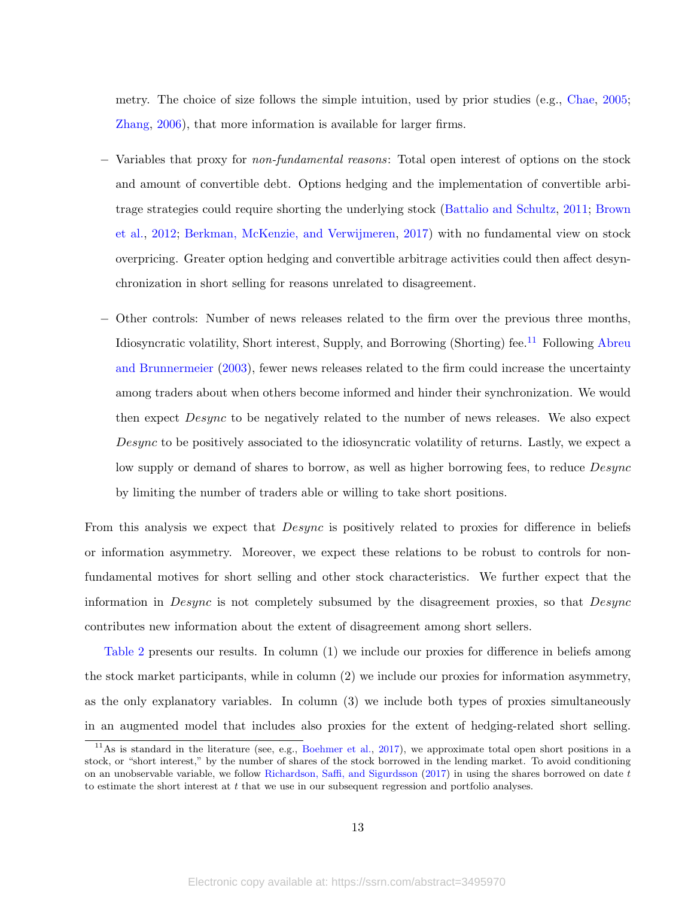metry. The choice of size follows the simple intuition, used by prior studies (e.g., Chae, 2005; Zhang, 2006), that more information is available for larger firms.

- Variables that proxy for *non-fundamental reasons*: Total open interest of options on the stock and amount of convertible debt. Options hedging and the implementation of convertible arbitrage strategies could require shorting the underlying stock (Battalio and Schultz, 2011; Brown et al., 2012; Berkman, McKenzie, and Verwijmeren, 2017) with no fundamental view on stock overpricing. Greater option hedging and convertible arbitrage activities could then affect desynchronization in short selling for reasons unrelated to disagreement.

- Other controls: Number of news releases related to the firm over the previous three months, Idiosyncratic volatility, Short interest, Supply, and Borrowing (Shorting) fee.[11] Following Abreu and Brunnermeier (2003), fewer news releases related to the firm could increase the uncertainty among traders about when others become informed and hinder their synchronization. We would then expect *Desync* to be negatively related to the number of news releases. We also expect *Desync* to be positively associated to the idiosyncratic volatility of returns. Lastly, we expect a low supply or demand of shares to borrow, as well as higher borrowing fees, to reduce *Desync* by limiting the number of traders able or willing to take short positions.

From this analysis we expect that *Desync* is positively related to proxies for difference in beliefs or information asymmetry. Moreover, we expect these relations to be robust to controls for non-fundamental motives for short selling and other stock characteristics. We further expect that the information in *Desync* is not completely subsumed by the disagreement proxies, so that *Desync* contributes new information about the extent of disagreement among short sellers.

Table 2 presents our results. In column (1) we include our proxies for difference in beliefs among the stock market participants, while in column (2) we include our proxies for information asymmetry, as the only explanatory variables. In column (3) we include both types of proxies simultaneously in an augmented model that includes also proxies for the extent of hedging-related short selling.

[11] As is standard in the literature (see, e.g., Boehmer et al., 2017), we approximate total open short positions in a stock, or "short interest," by the number of shares of the stock borrowed in the lending market. To avoid conditioning on an unobservable variable, we follow Richardson, Saffi, and Sigurdsson (2017) in using the shares borrowed on date $t$ to estimate the short interest at $t$ that we use in our subsequent regression and portfolio analyses.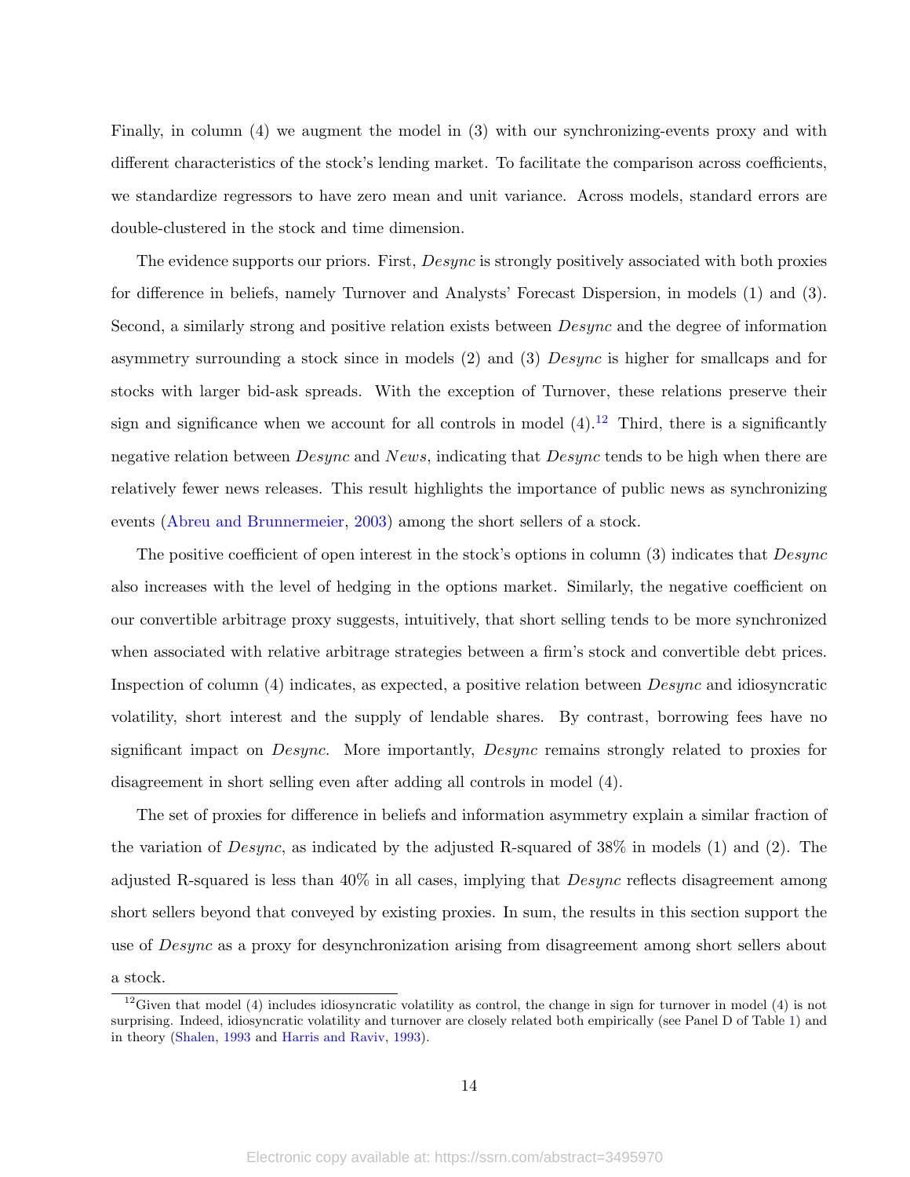Finally, in column (4) we augment the model in (3) with our synchronizing-events proxy and with different characteristics of the stock's lending market. To facilitate the comparison across coefficients, we standardize regressors to have zero mean and unit variance. Across models, standard errors are double-clustered in the stock and time dimension.

The evidence supports our priors. First, *Desync* is strongly positively associated with both proxies for difference in beliefs, namely Turnover and Analysts' Forecast Dispersion, in models (1) and (3). Second, a similarly strong and positive relation exists between *Desync* and the degree of information asymmetry surrounding a stock since in models (2) and (3) *Desync* is higher for smallcaps and for stocks with larger bid-ask spreads. With the exception of Turnover, these relations preserve their sign and significance when we account for all controls in model (4).[12] Third, there is a significantly negative relation between *Desync* and *News*, indicating that *Desync* tends to be high when there are relatively fewer news releases. This result highlights the importance of public news as synchronizing events (Abreu and Brunnermeier, 2003) among the short sellers of a stock.

The positive coefficient of open interest in the stock's options in column (3) indicates that *Desync* also increases with the level of hedging in the options market. Similarly, the negative coefficient on our convertible arbitrage proxy suggests, intuitively, that short selling tends to be more synchronized when associated with relative arbitrage strategies between a firm's stock and convertible debt prices. Inspection of column (4) indicates, as expected, a positive relation between *Desync* and idiosyncratic volatility, short interest and the supply of lendable shares. By contrast, borrowing fees have no significant impact on *Desync*. More importantly, *Desync* remains strongly related to proxies for disagreement in short selling even after adding all controls in model (4).

The set of proxies for difference in beliefs and information asymmetry explain a similar fraction of the variation of *Desync*, as indicated by the adjusted R-squared of 38% in models (1) and (2). The adjusted R-squared is less than 40% in all cases, implying that *Desync* reflects disagreement among short sellers beyond that conveyed by existing proxies. In sum, the results in this section support the use of *Desync* as a proxy for desynchronization arising from disagreement among short sellers about a stock.

[12] Given that model (4) includes idiosyncratic volatility as control, the change in sign for turnover in model (4) is not surprising. Indeed, idiosyncratic volatility and turnover are closely related both empirically (see Panel D of Table 1) and in theory (Shalen, 1993 and Harris and Raviv, 1993).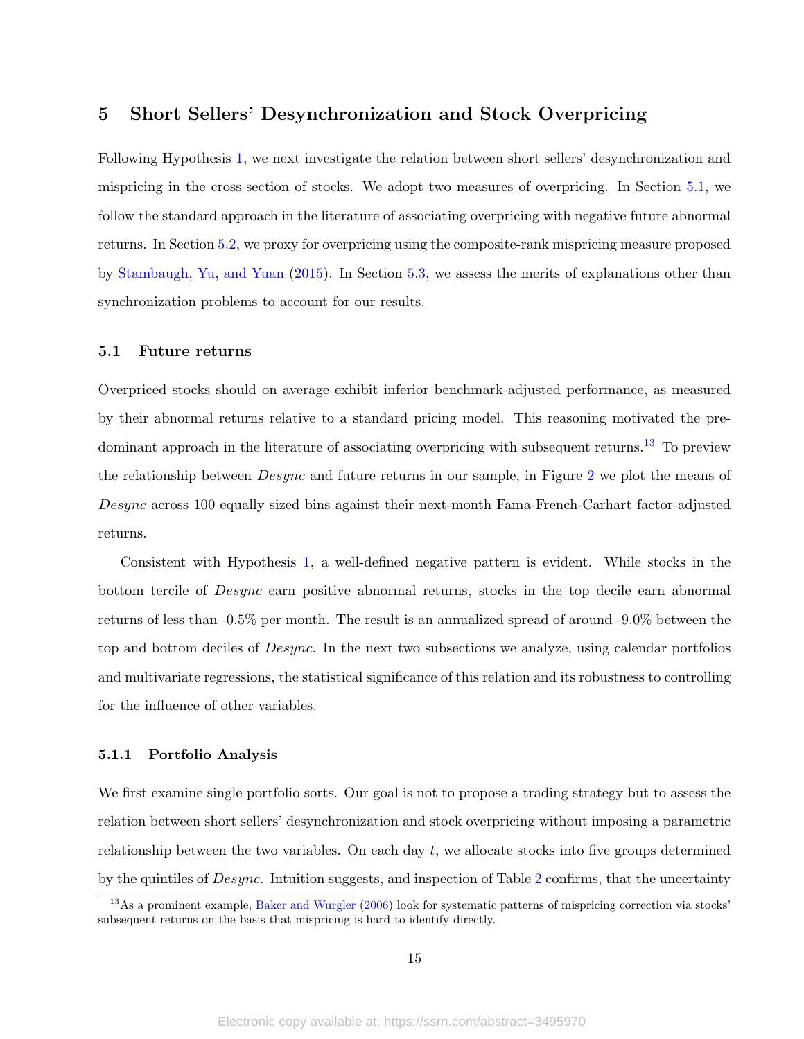## 5 Short Sellers' Desynchronization and Stock Overpricing

Following Hypothesis 1, we next investigate the relation between short sellers' desynchronization and mispricing in the cross-section of stocks. We adopt two measures of overpricing. In Section 5.1, we follow the standard approach in the literature of associating overpricing with negative future abnormal returns. In Section 5.2, we proxy for overpricing using the composite-rank mispricing measure proposed by Stambaugh, Yu, and Yuan (2015). In Section 5.3, we assess the merits of explanations other than synchronization problems to account for our results.

### 5.1 Future returns

Overpriced stocks should on average exhibit inferior benchmark-adjusted performance, as measured by their abnormal returns relative to a standard pricing model. This reasoning motivated the predominant approach in the literature of associating overpricing with subsequent returns.[13] To preview the relationship between *Desync* and future returns in our sample, in Figure 2 we plot the means of *Desync* across 100 equally sized bins against their next-month Fama-French-Carhart factor-adjusted returns.

Consistent with Hypothesis 1, a well-defined negative pattern is evident. While stocks in the bottom tercile of *Desync* earn positive abnormal returns, stocks in the top decile earn abnormal returns of less than -0.5% per month. The result is an annualized spread of around -9.0% between the top and bottom deciles of *Desync*. In the next two subsections we analyze, using calendar portfolios and multivariate regressions, the statistical significance of this relation and its robustness to controlling for the influence of other variables.

#### 5.1.1 Portfolio Analysis

We first examine single portfolio sorts. Our goal is not to propose a trading strategy but to assess the relation between short sellers' desynchronization and stock overpricing without imposing a parametric relationship between the two variables. On each day $t$, we allocate stocks into five groups determined by the quintiles of *Desync*. Intuition suggests, and inspection of Table 2 confirms, that the uncertainty

[13] As a prominent example, Baker and Wurgler (2006) look for systematic patterns of mispricing correction via stocks' subsequent returns on the basis that mispricing is hard to identify directly.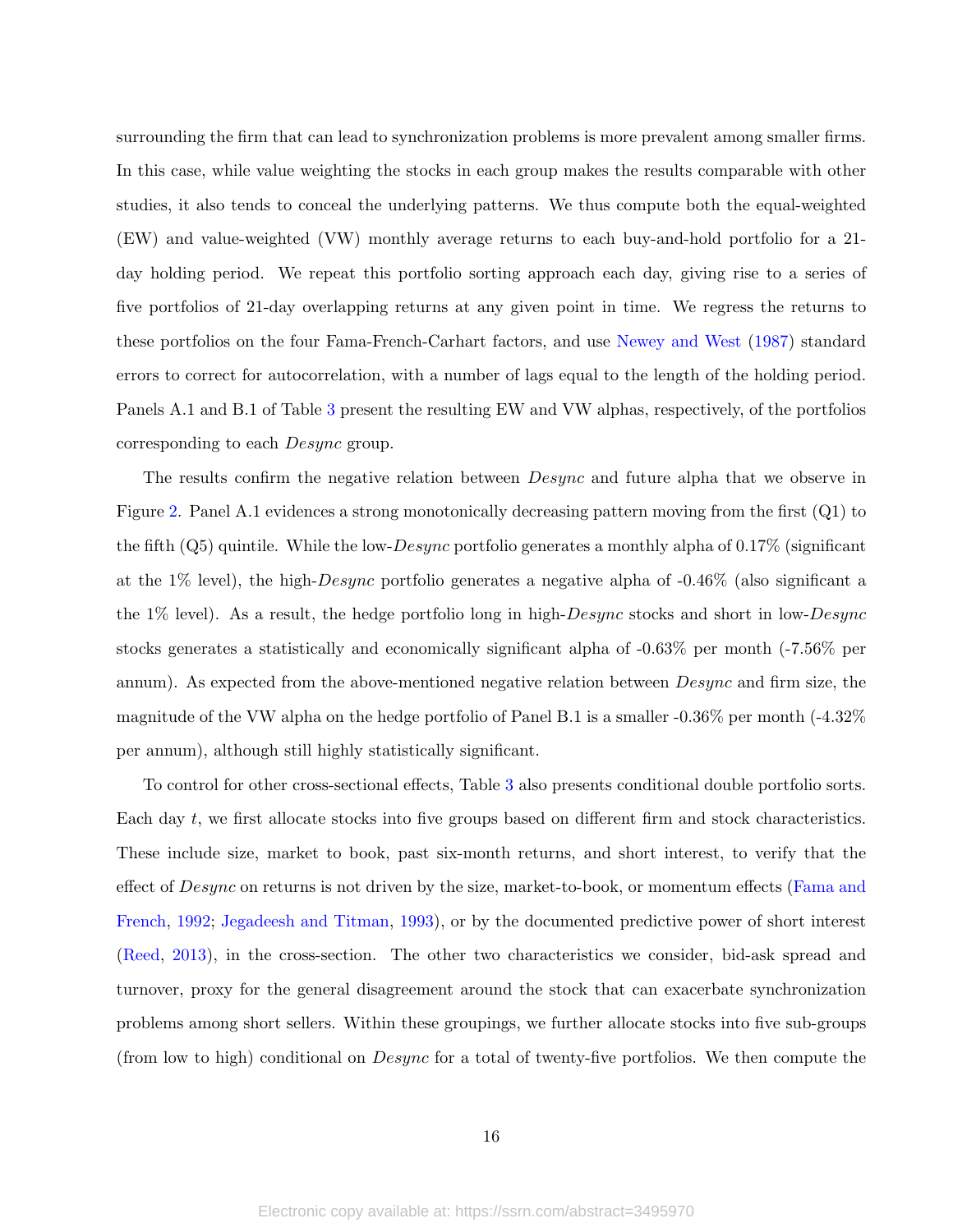surrounding the firm that can lead to synchronization problems is more prevalent among smaller firms. In this case, while value weighting the stocks in each group makes the results comparable with other studies, it also tends to conceal the underlying patterns. We thus compute both the equal-weighted (EW) and value-weighted (VW) monthly average returns to each buy-and-hold portfolio for a 21-day holding period. We repeat this portfolio sorting approach each day, giving rise to a series of five portfolios of 21-day overlapping returns at any given point in time. We regress the returns to these portfolios on the four Fama-French-Carhart factors, and use Newey and West (1987) standard errors to correct for autocorrelation, with a number of lags equal to the length of the holding period. Panels A.1 and B.1 of Table 3 present the resulting EW and VW alphas, respectively, of the portfolios corresponding to each *Desync* group.

The results confirm the negative relation between *Desync* and future alpha that we observe in Figure 2. Panel A.1 evidences a strong monotonically decreasing pattern moving from the first (Q1) to the fifth (Q5) quintile. While the low-*Desync* portfolio generates a monthly alpha of 0.17% (significant at the 1% level), the high-*Desync* portfolio generates a negative alpha of -0.46% (also significant a the 1% level). As a result, the hedge portfolio long in high-*Desync* stocks and short in low-*Desync* stocks generates a statistically and economically significant alpha of -0.63% per month (-7.56% per annum). As expected from the above-mentioned negative relation between *Desync* and firm size, the magnitude of the VW alpha on the hedge portfolio of Panel B.1 is a smaller -0.36% per month (-4.32% per annum), although still highly statistically significant.

To control for other cross-sectional effects, Table 3 also presents conditional double portfolio sorts. Each day $t$, we first allocate stocks into five groups based on different firm and stock characteristics. These include size, market to book, past six-month returns, and short interest, to verify that the effect of *Desync* on returns is not driven by the size, market-to-book, or momentum effects (Fama and French, 1992; Jegadeesh and Titman, 1993), or by the documented predictive power of short interest (Reed, 2013), in the cross-section. The other two characteristics we consider, bid-ask spread and turnover, proxy for the general disagreement around the stock that can exacerbate synchronization problems among short sellers. Within these groupings, we further allocate stocks into five sub-groups (from low to high) conditional on *Desync* for a total of twenty-five portfolios. We then compute the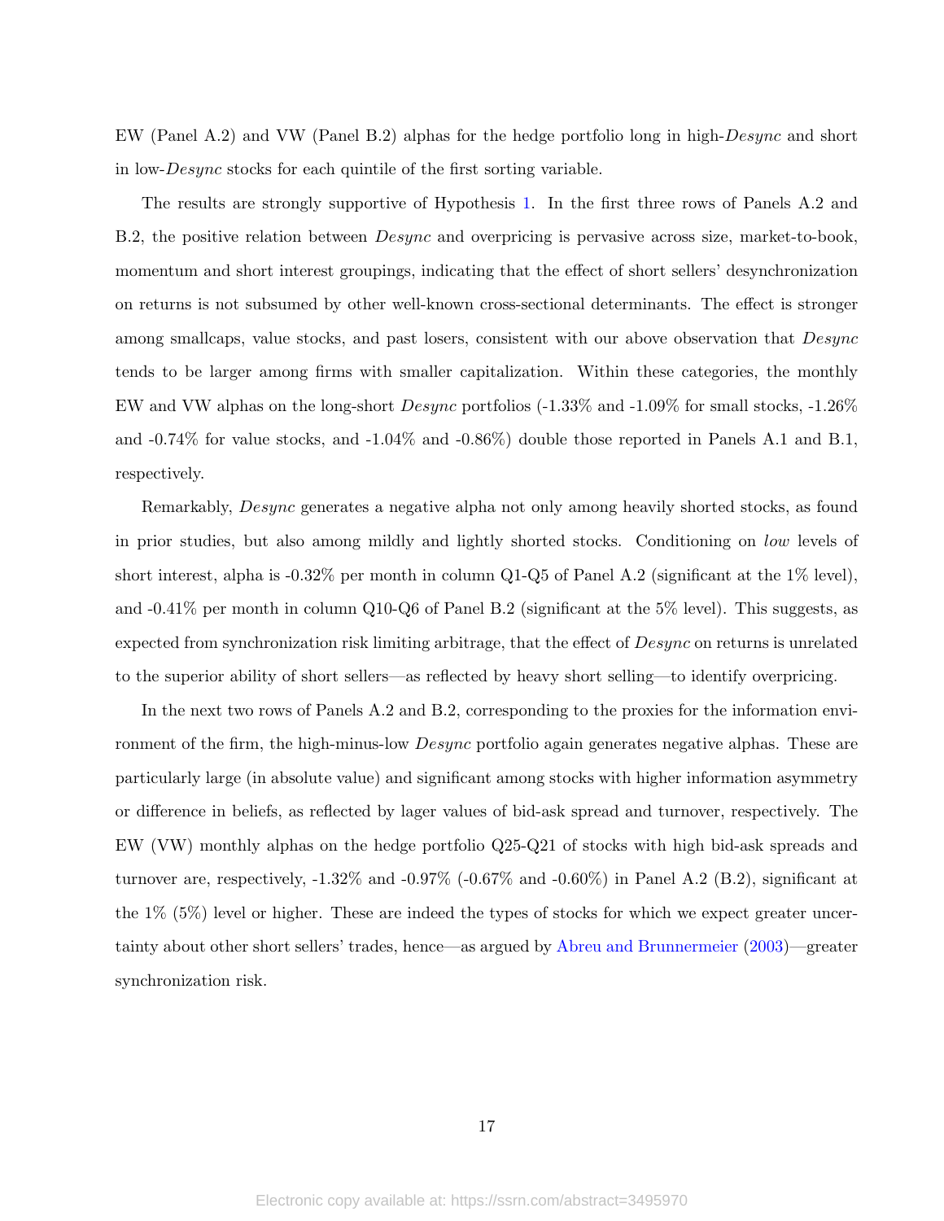EW (Panel A.2) and VW (Panel B.2) alphas for the hedge portfolio long in high-*Desync* and short in low-*Desync* stocks for each quintile of the first sorting variable.

The results are strongly supportive of Hypothesis 1. In the first three rows of Panels A.2 and B.2, the positive relation between *Desync* and overpricing is pervasive across size, market-to-book, momentum and short interest groupings, indicating that the effect of short sellers' desynchronization on returns is not subsumed by other well-known cross-sectional determinants. The effect is stronger among smallcaps, value stocks, and past losers, consistent with our above observation that *Desync* tends to be larger among firms with smaller capitalization. Within these categories, the monthly EW and VW alphas on the long-short *Desync* portfolios (-1.33% and -1.09% for small stocks, -1.26% and -0.74% for value stocks, and -1.04% and -0.86%) double those reported in Panels A.1 and B.1, respectively.

Remarkably, *Desync* generates a negative alpha not only among heavily shorted stocks, as found in prior studies, but also among mildly and lightly shorted stocks. Conditioning on *low* levels of short interest, alpha is -0.32% per month in column Q1-Q5 of Panel A.2 (significant at the 1% level), and -0.41% per month in column Q10-Q6 of Panel B.2 (significant at the 5% level). This suggests, as expected from synchronization risk limiting arbitrage, that the effect of *Desync* on returns is unrelated to the superior ability of short sellers—as reflected by heavy short selling—to identify overpricing.

In the next two rows of Panels A.2 and B.2, corresponding to the proxies for the information environment of the firm, the high-minus-low *Desync* portfolio again generates negative alphas. These are particularly large (in absolute value) and significant among stocks with higher information asymmetry or difference in beliefs, as reflected by lager values of bid-ask spread and turnover, respectively. The EW (VW) monthly alphas on the hedge portfolio Q25-Q21 of stocks with high bid-ask spreads and turnover are, respectively, -1.32% and -0.97% (-0.67% and -0.60%) in Panel A.2 (B.2), significant at the 1% (5%) level or higher. These are indeed the types of stocks for which we expect greater uncertainty about other short sellers' trades, hence—as argued by Abreu and Brunnermeier (2003)—greater synchronization risk.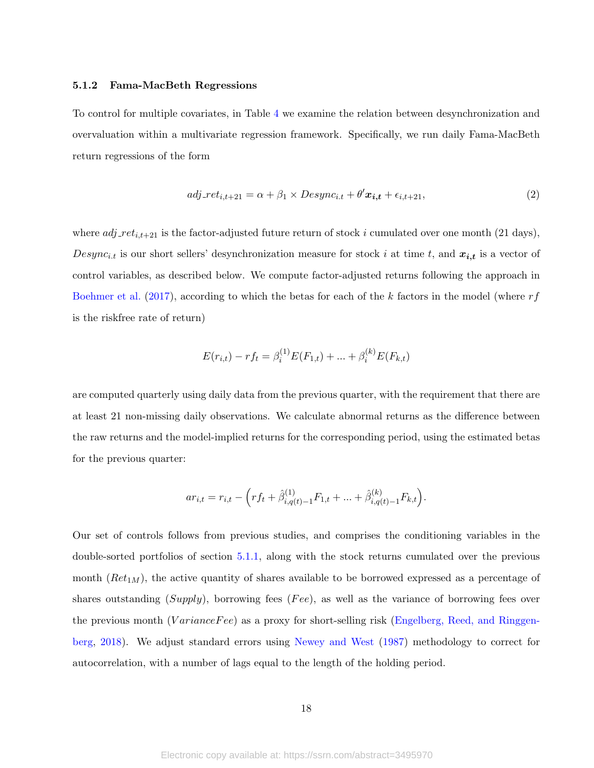#### 5.1.2 Fama-MacBeth Regressions

To control for multiple covariates, in Table 4 we examine the relation between desynchronization and overvaluation within a multivariate regression framework. Specifically, we run daily Fama-MacBeth return regressions of the form

$$adj\_ret_{i,t+21} = \alpha + \beta_1 \times Desync_{i.t} + \theta' \boldsymbol{x_{i,t}} + \epsilon_{i,t+21}, \tag{2}$$

where $adj\_ret_{i,t+21}$ is the factor-adjusted future return of stock $i$ cumulated over one month (21 days), $Desync_{i.t}$ is our short sellers' desynchronization measure for stock $i$ at time $t$, and $\boldsymbol{x_{i,t}}$ is a vector of control variables, as described below. We compute factor-adjusted returns following the approach in Boehmer et al. (2017), according to which the betas for each of the $k$ factors in the model (where $rf$ is the riskfree rate of return)

$$E(r_{i,t}) - rf_t = \beta_i^{(1)} E(F_{1,t}) + ... + \beta_i^{(k)} E(F_{k,t})$$

are computed quarterly using daily data from the previous quarter, with the requirement that there are at least 21 non-missing daily observations. We calculate abnormal returns as the difference between the raw returns and the model-implied returns for the corresponding period, using the estimated betas for the previous quarter:

$$ar_{i,t} = r_{i,t} - \left( rf_t + \hat{\beta}_{i,q(t)-1}^{(1)} F_{1,t} + ... + \hat{\beta}_{i,q(t)-1}^{(k)} F_{k,t} \right).$$

Our set of controls follows from previous studies, and comprises the conditioning variables in the double-sorted portfolios of section 5.1.1, along with the stock returns cumulated over the previous month ($Ret_{1M}$), the active quantity of shares available to be borrowed expressed as a percentage of shares outstanding ($Supply$), borrowing fees ($Fee$), as well as the variance of borrowing fees over the previous month ($VarianceFee$) as a proxy for short-selling risk (Engelberg, Reed, and Ringgenberg, 2018). We adjust standard errors using Newey and West (1987) methodology to correct for autocorrelation, with a number of lags equal to the length of the holding period.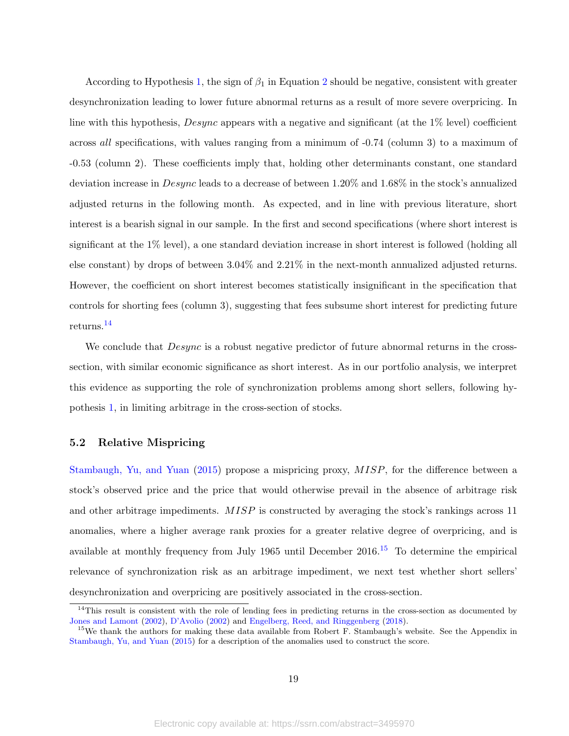According to Hypothesis 1, the sign of $\beta_1$ in Equation 2 should be negative, consistent with greater desynchronization leading to lower future abnormal returns as a result of more severe overpricing. In line with this hypothesis, *Desync* appears with a negative and significant (at the 1% level) coefficient across *all* specifications, with values ranging from a minimum of -0.74 (column 3) to a maximum of -0.53 (column 2). These coefficients imply that, holding other determinants constant, one standard deviation increase in *Desync* leads to a decrease of between 1.20% and 1.68% in the stock's annualized adjusted returns in the following month. As expected, and in line with previous literature, short interest is a bearish signal in our sample. In the first and second specifications (where short interest is significant at the 1% level), a one standard deviation increase in short interest is followed (holding all else constant) by drops of between 3.04% and 2.21% in the next-month annualized adjusted returns. However, the coefficient on short interest becomes statistically insignificant in the specification that controls for shorting fees (column 3), suggesting that fees subsume short interest for predicting future returns.[14]

We conclude that *Desync* is a robust negative predictor of future abnormal returns in the cross-section, with similar economic significance as short interest. As in our portfolio analysis, we interpret this evidence as supporting the role of synchronization problems among short sellers, following hypothesis 1, in limiting arbitrage in the cross-section of stocks.

### 5.2 Relative Mispricing

Stambaugh, Yu, and Yuan (2015) propose a mispricing proxy, *MISP*, for the difference between a stock's observed price and the price that would otherwise prevail in the absence of arbitrage risk and other arbitrage impediments. *MISP* is constructed by averaging the stock's rankings across 11 anomalies, where a higher average rank proxies for a greater relative degree of overpricing, and is available at monthly frequency from July 1965 until December 2016.[15] To determine the empirical relevance of synchronization risk as an arbitrage impediment, we next test whether short sellers' desynchronization and overpricing are positively associated in the cross-section.

[14] This result is consistent with the role of lending fees in predicting returns in the cross-section as documented by Jones and Lamont (2002), D'Avolio (2002) and Engelberg, Reed, and Ringgenberg (2018).

[15] We thank the authors for making these data available from Robert F. Stambaugh's website. See the Appendix in Stambaugh, Yu, and Yuan (2015) for a description of the anomalies used to construct the score.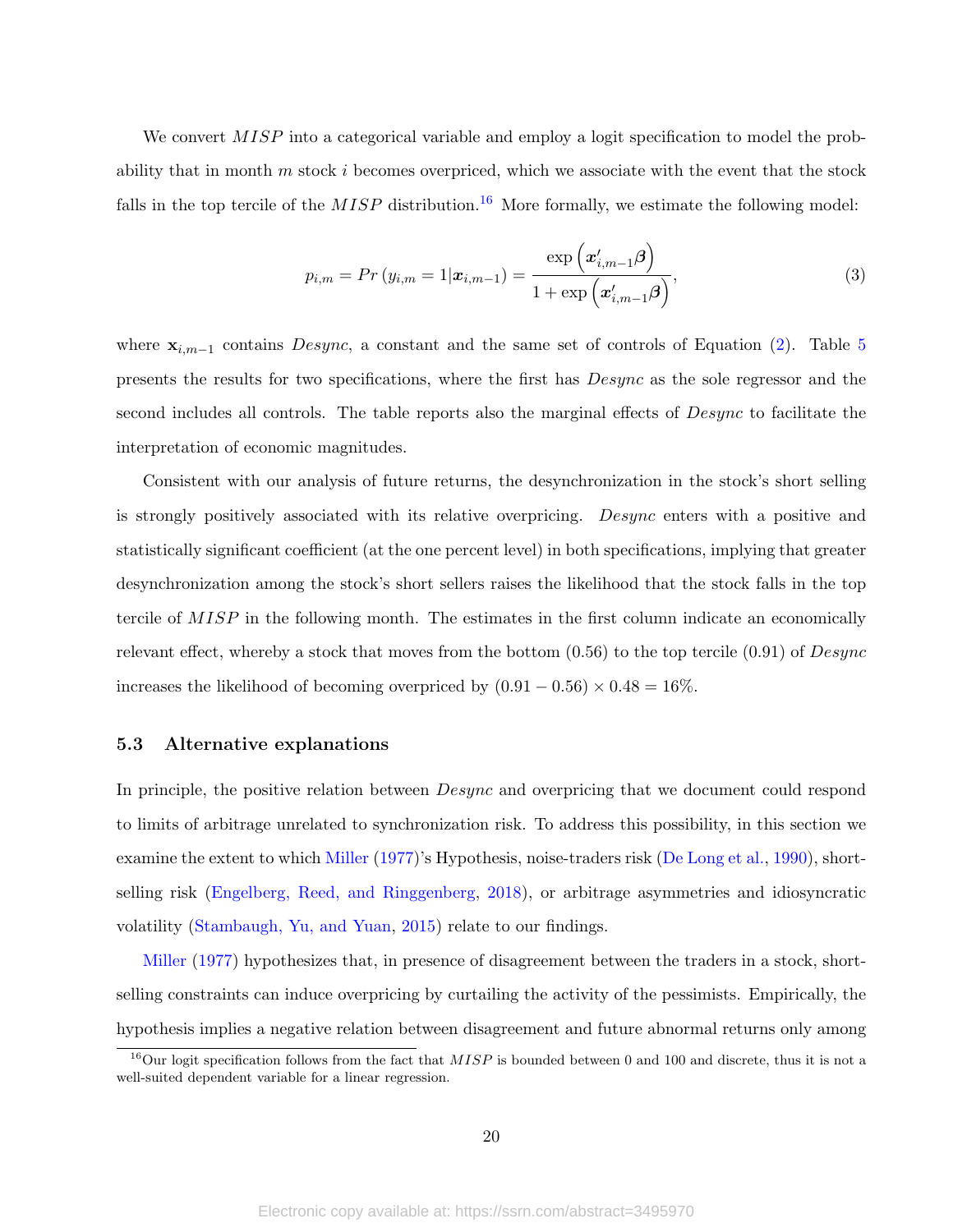We convert $MISP$ into a categorical variable and employ a logit specification to model the probability that in month $m$ stock $i$ becomes overpriced, which we associate with the event that the stock falls in the top tercile of the $MISP$ distribution.[16] More formally, we estimate the following model:

$$p_{i,m} = Pr\left(y_{i,m} = 1 | \boldsymbol{x}_{i,m-1}\right) = \frac{\exp\left(\boldsymbol{x}_{i,m-1}'\boldsymbol{\beta}\right)}{1 + \exp\left(\boldsymbol{x}_{i,m-1}'\boldsymbol{\beta}\right)}, \tag{3}$$

where $\mathbf{x}_{i,m-1}$ contains $Desync$, a constant and the same set of controls of Equation (2). Table 5 presents the results for two specifications, where the first has $Desync$ as the sole regressor and the second includes all controls. The table reports also the marginal effects of $Desync$ to facilitate the interpretation of economic magnitudes.

Consistent with our analysis of future returns, the desynchronization in the stock's short selling is strongly positively associated with its relative overpricing. $Desync$ enters with a positive and statistically significant coefficient (at the one percent level) in both specifications, implying that greater desynchronization among the stock's short sellers raises the likelihood that the stock falls in the top tercile of $MISP$ in the following month. The estimates in the first column indicate an economically relevant effect, whereby a stock that moves from the bottom (0.56) to the top tercile (0.91) of $Desync$ increases the likelihood of becoming overpriced by $(0.91 - 0.56) \times 0.48 = 16\%$.

### 5.3 Alternative explanations

In principle, the positive relation between $Desync$ and overpricing that we document could respond to limits of arbitrage unrelated to synchronization risk. To address this possibility, in this section we examine the extent to which Miller (1977)'s Hypothesis, noise-traders risk (De Long et al., 1990), short-selling risk (Engelberg, Reed, and Ringgenberg, 2018), or arbitrage asymmetries and idiosyncratic volatility (Stambaugh, Yu, and Yuan, 2015) relate to our findings.

Miller (1977) hypothesizes that, in presence of disagreement between the traders in a stock, short-selling constraints can induce overpricing by curtailing the activity of the pessimists. Empirically, the hypothesis implies a negative relation between disagreement and future abnormal returns only among

[16] Our logit specification follows from the fact that $MISP$ is bounded between 0 and 100 and discrete, thus it is not a well-suited dependent variable for a linear regression.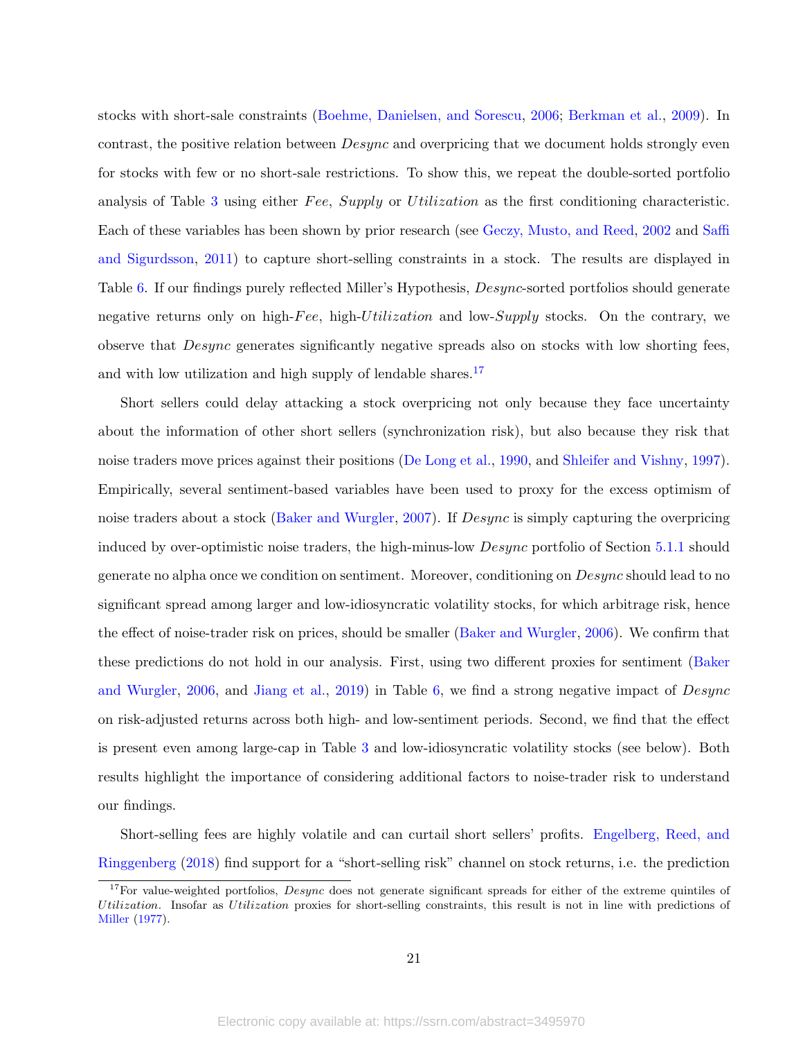stocks with short-sale constraints (Boehme, Danielsen, and Sorescu, 2006; Berkman et al., 2009). In contrast, the positive relation between *Desync* and overpricing that we document holds strongly even for stocks with few or no short-sale restrictions. To show this, we repeat the double-sorted portfolio analysis of Table 3 using either *Fee*, *Supply* or *Utilization* as the first conditioning characteristic. Each of these variables has been shown by prior research (see Geczy, Musto, and Reed, 2002 and Saffi and Sigurdsson, 2011) to capture short-selling constraints in a stock. The results are displayed in Table 6. If our findings purely reflected Miller's Hypothesis, *Desync*-sorted portfolios should generate negative returns only on high-*Fee*, high-*Utilization* and low-*Supply* stocks. On the contrary, we observe that *Desync* generates significantly negative spreads also on stocks with low shorting fees, and with low utilization and high supply of lendable shares.[17]

Short sellers could delay attacking a stock overpricing not only because they face uncertainty about the information of other short sellers (synchronization risk), but also because they risk that noise traders move prices against their positions (De Long et al., 1990, and Shleifer and Vishny, 1997). Empirically, several sentiment-based variables have been used to proxy for the excess optimism of noise traders about a stock (Baker and Wurgler, 2007). If *Desync* is simply capturing the overpricing induced by over-optimistic noise traders, the high-minus-low *Desync* portfolio of Section 5.1.1 should generate no alpha once we condition on sentiment. Moreover, conditioning on *Desync* should lead to no significant spread among larger and low-idiosyncratic volatility stocks, for which arbitrage risk, hence the effect of noise-trader risk on prices, should be smaller (Baker and Wurgler, 2006). We confirm that these predictions do not hold in our analysis. First, using two different proxies for sentiment (Baker and Wurgler, 2006, and Jiang et al., 2019) in Table 6, we find a strong negative impact of *Desync* on risk-adjusted returns across both high- and low-sentiment periods. Second, we find that the effect is present even among large-cap in Table 3 and low-idiosyncratic volatility stocks (see below). Both results highlight the importance of considering additional factors to noise-trader risk to understand our findings.

Short-selling fees are highly volatile and can curtail short sellers' profits. Engelberg, Reed, and Ringgenberg (2018) find support for a "short-selling risk" channel on stock returns, i.e. the prediction

[17] For value-weighted portfolios, *Desync* does not generate significant spreads for either of the extreme quintiles of *Utilization*. Insofar as *Utilization* proxies for short-selling constraints, this result is not in line with predictions of Miller (1977).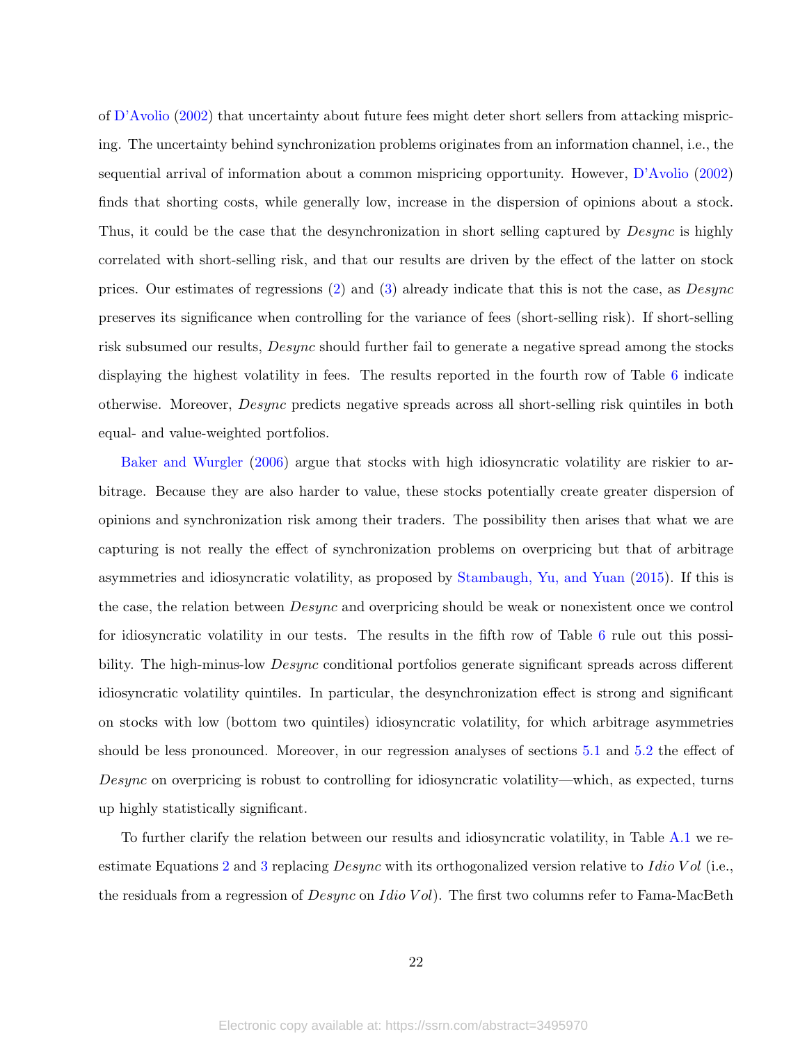of D'Avolio (2002) that uncertainty about future fees might deter short sellers from attacking mispricing. The uncertainty behind synchronization problems originates from an information channel, i.e., the sequential arrival of information about a common mispricing opportunity. However, D'Avolio (2002) finds that shorting costs, while generally low, increase in the dispersion of opinions about a stock. Thus, it could be the case that the desynchronization in short selling captured by *Desync* is highly correlated with short-selling risk, and that our results are driven by the effect of the latter on stock prices. Our estimates of regressions (2) and (3) already indicate that this is not the case, as *Desync* preserves its significance when controlling for the variance of fees (short-selling risk). If short-selling risk subsumed our results, *Desync* should further fail to generate a negative spread among the stocks displaying the highest volatility in fees. The results reported in the fourth row of Table 6 indicate otherwise. Moreover, *Desync* predicts negative spreads across all short-selling risk quintiles in both equal- and value-weighted portfolios.

Baker and Wurgler (2006) argue that stocks with high idiosyncratic volatility are riskier to arbitrage. Because they are also harder to value, these stocks potentially create greater dispersion of opinions and synchronization risk among their traders. The possibility then arises that what we are capturing is not really the effect of synchronization problems on overpricing but that of arbitrage asymmetries and idiosyncratic volatility, as proposed by Stambaugh, Yu, and Yuan (2015). If this is the case, the relation between *Desync* and overpricing should be weak or nonexistent once we control for idiosyncratic volatility in our tests. The results in the fifth row of Table 6 rule out this possibility. The high-minus-low *Desync* conditional portfolios generate significant spreads across different idiosyncratic volatility quintiles. In particular, the desynchronization effect is strong and significant on stocks with low (bottom two quintiles) idiosyncratic volatility, for which arbitrage asymmetries should be less pronounced. Moreover, in our regression analyses of sections 5.1 and 5.2 the effect of *Desync* on overpricing is robust to controlling for idiosyncratic volatility—which, as expected, turns up highly statistically significant.

To further clarify the relation between our results and idiosyncratic volatility, in Table A.1 we re-estimate Equations 2 and 3 replacing *Desync* with its orthogonalized version relative to $Idio\ Vol$ (i.e., the residuals from a regression of *Desync* on $Idio\ Vol$). The first two columns refer to Fama-MacBeth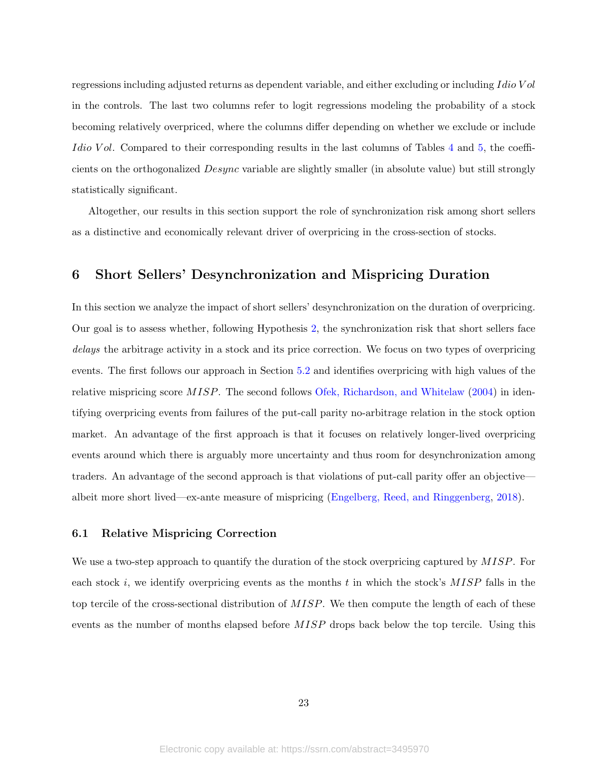regressions including adjusted returns as dependent variable, and either excluding or including $Idio\,Vol$ in the controls. The last two columns refer to logit regressions modeling the probability of a stock becoming relatively overpriced, where the columns differ depending on whether we exclude or include $Idio\,Vol$. Compared to their corresponding results in the last columns of Tables 4 and 5, the coefficients on the orthogonalized $Desync$ variable are slightly smaller (in absolute value) but still strongly statistically significant.

Altogether, our results in this section support the role of synchronization risk among short sellers as a distinctive and economically relevant driver of overpricing in the cross-section of stocks.

# 6 Short Sellers' Desynchronization and Mispricing Duration

In this section we analyze the impact of short sellers' desynchronization on the duration of overpricing. Our goal is to assess whether, following Hypothesis 2, the synchronization risk that short sellers face *delays* the arbitrage activity in a stock and its price correction. We focus on two types of overpricing events. The first follows our approach in Section 5.2 and identifies overpricing with high values of the relative mispricing score $MISP$. The second follows Ofek, Richardson, and Whitelaw (2004) in identifying overpricing events from failures of the put-call parity no-arbitrage relation in the stock option market. An advantage of the first approach is that it focuses on relatively longer-lived overpricing events around which there is arguably more uncertainty and thus room for desynchronization among traders. An advantage of the second approach is that violations of put-call parity offer an objective—albeit more short lived—ex-ante measure of mispricing (Engelberg, Reed, and Ringgenberg, 2018).

## 6.1 Relative Mispricing Correction

We use a two-step approach to quantify the duration of the stock overpricing captured by $MISP$. For each stock $i$, we identify overpricing events as the months $t$ in which the stock's $MISP$ falls in the top tercile of the cross-sectional distribution of $MISP$. We then compute the length of each of these events as the number of months elapsed before $MISP$ drops back below the top tercile. Using this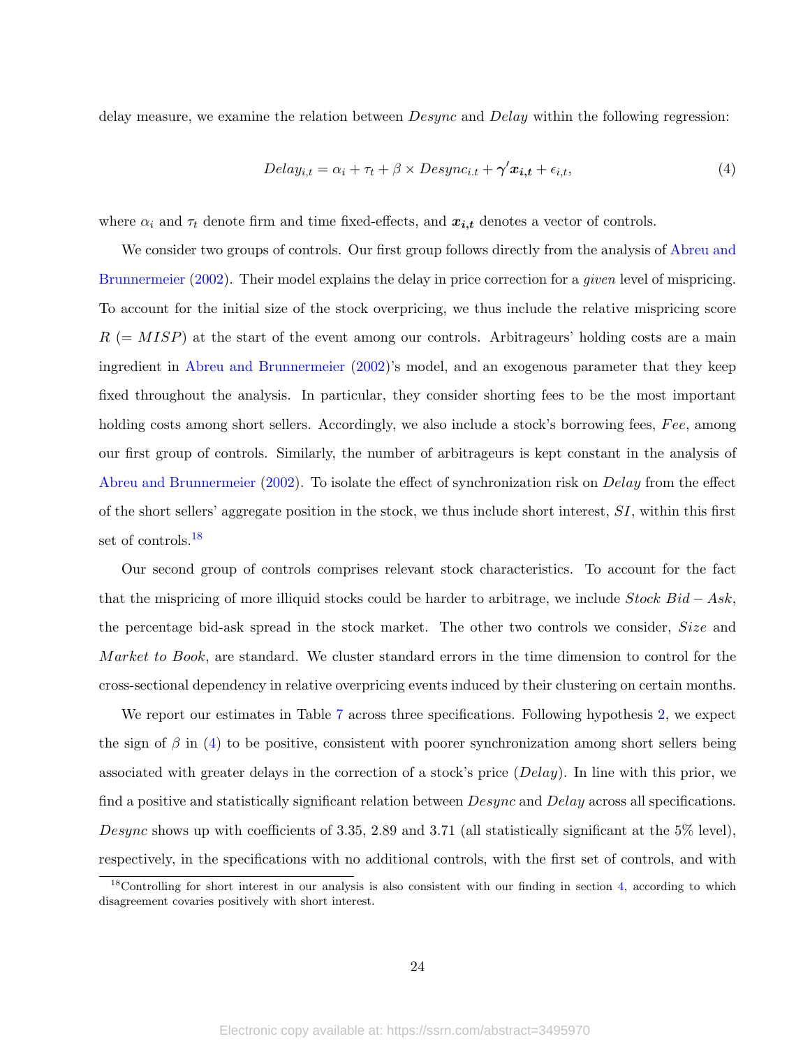delay measure, we examine the relation between *Desync* and *Delay* within the following regression:

$$Delay_{i,t} = \alpha_i + \tau_t + \beta \times Desync_{i.t} + \boldsymbol{\gamma}'\boldsymbol{x_{i,t}} + \epsilon_{i,t}, \tag{4}$$

where $\alpha_i$ and $\tau_t$ denote firm and time fixed-effects, and $\boldsymbol{x_{i,t}}$ denotes a vector of controls.

We consider two groups of controls. Our first group follows directly from the analysis of Abreu and Brunnermeier (2002). Their model explains the delay in price correction for a *given* level of mispricing. To account for the initial size of the stock overpricing, we thus include the relative mispricing score $R$ ($= MISP$) at the start of the event among our controls. Arbitrageurs' holding costs are a main ingredient in Abreu and Brunnermeier (2002)'s model, and an exogenous parameter that they keep fixed throughout the analysis. In particular, they consider shorting fees to be the most important holding costs among short sellers. Accordingly, we also include a stock's borrowing fees, *Fee*, among our first group of controls. Similarly, the number of arbitrageurs is kept constant in the analysis of Abreu and Brunnermeier (2002). To isolate the effect of synchronization risk on *Delay* from the effect of the short sellers' aggregate position in the stock, we thus include short interest, *SI*, within this first set of controls.[18]

Our second group of controls comprises relevant stock characteristics. To account for the fact that the mispricing of more illiquid stocks could be harder to arbitrage, we include *Stock Bid − Ask*, the percentage bid-ask spread in the stock market. The other two controls we consider, *Size* and *Market to Book*, are standard. We cluster standard errors in the time dimension to control for the cross-sectional dependency in relative overpricing events induced by their clustering on certain months.

We report our estimates in Table 7 across three specifications. Following hypothesis 2, we expect the sign of $\beta$ in (4) to be positive, consistent with poorer synchronization among short sellers being associated with greater delays in the correction of a stock's price (*Delay*). In line with this prior, we find a positive and statistically significant relation between *Desync* and *Delay* across all specifications. *Desync* shows up with coefficients of 3.35, 2.89 and 3.71 (all statistically significant at the 5% level), respectively, in the specifications with no additional controls, with the first set of controls, and with

[18] Controlling for short interest in our analysis is also consistent with our finding in section 4, according to which disagreement covaries positively with short interest.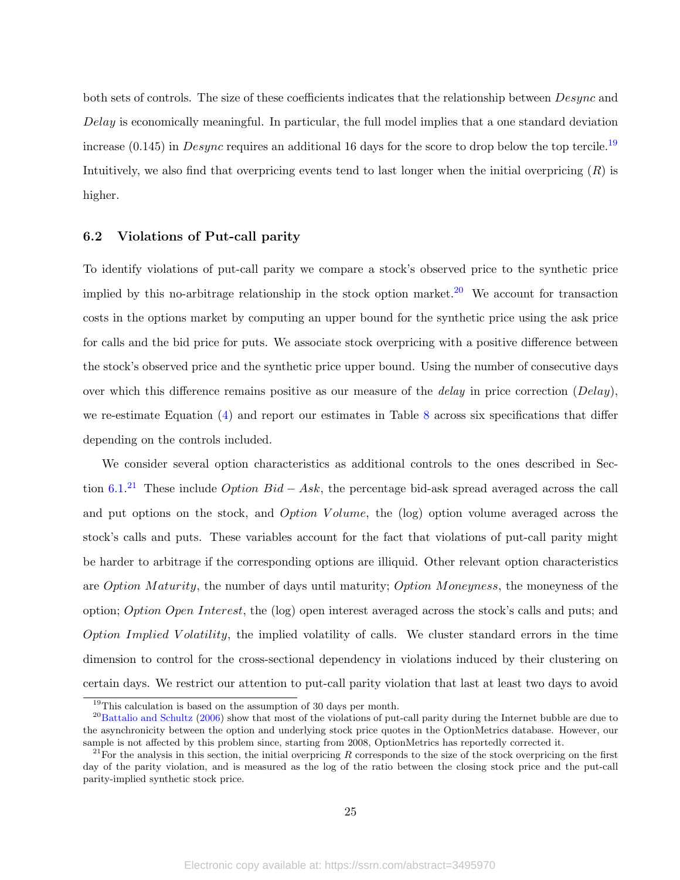both sets of controls. The size of these coefficients indicates that the relationship between *Desync* and *Delay* is economically meaningful. In particular, the full model implies that a one standard deviation increase (0.145) in *Desync* requires an additional 16 days for the score to drop below the top tercile.[19] Intuitively, we also find that overpricing events tend to last longer when the initial overpricing ($R$) is higher.

### 6.2 Violations of Put-call parity

To identify violations of put-call parity we compare a stock's observed price to the synthetic price implied by this no-arbitrage relationship in the stock option market.[20] We account for transaction costs in the options market by computing an upper bound for the synthetic price using the ask price for calls and the bid price for puts. We associate stock overpricing with a positive difference between the stock's observed price and the synthetic price upper bound. Using the number of consecutive days over which this difference remains positive as our measure of the *delay* in price correction (*Delay*), we re-estimate Equation (4) and report our estimates in Table 8 across six specifications that differ depending on the controls included.

We consider several option characteristics as additional controls to the ones described in Section 6.1.[21] These include $Option\ Bid - Ask$, the percentage bid-ask spread averaged across the call and put options on the stock, and *Option Volume*, the (log) option volume averaged across the stock's calls and puts. These variables account for the fact that violations of put-call parity might be harder to arbitrage if the corresponding options are illiquid. Other relevant option characteristics are *Option Maturity*, the number of days until maturity; *Option Moneyness*, the moneyness of the option; *Option Open Interest*, the (log) open interest averaged across the stock's calls and puts; and *Option Implied Volatility*, the implied volatility of calls. We cluster standard errors in the time dimension to control for the cross-sectional dependency in violations induced by their clustering on certain days. We restrict our attention to put-call parity violation that last at least two days to avoid

---

[19] This calculation is based on the assumption of 30 days per month.

[20] Battalio and Schultz (2006) show that most of the violations of put-call parity during the Internet bubble are due to the asynchronicity between the option and underlying stock price quotes in the OptionMetrics database. However, our sample is not affected by this problem since, starting from 2008, OptionMetrics has reportedly corrected it.

[21] For the analysis in this section, the initial overpricing $R$ corresponds to the size of the stock overpricing on the first day of the parity violation, and is measured as the log of the ratio between the closing stock price and the put-call parity-implied synthetic stock price.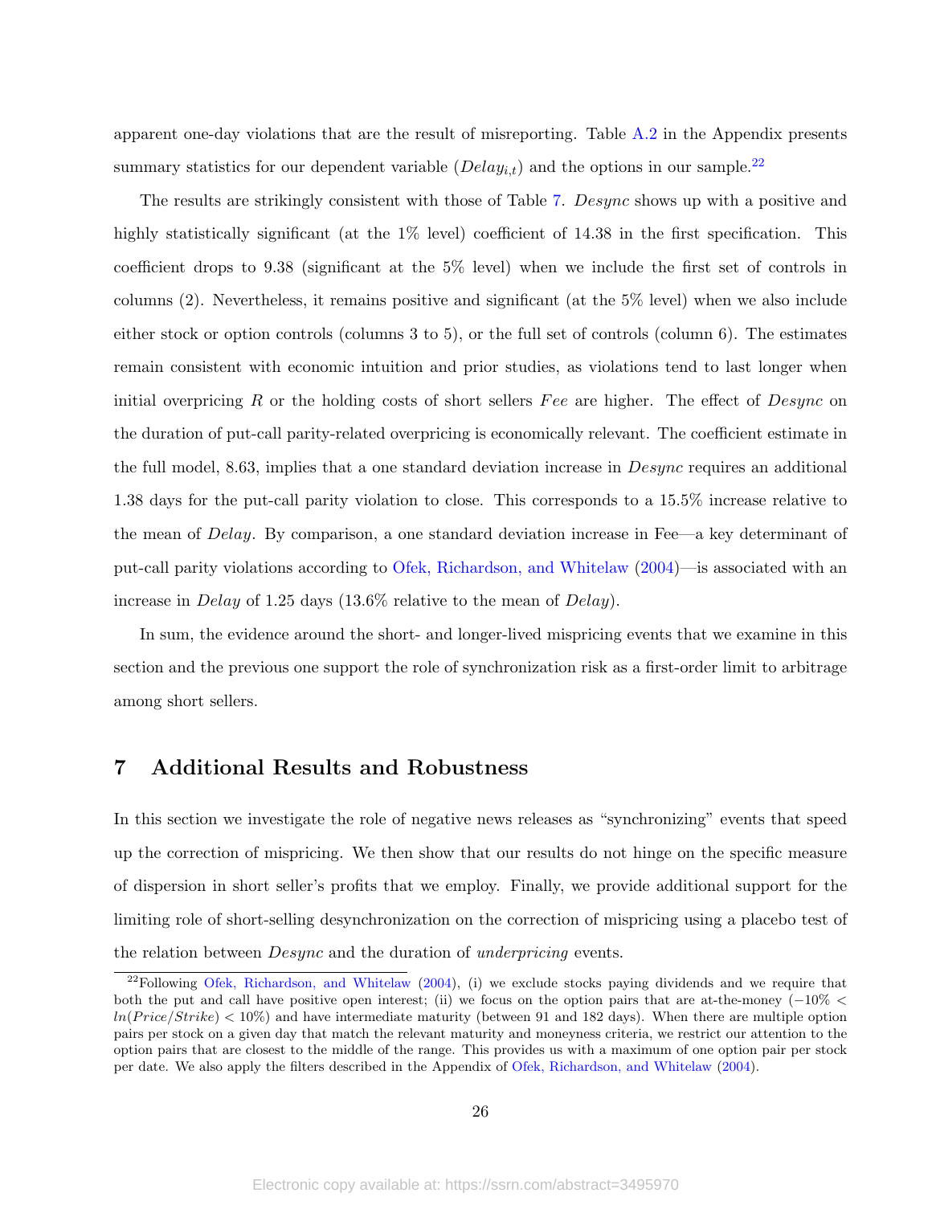apparent one-day violations that are the result of misreporting. Table A.2 in the Appendix presents summary statistics for our dependent variable ($Delay_{i,t}$) and the options in our sample.[22]

The results are strikingly consistent with those of Table 7. *Desync* shows up with a positive and highly statistically significant (at the 1% level) coefficient of 14.38 in the first specification. This coefficient drops to 9.38 (significant at the 5% level) when we include the first set of controls in columns (2). Nevertheless, it remains positive and significant (at the 5% level) when we also include either stock or option controls (columns 3 to 5), or the full set of controls (column 6). The estimates remain consistent with economic intuition and prior studies, as violations tend to last longer when initial overpricing $R$ or the holding costs of short sellers $Fee$ are higher. The effect of *Desync* on the duration of put-call parity-related overpricing is economically relevant. The coefficient estimate in the full model, 8.63, implies that a one standard deviation increase in *Desync* requires an additional 1.38 days for the put-call parity violation to close. This corresponds to a 15.5% increase relative to the mean of *Delay*. By comparison, a one standard deviation increase in Fee—a key determinant of put-call parity violations according to Ofek, Richardson, and Whitelaw (2004)—is associated with an increase in *Delay* of 1.25 days (13.6% relative to the mean of *Delay*).

In sum, the evidence around the short- and longer-lived mispricing events that we examine in this section and the previous one support the role of synchronization risk as a first-order limit to arbitrage among short sellers.

# 7 Additional Results and Robustness

In this section we investigate the role of negative news releases as "synchronizing" events that speed up the correction of mispricing. We then show that our results do not hinge on the specific measure of dispersion in short seller's profits that we employ. Finally, we provide additional support for the limiting role of short-selling desynchronization on the correction of mispricing using a placebo test of the relation between *Desync* and the duration of *underpricing* events.

[22] Following Ofek, Richardson, and Whitelaw (2004), (i) we exclude stocks paying dividends and we require that both the put and call have positive open interest; (ii) we focus on the option pairs that are at-the-money ($-10\% < ln(Price/Strike) < 10\%$) and have intermediate maturity (between 91 and 182 days). When there are multiple option pairs per stock on a given day that match the relevant maturity and moneyness criteria, we restrict our attention to the option pairs that are closest to the middle of the range. This provides us with a maximum of one option pair per stock per date. We also apply the filters described in the Appendix of Ofek, Richardson, and Whitelaw (2004).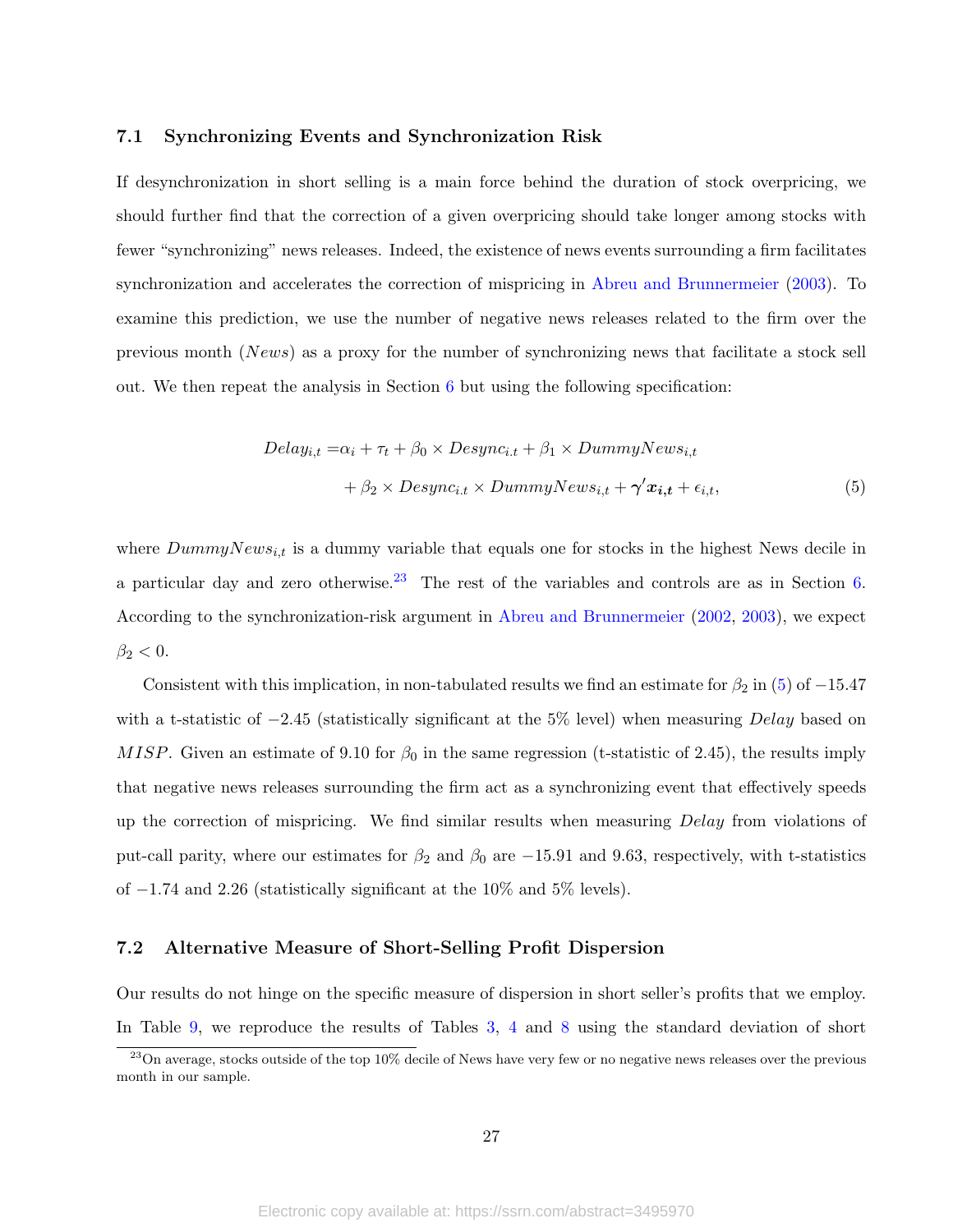### 7.1 Synchronizing Events and Synchronization Risk

If desynchronization in short selling is a main force behind the duration of stock overpricing, we should further find that the correction of a given overpricing should take longer among stocks with fewer "synchronizing" news releases. Indeed, the existence of news events surrounding a firm facilitates synchronization and accelerates the correction of mispricing in Abreu and Brunnermeier (2003). To examine this prediction, we use the number of negative news releases related to the firm over the previous month ($News$) as a proxy for the number of synchronizing news that facilitate a stock sell out. We then repeat the analysis in Section 6 but using the following specification:

$$
\begin{aligned}
Delay_{i,t} = & \alpha_i + \tau_t + \beta_0 \times Desync_{i.t} + \beta_1 \times DummyNews_{i,t} \\
& + \beta_2 \times Desync_{i.t} \times DummyNews_{i,t} + \boldsymbol{\gamma}' \boldsymbol{x_{i,t}} + \epsilon_{i,t},
\end{aligned}
\tag{5}
$$

where $DummyNews_{i,t}$ is a dummy variable that equals one for stocks in the highest News decile in a particular day and zero otherwise.[23] The rest of the variables and controls are as in Section 6. According to the synchronization-risk argument in Abreu and Brunnermeier (2002, 2003), we expect $\beta_2 < 0$.

Consistent with this implication, in non-tabulated results we find an estimate for $\beta_2$ in (5) of $-15.47$ with a t-statistic of $-2.45$ (statistically significant at the 5% level) when measuring $Delay$ based on $MISP$. Given an estimate of 9.10 for $\beta_0$ in the same regression (t-statistic of 2.45), the results imply that negative news releases surrounding the firm act as a synchronizing event that effectively speeds up the correction of mispricing. We find similar results when measuring $Delay$ from violations of put-call parity, where our estimates for $\beta_2$ and $\beta_0$ are $-15.91$ and 9.63, respectively, with t-statistics of $-1.74$ and 2.26 (statistically significant at the 10% and 5% levels).

### 7.2 Alternative Measure of Short-Selling Profit Dispersion

Our results do not hinge on the specific measure of dispersion in short seller's profits that we employ. In Table 9, we reproduce the results of Tables 3, 4 and 8 using the standard deviation of short

[23] On average, stocks outside of the top 10% decile of News have very few or no negative news releases over the previous month in our sample.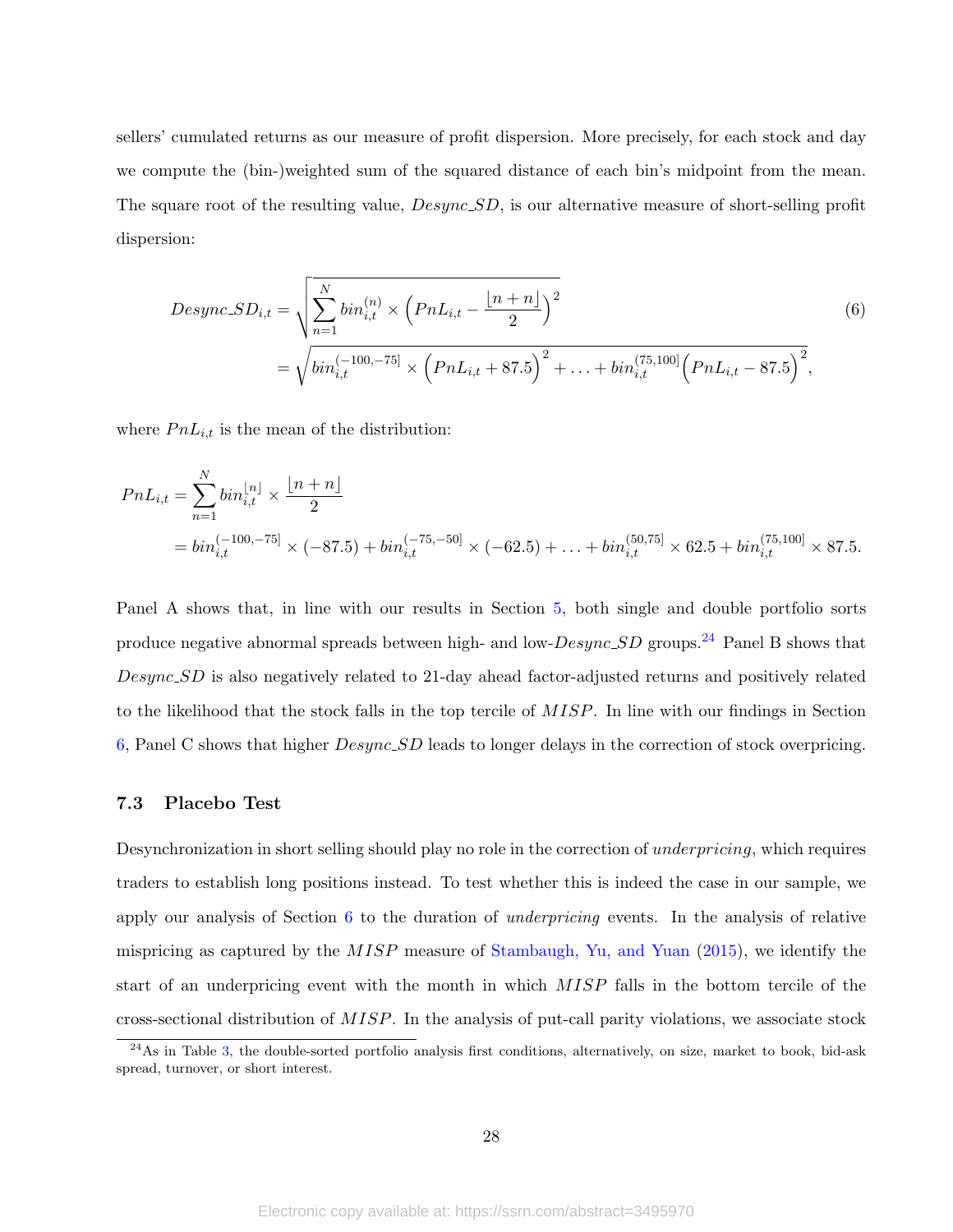sellers' cumulated returns as our measure of profit dispersion. More precisely, for each stock and day we compute the (bin-)weighted sum of the squared distance of each bin's midpoint from the mean. The square root of the resulting value, $Desync\_SD$, is our alternative measure of short-selling profit dispersion:

$$
\begin{aligned}
Desync\_SD_{i,t} &= \sqrt{\sum_{n=1}^{N} bin_{i,t}^{(n)} \times \Big(PnL_{i,t} - \frac{\lfloor n+n \rfloor}{2}\Big)^2} \\
&= \sqrt{bin_{i,t}^{(-100,-75]} \times \Big(PnL_{i,t} + 87.5\Big)^2 + \ldots + bin_{i,t}^{(75,100]}\Big(PnL_{i,t} - 87.5\Big)^2},
\end{aligned}
\tag{6}
$$

where $PnL_{i,t}$ is the mean of the distribution:

$$
\begin{aligned}
PnL_{i,t} &= \sum_{n=1}^{N} bin_{i,t}^{\lfloor n \rfloor} \times \frac{\lfloor n+n \rfloor}{2} \\
&= bin_{i,t}^{(-100,-75]} \times (-87.5) + bin_{i,t}^{(-75,-50]} \times (-62.5) + \ldots + bin_{i,t}^{(50,75]} \times 62.5 + bin_{i,t}^{(75,100]} \times 87.5.
\end{aligned}
$$

Panel A shows that, in line with our results in Section 5, both single and double portfolio sorts produce negative abnormal spreads between high- and low-$Desync\_SD$ groups.[24] Panel B shows that $Desync\_SD$ is also negatively related to 21-day ahead factor-adjusted returns and positively related to the likelihood that the stock falls in the top tercile of $MISP$. In line with our findings in Section 6, Panel C shows that higher $Desync\_SD$ leads to longer delays in the correction of stock overpricing.

### 7.3 Placebo Test

Desynchronization in short selling should play no role in the correction of *underpricing*, which requires traders to establish long positions instead. To test whether this is indeed the case in our sample, we apply our analysis of Section 6 to the duration of *underpricing* events. In the analysis of relative mispricing as captured by the $MISP$ measure of Stambaugh, Yu, and Yuan (2015), we identify the start of an underpricing event with the month in which $MISP$ falls in the bottom tercile of the cross-sectional distribution of $MISP$. In the analysis of put-call parity violations, we associate stock

[24] As in Table 3, the double-sorted portfolio analysis first conditions, alternatively, on size, market to book, bid-ask spread, turnover, or short interest.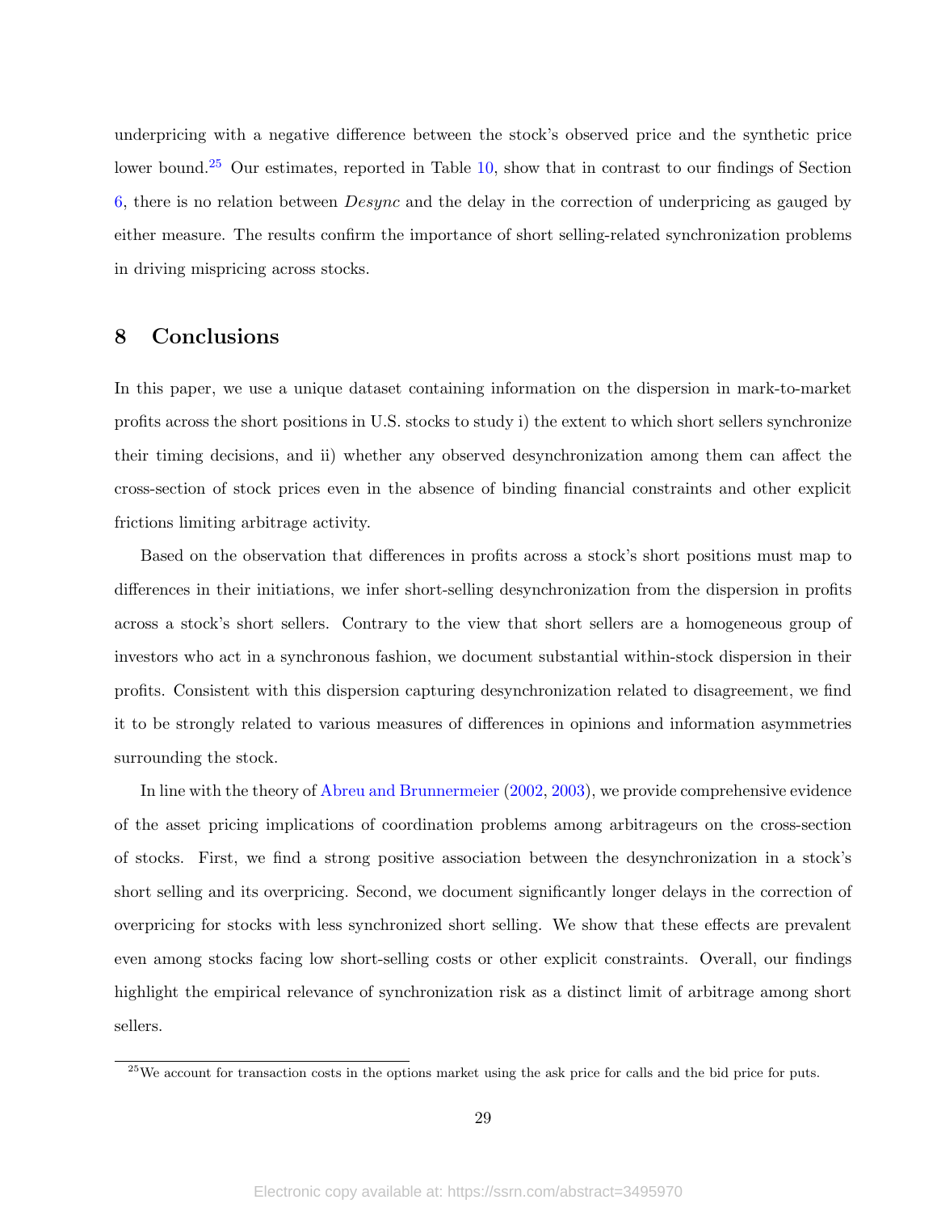underpricing with a negative difference between the stock's observed price and the synthetic price lower bound.[25] Our estimates, reported in Table 10, show that in contrast to our findings of Section 6, there is no relation between *Desync* and the delay in the correction of underpricing as gauged by either measure. The results confirm the importance of short selling-related synchronization problems in driving mispricing across stocks.

# 8 Conclusions

In this paper, we use a unique dataset containing information on the dispersion in mark-to-market profits across the short positions in U.S. stocks to study i) the extent to which short sellers synchronize their timing decisions, and ii) whether any observed desynchronization among them can affect the cross-section of stock prices even in the absence of binding financial constraints and other explicit frictions limiting arbitrage activity.

Based on the observation that differences in profits across a stock's short positions must map to differences in their initiations, we infer short-selling desynchronization from the dispersion in profits across a stock's short sellers. Contrary to the view that short sellers are a homogeneous group of investors who act in a synchronous fashion, we document substantial within-stock dispersion in their profits. Consistent with this dispersion capturing desynchronization related to disagreement, we find it to be strongly related to various measures of differences in opinions and information asymmetries surrounding the stock.

In line with the theory of Abreu and Brunnermeier (2002, 2003), we provide comprehensive evidence of the asset pricing implications of coordination problems among arbitrageurs on the cross-section of stocks. First, we find a strong positive association between the desynchronization in a stock's short selling and its overpricing. Second, we document significantly longer delays in the correction of overpricing for stocks with less synchronized short selling. We show that these effects are prevalent even among stocks facing low short-selling costs or other explicit constraints. Overall, our findings highlight the empirical relevance of synchronization risk as a distinct limit of arbitrage among short sellers.

[25] We account for transaction costs in the options market using the ask price for calls and the bid price for puts.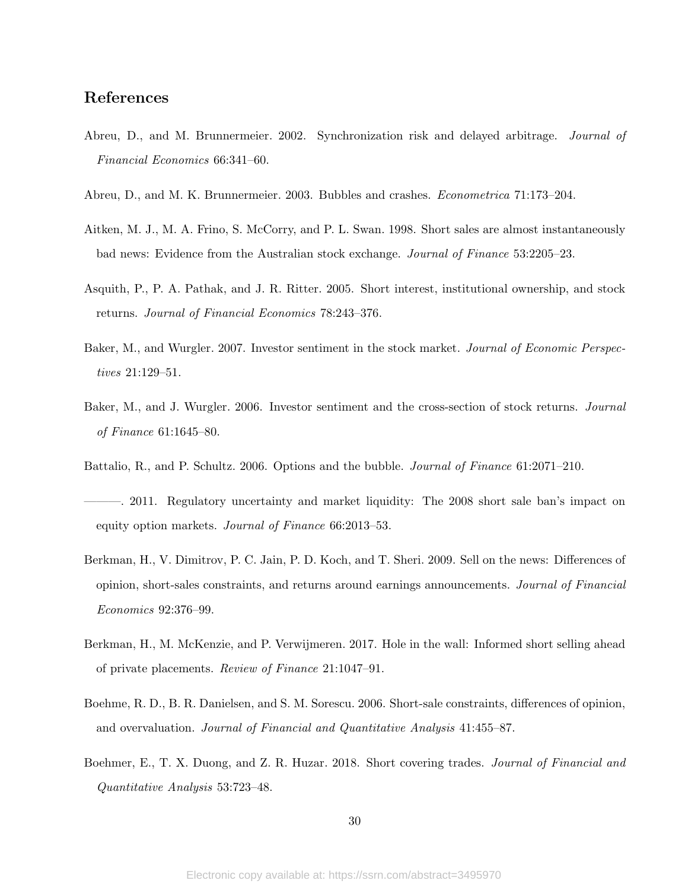## References

Abreu, D., and M. Brunnermeier. 2002. Synchronization risk and delayed arbitrage. *Journal of Financial Economics* 66:341–60.

Abreu, D., and M. K. Brunnermeier. 2003. Bubbles and crashes. *Econometrica* 71:173–204.

Aitken, M. J., M. A. Frino, S. McCorry, and P. L. Swan. 1998. Short sales are almost instantaneously bad news: Evidence from the Australian stock exchange. *Journal of Finance* 53:2205–23.

Asquith, P., P. A. Pathak, and J. R. Ritter. 2005. Short interest, institutional ownership, and stock returns. *Journal of Financial Economics* 78:243–376.

Baker, M., and Wurgler. 2007. Investor sentiment in the stock market. *Journal of Economic Perspectives* 21:129–51.

Baker, M., and J. Wurgler. 2006. Investor sentiment and the cross-section of stock returns. *Journal of Finance* 61:1645–80.

Battalio, R., and P. Schultz. 2006. Options and the bubble. *Journal of Finance* 61:2071–210.

———. 2011. Regulatory uncertainty and market liquidity: The 2008 short sale ban's impact on equity option markets. *Journal of Finance* 66:2013–53.

Berkman, H., V. Dimitrov, P. C. Jain, P. D. Koch, and T. Sheri. 2009. Sell on the news: Differences of opinion, short-sales constraints, and returns around earnings announcements. *Journal of Financial Economics* 92:376–99.

Berkman, H., M. McKenzie, and P. Verwijmeren. 2017. Hole in the wall: Informed short selling ahead of private placements. *Review of Finance* 21:1047–91.

Boehme, R. D., B. R. Danielsen, and S. M. Sorescu. 2006. Short-sale constraints, differences of opinion, and overvaluation. *Journal of Financial and Quantitative Analysis* 41:455–87.

Boehmer, E., T. X. Duong, and Z. R. Huzar. 2018. Short covering trades. *Journal of Financial and Quantitative Analysis* 53:723–48.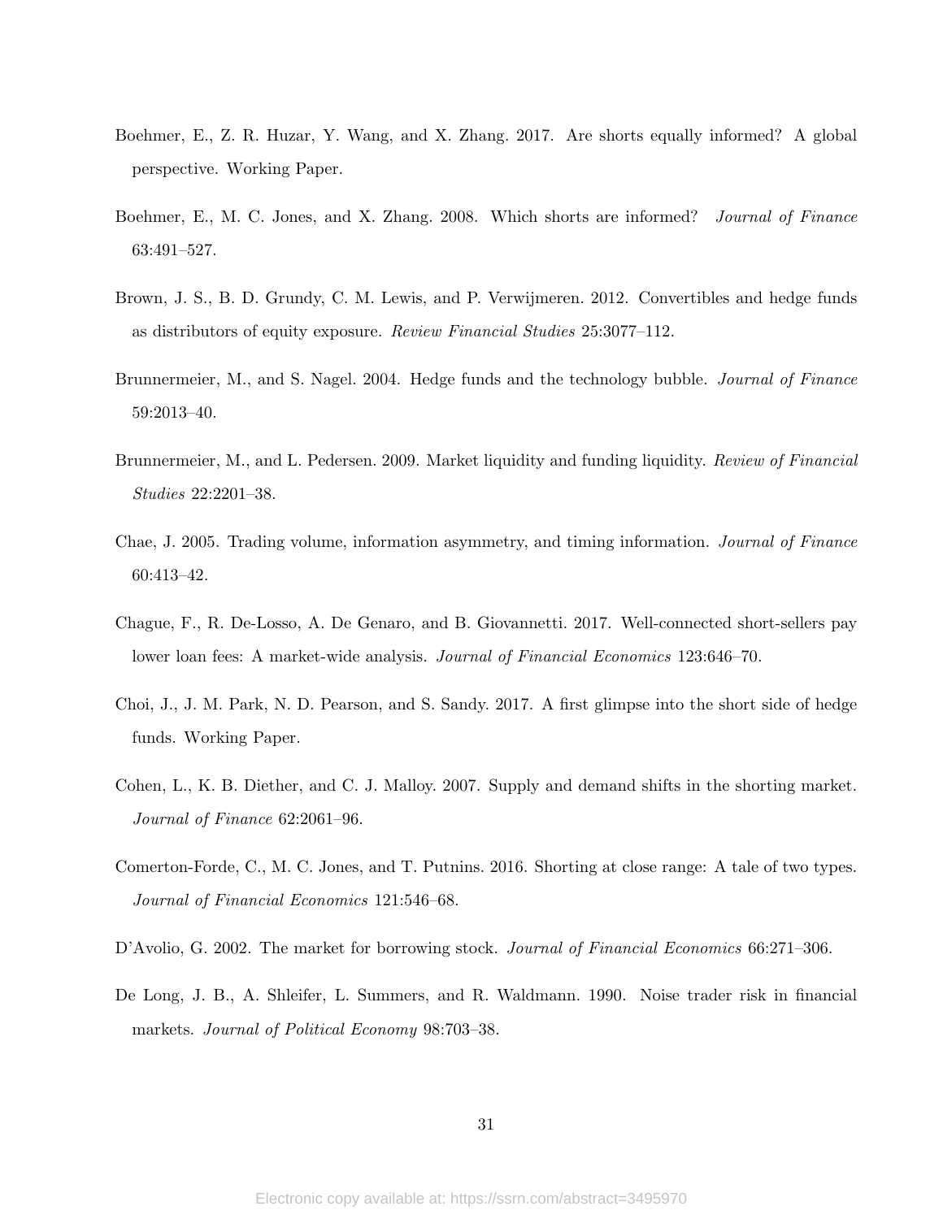Boehmer, E., Z. R. Huzar, Y. Wang, and X. Zhang. 2017. Are shorts equally informed? A global perspective. Working Paper.

Boehmer, E., M. C. Jones, and X. Zhang. 2008. Which shorts are informed? *Journal of Finance* 63:491–527.

Brown, J. S., B. D. Grundy, C. M. Lewis, and P. Verwijmeren. 2012. Convertibles and hedge funds as distributors of equity exposure. *Review Financial Studies* 25:3077–112.

Brunnermeier, M., and S. Nagel. 2004. Hedge funds and the technology bubble. *Journal of Finance* 59:2013–40.

Brunnermeier, M., and L. Pedersen. 2009. Market liquidity and funding liquidity. *Review of Financial Studies* 22:2201–38.

Chae, J. 2005. Trading volume, information asymmetry, and timing information. *Journal of Finance* 60:413–42.

Chague, F., R. De-Losso, A. De Genaro, and B. Giovannetti. 2017. Well-connected short-sellers pay lower loan fees: A market-wide analysis. *Journal of Financial Economics* 123:646–70.

Choi, J., J. M. Park, N. D. Pearson, and S. Sandy. 2017. A first glimpse into the short side of hedge funds. Working Paper.

Cohen, L., K. B. Diether, and C. J. Malloy. 2007. Supply and demand shifts in the shorting market. *Journal of Finance* 62:2061–96.

Comerton-Forde, C., M. C. Jones, and T. Putnins. 2016. Shorting at close range: A tale of two types. *Journal of Financial Economics* 121:546–68.

D'Avolio, G. 2002. The market for borrowing stock. *Journal of Financial Economics* 66:271–306.

De Long, J. B., A. Shleifer, L. Summers, and R. Waldmann. 1990. Noise trader risk in financial markets. *Journal of Political Economy* 98:703–38.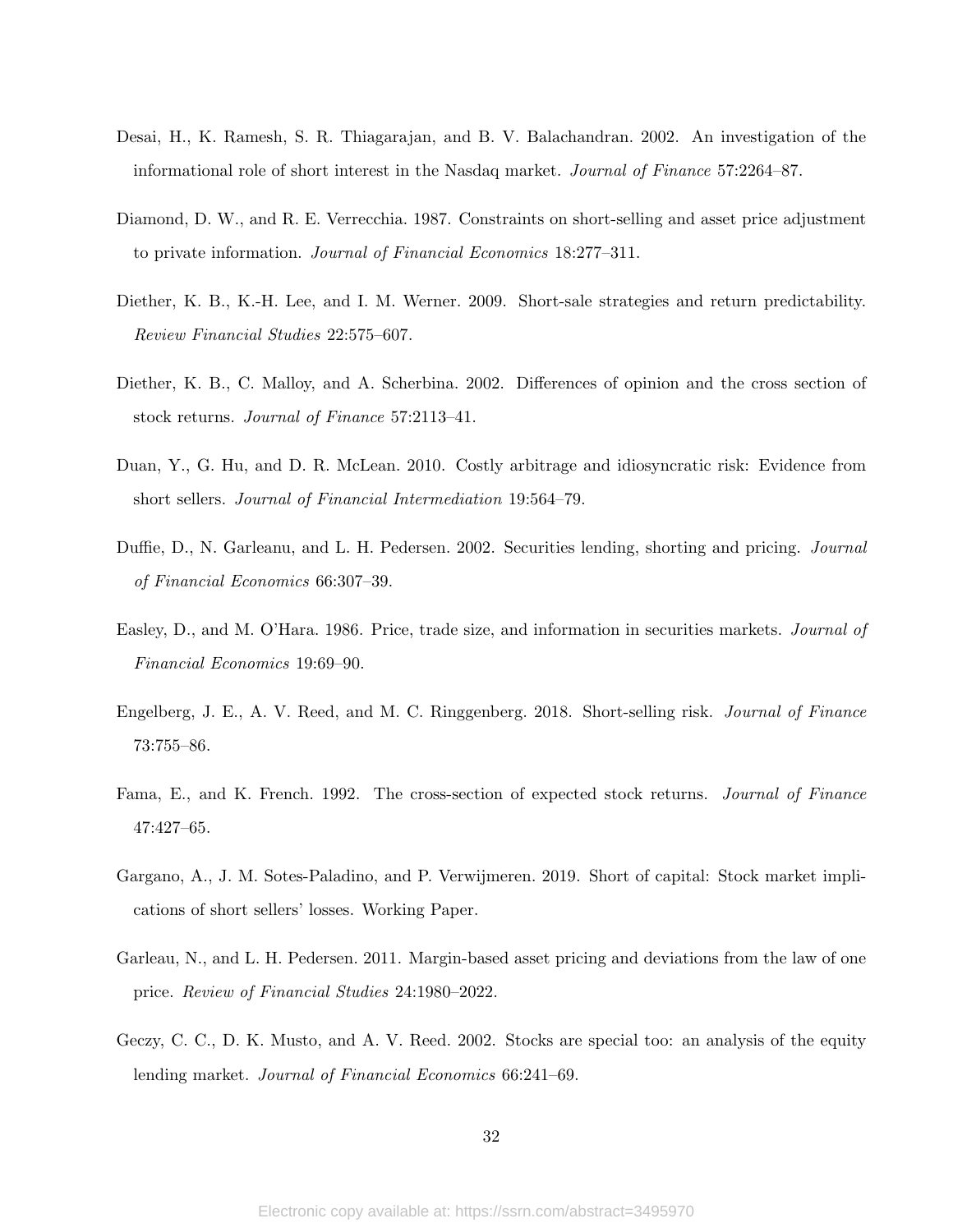Desai, H., K. Ramesh, S. R. Thiagarajan, and B. V. Balachandran. 2002. An investigation of the informational role of short interest in the Nasdaq market. *Journal of Finance* 57:2264–87.

Diamond, D. W., and R. E. Verrecchia. 1987. Constraints on short-selling and asset price adjustment to private information. *Journal of Financial Economics* 18:277–311.

Diether, K. B., K.-H. Lee, and I. M. Werner. 2009. Short-sale strategies and return predictability. *Review Financial Studies* 22:575–607.

Diether, K. B., C. Malloy, and A. Scherbina. 2002. Differences of opinion and the cross section of stock returns. *Journal of Finance* 57:2113–41.

Duan, Y., G. Hu, and D. R. McLean. 2010. Costly arbitrage and idiosyncratic risk: Evidence from short sellers. *Journal of Financial Intermediation* 19:564–79.

Duffie, D., N. Garleanu, and L. H. Pedersen. 2002. Securities lending, shorting and pricing. *Journal of Financial Economics* 66:307–39.

Easley, D., and M. O'Hara. 1986. Price, trade size, and information in securities markets. *Journal of Financial Economics* 19:69–90.

Engelberg, J. E., A. V. Reed, and M. C. Ringgenberg. 2018. Short-selling risk. *Journal of Finance* 73:755–86.

Fama, E., and K. French. 1992. The cross-section of expected stock returns. *Journal of Finance* 47:427–65.

Gargano, A., J. M. Sotes-Paladino, and P. Verwijmeren. 2019. Short of capital: Stock market implications of short sellers' losses. Working Paper.

Garleau, N., and L. H. Pedersen. 2011. Margin-based asset pricing and deviations from the law of one price. *Review of Financial Studies* 24:1980–2022.

Geczy, C. C., D. K. Musto, and A. V. Reed. 2002. Stocks are special too: an analysis of the equity lending market. *Journal of Financial Economics* 66:241–69.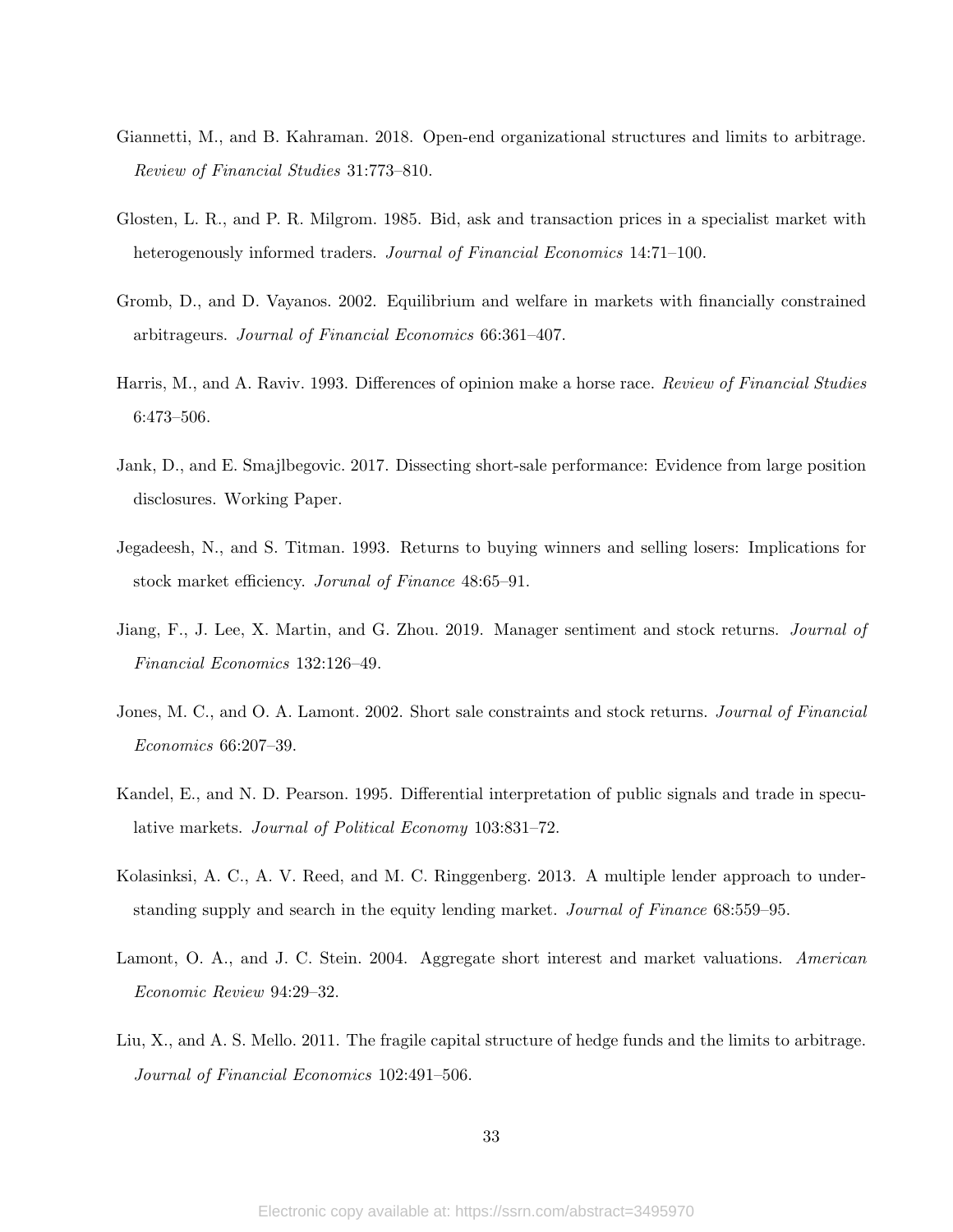Giannetti, M., and B. Kahraman. 2018. Open-end organizational structures and limits to arbitrage. *Review of Financial Studies* 31:773–810.

Glosten, L. R., and P. R. Milgrom. 1985. Bid, ask and transaction prices in a specialist market with heterogenously informed traders. *Journal of Financial Economics* 14:71–100.

Gromb, D., and D. Vayanos. 2002. Equilibrium and welfare in markets with financially constrained arbitrageurs. *Journal of Financial Economics* 66:361–407.

Harris, M., and A. Raviv. 1993. Differences of opinion make a horse race. *Review of Financial Studies* 6:473–506.

Jank, D., and E. Smajlbegovic. 2017. Dissecting short-sale performance: Evidence from large position disclosures. Working Paper.

Jegadeesh, N., and S. Titman. 1993. Returns to buying winners and selling losers: Implications for stock market efficiency. *Jorunal of Finance* 48:65–91.

Jiang, F., J. Lee, X. Martin, and G. Zhou. 2019. Manager sentiment and stock returns. *Journal of Financial Economics* 132:126–49.

Jones, M. C., and O. A. Lamont. 2002. Short sale constraints and stock returns. *Journal of Financial Economics* 66:207–39.

Kandel, E., and N. D. Pearson. 1995. Differential interpretation of public signals and trade in speculative markets. *Journal of Political Economy* 103:831–72.

Kolasinksi, A. C., A. V. Reed, and M. C. Ringgenberg. 2013. A multiple lender approach to understanding supply and search in the equity lending market. *Journal of Finance* 68:559–95.

Lamont, O. A., and J. C. Stein. 2004. Aggregate short interest and market valuations. *American Economic Review* 94:29–32.

Liu, X., and A. S. Mello. 2011. The fragile capital structure of hedge funds and the limits to arbitrage. *Journal of Financial Economics* 102:491–506.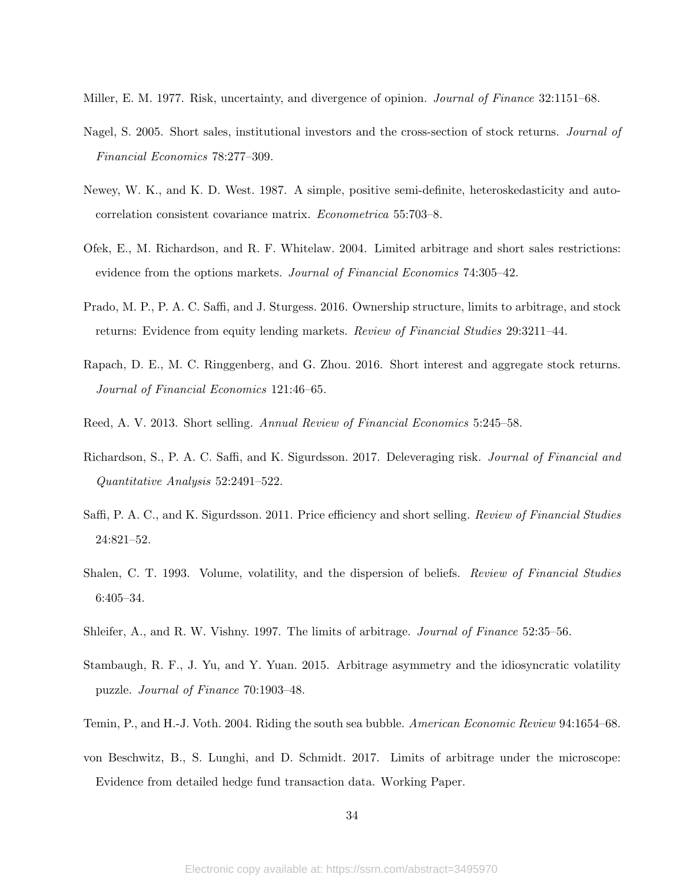Miller, E. M. 1977. Risk, uncertainty, and divergence of opinion. *Journal of Finance* 32:1151–68.

Nagel, S. 2005. Short sales, institutional investors and the cross-section of stock returns. *Journal of Financial Economics* 78:277–309.

Newey, W. K., and K. D. West. 1987. A simple, positive semi-definite, heteroskedasticity and autocorrelation consistent covariance matrix. *Econometrica* 55:703–8.

Ofek, E., M. Richardson, and R. F. Whitelaw. 2004. Limited arbitrage and short sales restrictions: evidence from the options markets. *Journal of Financial Economics* 74:305–42.

Prado, M. P., P. A. C. Saffi, and J. Sturgess. 2016. Ownership structure, limits to arbitrage, and stock returns: Evidence from equity lending markets. *Review of Financial Studies* 29:3211–44.

Rapach, D. E., M. C. Ringgenberg, and G. Zhou. 2016. Short interest and aggregate stock returns. *Journal of Financial Economics* 121:46–65.

Reed, A. V. 2013. Short selling. *Annual Review of Financial Economics* 5:245–58.

Richardson, S., P. A. C. Saffi, and K. Sigurdsson. 2017. Deleveraging risk. *Journal of Financial and Quantitative Analysis* 52:2491–522.

Saffi, P. A. C., and K. Sigurdsson. 2011. Price efficiency and short selling. *Review of Financial Studies* 24:821–52.

Shalen, C. T. 1993. Volume, volatility, and the dispersion of beliefs. *Review of Financial Studies* 6:405–34.

Shleifer, A., and R. W. Vishny. 1997. The limits of arbitrage. *Journal of Finance* 52:35–56.

Stambaugh, R. F., J. Yu, and Y. Yuan. 2015. Arbitrage asymmetry and the idiosyncratic volatility puzzle. *Journal of Finance* 70:1903–48.

Temin, P., and H.-J. Voth. 2004. Riding the south sea bubble. *American Economic Review* 94:1654–68.

von Beschwitz, B., S. Lunghi, and D. Schmidt. 2017. Limits of arbitrage under the microscope: Evidence from detailed hedge fund transaction data. Working Paper.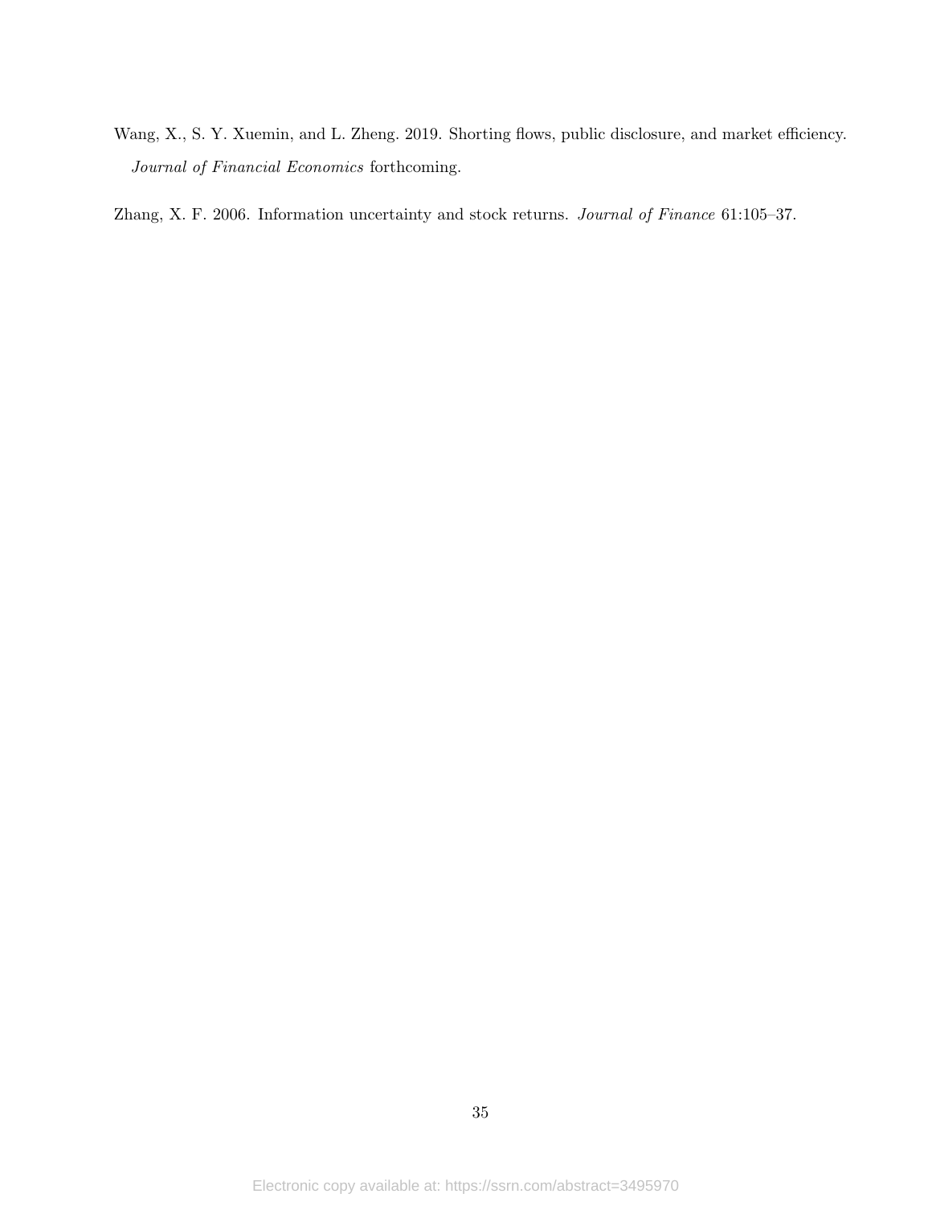Wang, X., S. Y. Xuemin, and L. Zheng. 2019. Shorting flows, public disclosure, and market efficiency. *Journal of Financial Economics* forthcoming.

Zhang, X. F. 2006. Information uncertainty and stock returns. *Journal of Finance* 61:105–37.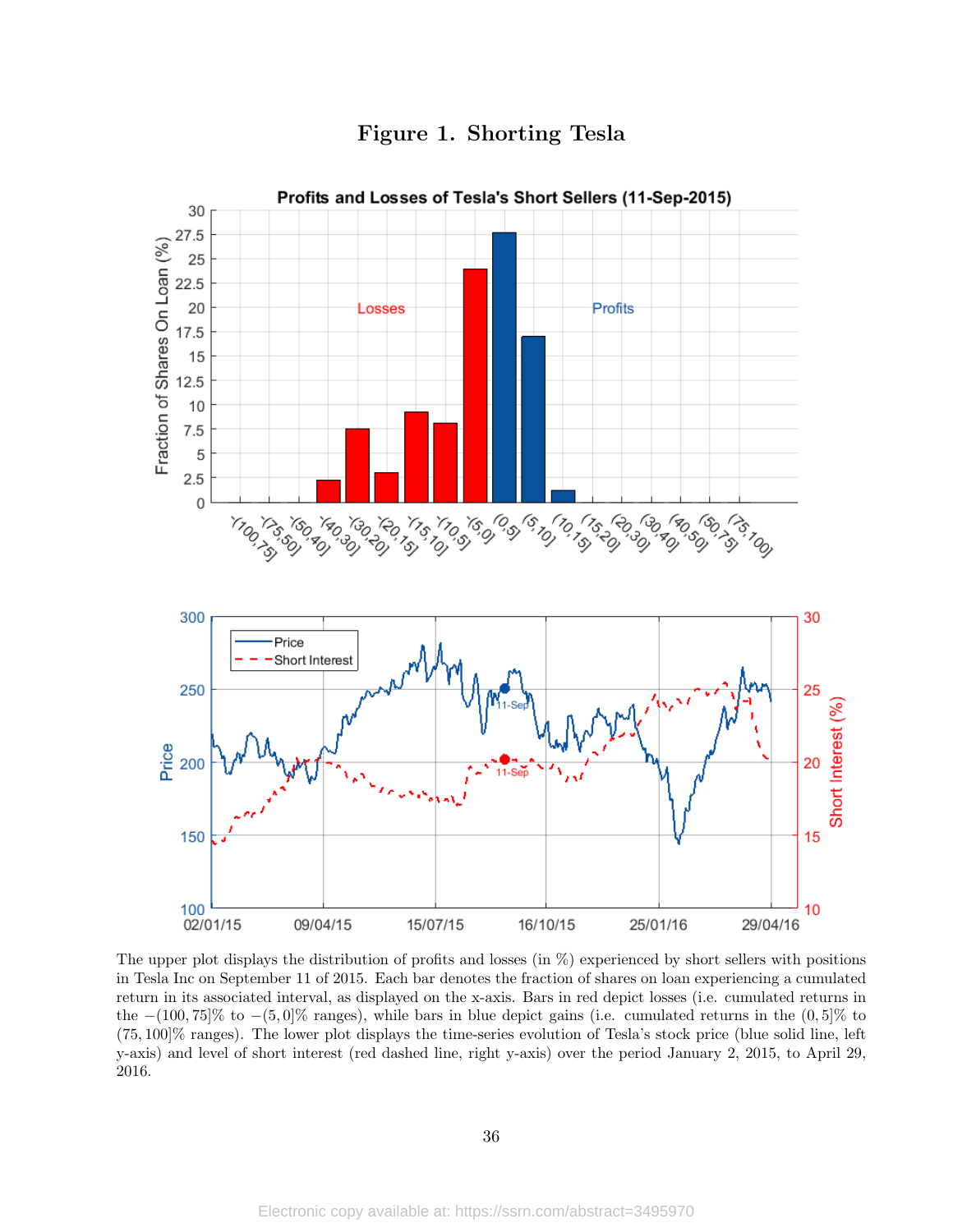# Figure 1. Shorting Tesla

The upper plot displays the distribution of profits and losses (in %) experienced by short sellers with positions in Tesla Inc on September 11 of 2015. Each bar denotes the fraction of shares on loan experiencing a cumulated return in its associated interval, as displayed on the x-axis. Bars in red depict losses (i.e. cumulated returns in the $-(100, 75]$% to $-(5, 0]$% ranges), while bars in blue depict gains (i.e. cumulated returns in the $(0, 5]$% to $(75, 100]$% ranges). The lower plot displays the time-series evolution of Tesla's stock price (blue solid line, left y-axis) and level of short interest (red dashed line, right y-axis) over the period January 2, 2015, to April 29, 2016.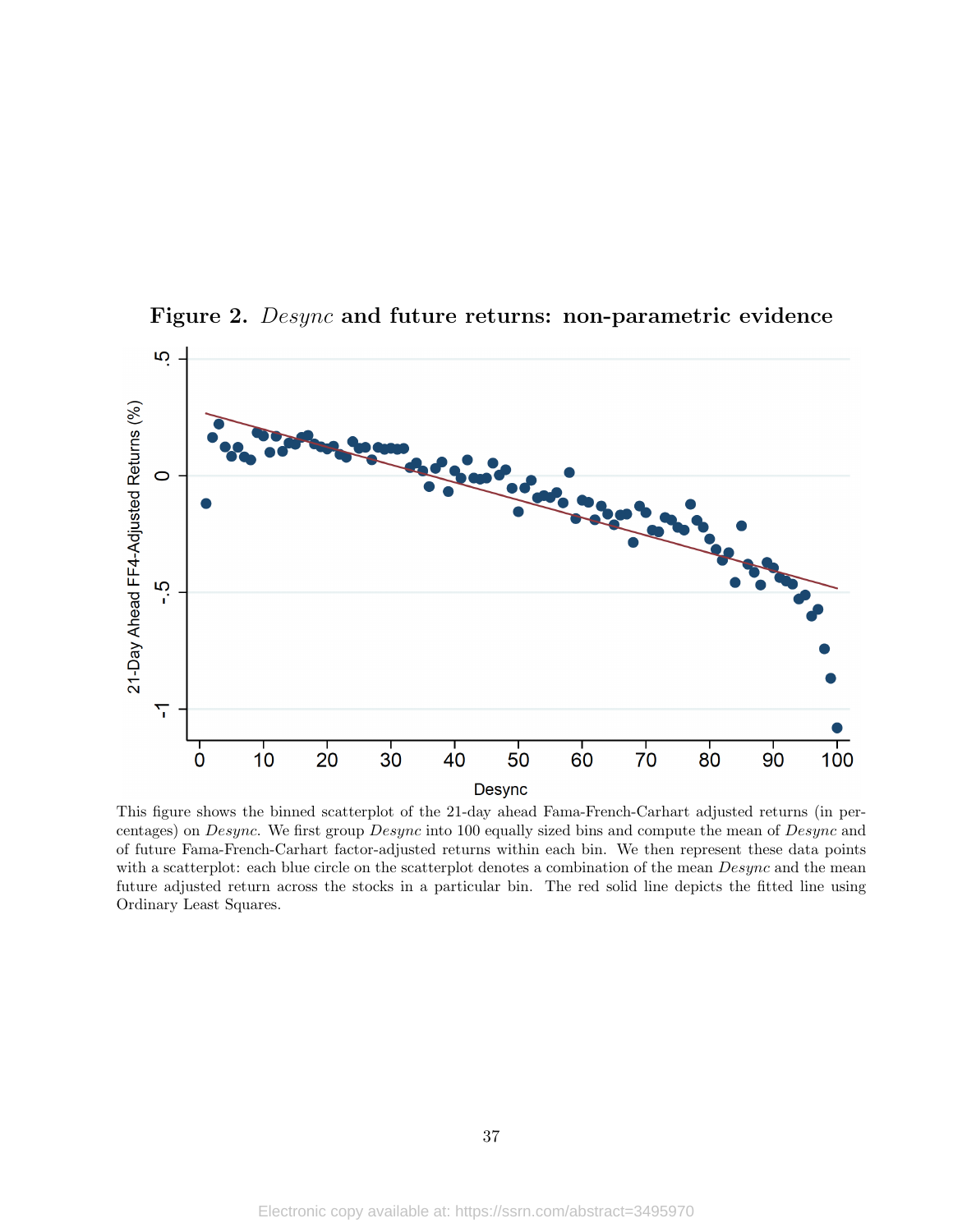**Figure 2.** *Desync* **and future returns: non-parametric evidence**

This figure shows the binned scatterplot of the 21-day ahead Fama-French-Carhart adjusted returns (in percentages) on *Desync*. We first group *Desync* into 100 equally sized bins and compute the mean of *Desync* and of future Fama-French-Carhart factor-adjusted returns within each bin. We then represent these data points with a scatterplot: each blue circle on the scatterplot denotes a combination of the mean *Desync* and the mean future adjusted return across the stocks in a particular bin. The red solid line depicts the fitted line using Ordinary Least Squares.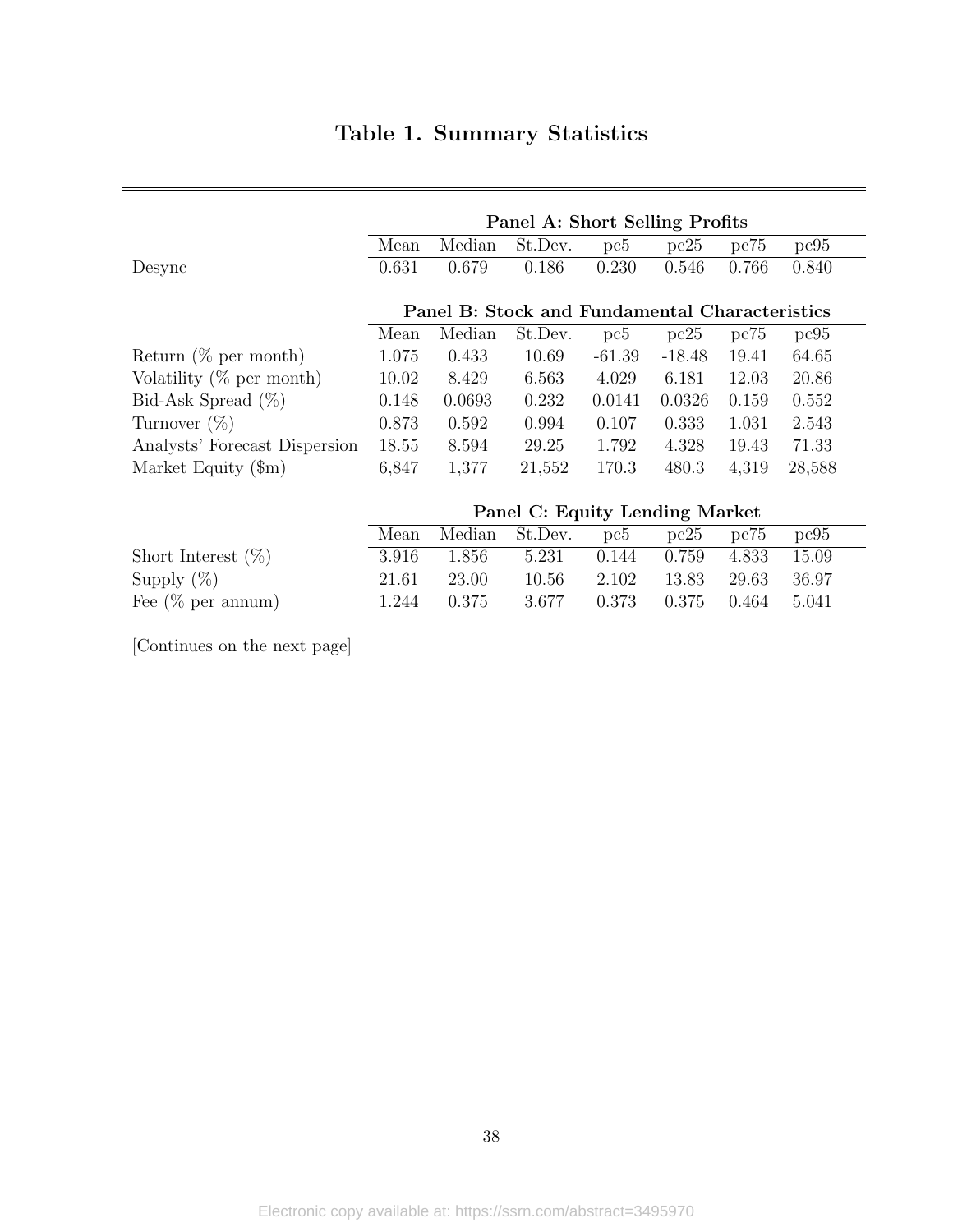## Table 1. Summary Statistics

| | Mean | Median | St.Dev. | pc5 | pc25 | pc75 | pc95 |
|---|---|---|---|---|---|---|---|
| **Panel A: Short Selling Profits** | | | | | | | |
| Desync | 0.631 | 0.679 | 0.186 | 0.230 | 0.546 | 0.766 | 0.840 |
| **Panel B: Stock and Fundamental Characteristics** | | | | | | | |
| Return (% per month) | 1.075 | 0.433 | 10.69 | -61.39 | -18.48 | 19.41 | 64.65 |
| Volatility (% per month) | 10.02 | 8.429 | 6.563 | 4.029 | 6.181 | 12.03 | 20.86 |
| Bid-Ask Spread (%) | 0.148 | 0.0693 | 0.232 | 0.0141 | 0.0326 | 0.159 | 0.552 |
| Turnover (%) | 0.873 | 0.592 | 0.994 | 0.107 | 0.333 | 1.031 | 2.543 |
| Analysts' Forecast Dispersion | 18.55 | 8.594 | 29.25 | 1.792 | 4.328 | 19.43 | 71.33 |
| Market Equity ($m) | 6,847 | 1,377 | 21,552 | 170.3 | 480.3 | 4,319 | 28,588 |
| **Panel C: Equity Lending Market** | | | | | | | |
| Short Interest (%) | 3.916 | 1.856 | 5.231 | 0.144 | 0.759 | 4.833 | 15.09 |
| Supply (%) | 21.61 | 23.00 | 10.56 | 2.102 | 13.83 | 29.63 | 36.97 |
| Fee (% per annum) | 1.244 | 0.375 | 3.677 | 0.373 | 0.375 | 0.464 | 5.041 |

[Continues on the next page]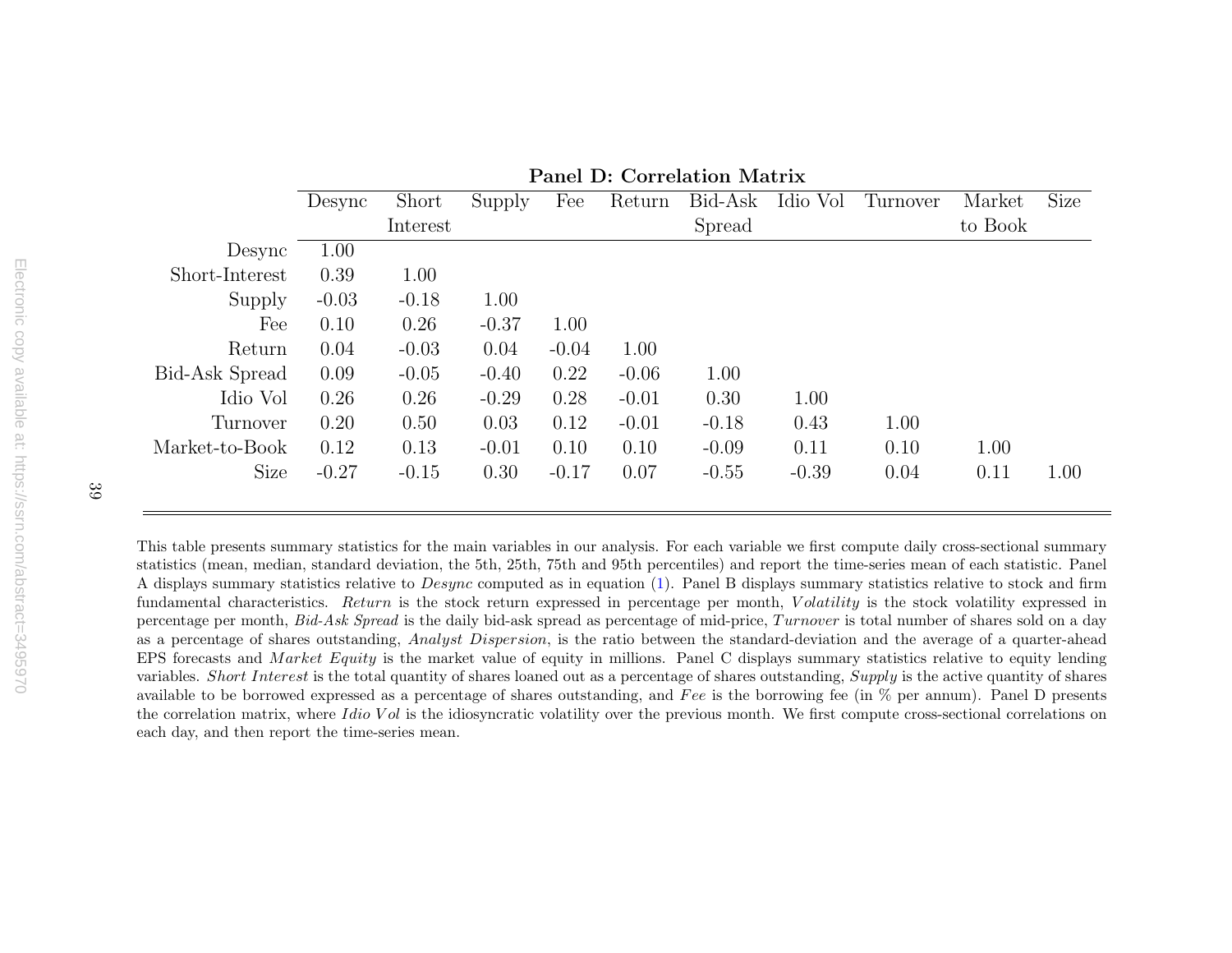**Panel D: Correlation Matrix**

| | Desync | Short Interest | Supply | Fee | Return | Bid-Ask Spread | Idio Vol | Turnover | Market to Book | Size |
|---|---|---|---|---|---|---|---|---|---|---|
| Desync | 1.00 | | | | | | | | | |
| Short-Interest | 0.39 | 1.00 | | | | | | | | |
| Supply | -0.03 | -0.18 | 1.00 | | | | | | | |
| Fee | 0.10 | 0.26 | -0.37 | 1.00 | | | | | | |
| Return | 0.04 | -0.03 | 0.04 | -0.04 | 1.00 | | | | | |
| Bid-Ask Spread | 0.09 | -0.05 | -0.40 | 0.22 | -0.06 | 1.00 | | | | |
| Idio Vol | 0.26 | 0.26 | -0.29 | 0.28 | -0.01 | 0.30 | 1.00 | | | |
| Turnover | 0.20 | 0.50 | 0.03 | 0.12 | -0.01 | -0.18 | 0.43 | 1.00 | | |
| Market-to-Book | 0.12 | 0.13 | -0.01 | 0.10 | 0.10 | -0.09 | 0.11 | 0.10 | 1.00 | |
| Size | -0.27 | -0.15 | 0.30 | -0.17 | 0.07 | -0.55 | -0.39 | 0.04 | 0.11 | 1.00 |

This table presents summary statistics for the main variables in our analysis. For each variable we first compute daily cross-sectional summary statistics (mean, median, standard deviation, the 5th, 25th, 75th and 95th percentiles) and report the time-series mean of each statistic. Panel A displays summary statistics relative to *Desync* computed as in equation (1). Panel B displays summary statistics relative to stock and firm fundamental characteristics. *Return* is the stock return expressed in percentage per month, *Volatility* is the stock volatility expressed in percentage per month, *Bid-Ask Spread* is the daily bid-ask spread as percentage of mid-price, *Turnover* is total number of shares sold on a day as a percentage of shares outstanding, *Analyst Dispersion*, is the ratio between the standard-deviation and the average of a quarter-ahead EPS forecasts and *Market Equity* is the market value of equity in millions. Panel C displays summary statistics relative to equity lending variables. *Short Interest* is the total quantity of shares loaned out as a percentage of shares outstanding, *Supply* is the active quantity of shares available to be borrowed expressed as a percentage of shares outstanding, and *Fee* is the borrowing fee (in % per annum). Panel D presents the correlation matrix, where *Idio Vol* is the idiosyncratic volatility over the previous month. We first compute cross-sectional correlations on each day, and then report the time-series mean.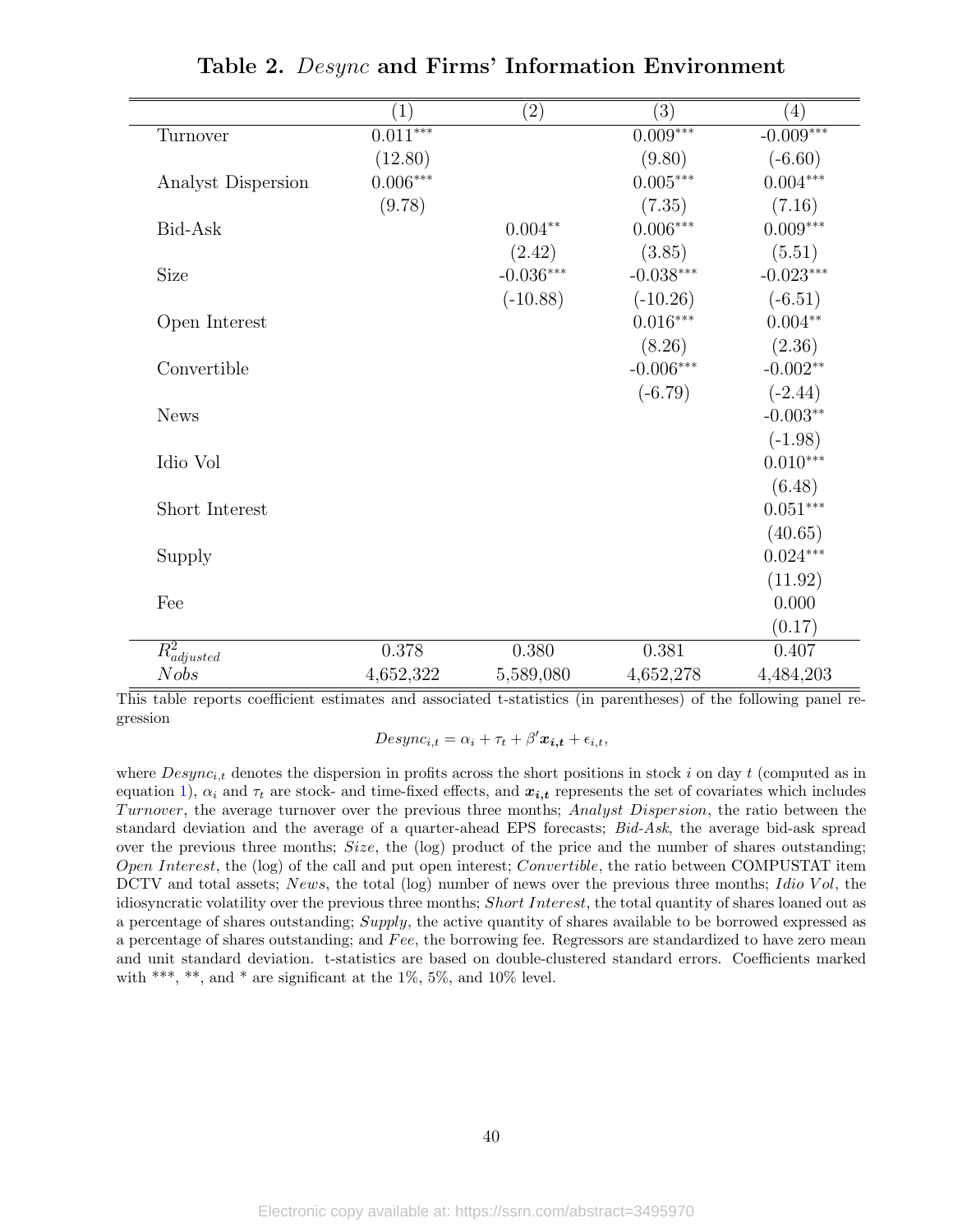**Table 2.** *Desync* **and Firms' Information Environment**

| | (1) | (2) | (3) | (4) |
|---|---|---|---|---|
| Turnover | 0.011*** | | 0.009*** | -0.009*** |
| | (12.80) | | (9.80) | (-6.60) |
| Analyst Dispersion | 0.006*** | | 0.005*** | 0.004*** |
| | (9.78) | | (7.35) | (7.16) |
| Bid-Ask | | 0.004** | 0.006*** | 0.009*** |
| | | (2.42) | (3.85) | (5.51) |
| Size | | -0.036*** | -0.038*** | -0.023*** |
| | | (-10.88) | (-10.26) | (-6.51) |
| Open Interest | | | 0.016*** | 0.004** |
| | | | (8.26) | (2.36) |
| Convertible | | | -0.006*** | -0.002** |
| | | | (-6.79) | (-2.44) |
| News | | | | -0.003** |
| | | | | (-1.98) |
| Idio Vol | | | | 0.010*** |
| | | | | (6.48) |
| Short Interest | | | | 0.051*** |
| | | | | (40.65) |
| Supply | | | | 0.024*** |
| | | | | (11.92) |
| Fee | | | | 0.000 |
| | | | | (0.17) |
| $R^2_{adjusted}$ | 0.378 | 0.380 | 0.381 | 0.407 |
| $Nobs$ | 4,652,322 | 5,589,080 | 4,652,278 | 4,484,203 |

This table reports coefficient estimates and associated t-statistics (in parentheses) of the following panel regression

$$Desync_{i,t} = \alpha_i + \tau_t + \beta' \boldsymbol{x_{i,t}} + \epsilon_{i,t},$$

where $Desync_{i,t}$ denotes the dispersion in profits across the short positions in stock $i$ on day $t$ (computed as in equation 1), $\alpha_i$ and $\tau_t$ are stock- and time-fixed effects, and $\boldsymbol{x_{i,t}}$ represents the set of covariates which includes *Turnover*, the average turnover over the previous three months; *Analyst Dispersion*, the ratio between the standard deviation and the average of a quarter-ahead EPS forecasts; *Bid-Ask*, the average bid-ask spread over the previous three months; *Size*, the (log) product of the price and the number of shares outstanding; *Open Interest*, the (log) of the call and put open interest; *Convertible*, the ratio between COMPUSTAT item DCTV and total assets; *News*, the total (log) number of news over the previous three months; *Idio Vol*, the idiosyncratic volatility over the previous three months; *Short Interest*, the total quantity of shares loaned out as a percentage of shares outstanding; *Supply*, the active quantity of shares available to be borrowed expressed as a percentage of shares outstanding; and *Fee*, the borrowing fee. Regressors are standardized to have zero mean and unit standard deviation. t-statistics are based on double-clustered standard errors. Coefficients marked with ***, **, and * are significant at the 1%, 5%, and 10% level.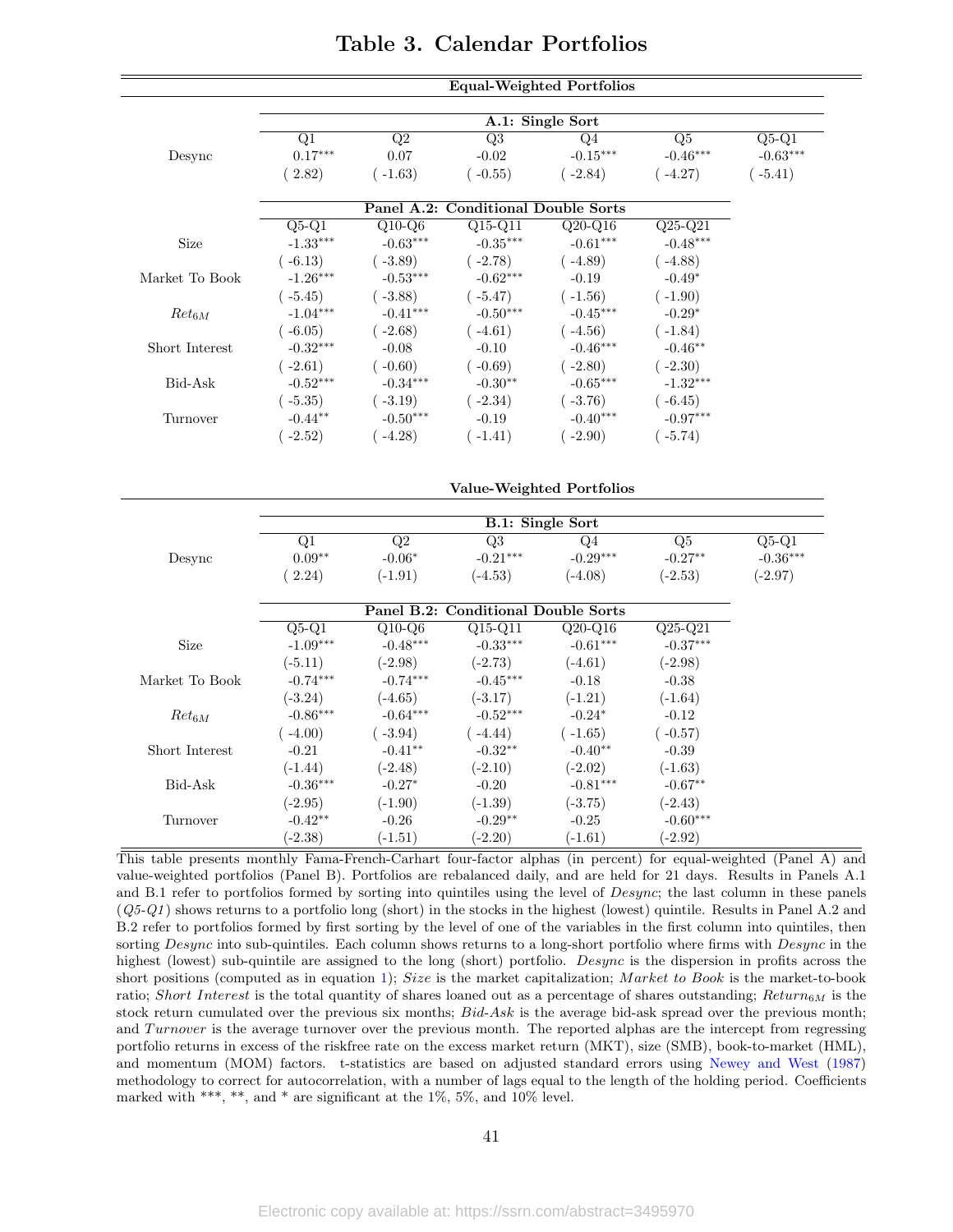# Table 3. Calendar Portfolios

**Equal-Weighted Portfolios**

**A.1: Single Sort**

| | Q1 | Q2 | Q3 | Q4 | Q5 | Q5-Q1 |
|---|---|---|---|---|---|---|
| Desync | 0.17*** | 0.07 | -0.02 | -0.15*** | -0.46*** | -0.63*** |
| | ( 2.82) | ( -1.63) | ( -0.55) | ( -2.84) | ( -4.27) | ( -5.41) |

**Panel A.2: Conditional Double Sorts**

| | Q5-Q1 | Q10-Q6 | Q15-Q11 | Q20-Q16 | Q25-Q21 |
|---|---|---|---|---|---|
| Size | -1.33*** | -0.63*** | -0.35*** | -0.61*** | -0.48*** |
| | ( -6.13) | ( -3.89) | ( -2.78) | ( -4.89) | ( -4.88) |
| Market To Book | -1.26*** | -0.53*** | -0.62*** | -0.19 | -0.49* |
| | ( -5.45) | ( -3.88) | ( -5.47) | ( -1.56) | ( -1.90) |
| $Ret_{6M}$ | -1.04*** | -0.41*** | -0.50*** | -0.45*** | -0.29* |
| | ( -6.05) | ( -2.68) | ( -4.61) | ( -4.56) | ( -1.84) |
| Short Interest | -0.32*** | -0.08 | -0.10 | -0.46*** | -0.46** |
| | ( -2.61) | ( -0.60) | ( -0.69) | ( -2.80) | ( -2.30) |
| Bid-Ask | -0.52*** | -0.34*** | -0.30** | -0.65*** | -1.32*** |
| | ( -5.35) | ( -3.19) | ( -2.34) | ( -3.76) | ( -6.45) |
| Turnover | -0.44** | -0.50*** | -0.19 | -0.40*** | -0.97*** |
| | ( -2.52) | ( -4.28) | ( -1.41) | ( -2.90) | ( -5.74) |

**Value-Weighted Portfolios**

**B.1: Single Sort**

| | Q1 | Q2 | Q3 | Q4 | Q5 | Q5-Q1 |
|---|---|---|---|---|---|---|
| Desync | 0.09** | -0.06* | -0.21*** | -0.29*** | -0.27** | -0.36*** |
| | ( 2.24) | (-1.91) | (-4.53) | (-4.08) | (-2.53) | (-2.97) |

**Panel B.2: Conditional Double Sorts**

| | Q5-Q1 | Q10-Q6 | Q15-Q11 | Q20-Q16 | Q25-Q21 |
|---|---|---|---|---|---|
| Size | -1.09*** | -0.48*** | -0.33*** | -0.61*** | -0.37*** |
| | (-5.11) | (-2.98) | (-2.73) | (-4.61) | (-2.98) |
| Market To Book | -0.74*** | -0.74*** | -0.45*** | -0.18 | -0.38 |
| | (-3.24) | (-4.65) | (-3.17) | (-1.21) | (-1.64) |
| $Ret_{6M}$ | -0.86*** | -0.64*** | -0.52*** | -0.24* | -0.12 |
| | ( -4.00) | ( -3.94) | ( -4.44) | ( -1.65) | ( -0.57) |
| Short Interest | -0.21 | -0.41** | -0.32** | -0.40** | -0.39 |
| | (-1.44) | (-2.48) | (-2.10) | (-2.02) | (-1.63) |
| Bid-Ask | -0.36*** | -0.27* | -0.20 | -0.81*** | -0.67** |
| | (-2.95) | (-1.90) | (-1.39) | (-3.75) | (-2.43) |
| Turnover | -0.42** | -0.26 | -0.29** | -0.25 | -0.60*** |
| | (-2.38) | (-1.51) | (-2.20) | (-1.61) | (-2.92) |

This table presents monthly Fama-French-Carhart four-factor alphas (in percent) for equal-weighted (Panel A) and value-weighted portfolios (Panel B). Portfolios are rebalanced daily, and are held for 21 days. Results in Panels A.1 and B.1 refer to portfolios formed by sorting into quintiles using the level of *Desync*; the last column in these panels (*Q5-Q1*) shows returns to a portfolio long (short) in the stocks in the highest (lowest) quintile. Results in Panel A.2 and B.2 refer to portfolios formed by first sorting by the level of one of the variables in the first column into quintiles, then sorting *Desync* into sub-quintiles. Each column shows returns to a long-short portfolio where firms with *Desync* in the highest (lowest) sub-quintile are assigned to the long (short) portfolio. *Desync* is the dispersion in profits across the short positions (computed as in equation 1); *Size* is the market capitalization; *Market to Book* is the market-to-book ratio; *Short Interest* is the total quantity of shares loaned out as a percentage of shares outstanding; $Return_{6M}$ is the stock return cumulated over the previous six months; *Bid-Ask* is the average bid-ask spread over the previous month; and *Turnover* is the average turnover over the previous month. The reported alphas are the intercept from regressing portfolio returns in excess of the riskfree rate on the excess market return (MKT), size (SMB), book-to-market (HML), and momentum (MOM) factors. t-statistics are based on adjusted standard errors using Newey and West (1987) methodology to correct for autocorrelation, with a number of lags equal to the length of the holding period. Coefficients marked with ***, **, and * are significant at the 1%, 5%, and 10% level.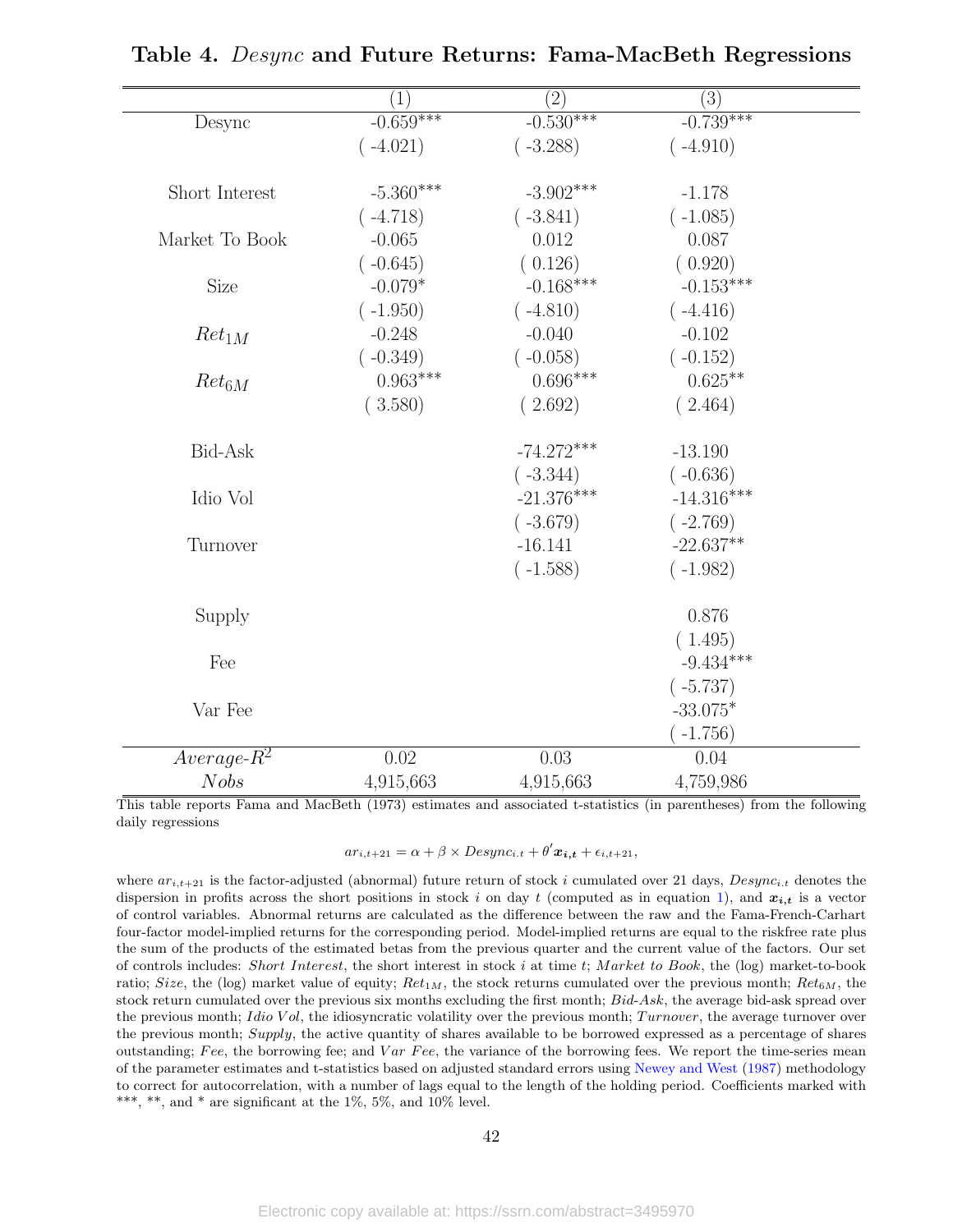# Table 4. *Desync* and Future Returns: Fama-MacBeth Regressions

| | (1) | (2) | (3) |
|---|---|---|---|
| Desync | -0.659*** | -0.530*** | -0.739*** |
| | ( -4.021) | ( -3.288) | ( -4.910) |
| Short Interest | -5.360*** | -3.902*** | -1.178 |
| | ( -4.718) | ( -3.841) | ( -1.085) |
| Market To Book | -0.065 | 0.012 | 0.087 |
| | ( -0.645) | ( 0.126) | ( 0.920) |
| Size | -0.079* | -0.168*** | -0.153*** |
| | ( -1.950) | ( -4.810) | ( -4.416) |
| $Ret_{1M}$ | -0.248 | -0.040 | -0.102 |
| | ( -0.349) | ( -0.058) | ( -0.152) |
| $Ret_{6M}$ | 0.963*** | 0.696*** | 0.625** |
| | ( 3.580) | ( 2.692) | ( 2.464) |
| Bid-Ask | | -74.272*** | -13.190 |
| | | ( -3.344) | ( -0.636) |
| Idio Vol | | -21.376*** | -14.316*** |
| | | ( -3.679) | ( -2.769) |
| Turnover | | -16.141 | -22.637** |
| | | ( -1.588) | ( -1.982) |
| Supply | | | 0.876 |
| | | | ( 1.495) |
| Fee | | | -9.434*** |
| | | | ( -5.737) |
| Var Fee | | | -33.075* |
| | | | ( -1.756) |
| *Average-$R^2$* | 0.02 | 0.03 | 0.04 |
| *Nobs* | 4,915,663 | 4,915,663 | 4,759,986 |

This table reports Fama and MacBeth (1973) estimates and associated t-statistics (in parentheses) from the following daily regressions

$$ar_{i,t+21} = \alpha + \beta \times Desync_{i.t} + \theta' \boldsymbol{x_{i,t}} + \epsilon_{i,t+21},$$

where $ar_{i,t+21}$ is the factor-adjusted (abnormal) future return of stock $i$ cumulated over 21 days, $Desync_{i.t}$ denotes the dispersion in profits across the short positions in stock $i$ on day $t$ (computed as in equation 1), and $\boldsymbol{x_{i,t}}$ is a vector of control variables. Abnormal returns are calculated as the difference between the raw and the Fama-French-Carhart four-factor model-implied returns for the corresponding period. Model-implied returns are equal to the riskfree rate plus the sum of the products of the estimated betas from the previous quarter and the current value of the factors. Our set of controls includes: *Short Interest*, the short interest in stock $i$ at time $t$; *Market to Book*, the (log) market-to-book ratio; *Size*, the (log) market value of equity; $Ret_{1M}$, the stock returns cumulated over the previous month; $Ret_{6M}$, the stock return cumulated over the previous six months excluding the first month; *Bid-Ask*, the average bid-ask spread over the previous month; *Idio Vol*, the idiosyncratic volatility over the previous month; *Turnover*, the average turnover over the previous month; *Supply*, the active quantity of shares available to be borrowed expressed as a percentage of shares outstanding; *Fee*, the borrowing fee; and *Var Fee*, the variance of the borrowing fees. We report the time-series mean of the parameter estimates and t-statistics based on adjusted standard errors using Newey and West (1987) methodology to correct for autocorrelation, with a number of lags equal to the length of the holding period. Coefficients marked with ***, **, and * are significant at the 1%, 5%, and 10% level.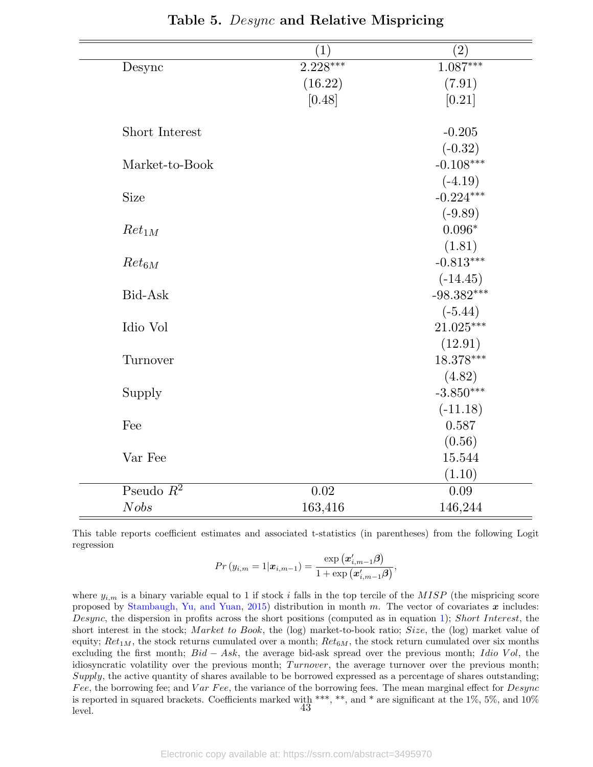**Table 5.** ***Desync*** **and Relative Mispricing**

| | (1) | (2) |
|---|---|---|
| Desync | 2.228*** | 1.087*** |
| | (16.22) | (7.91) |
| | [0.48] | [0.21] |
| Short Interest | | -0.205 |
| | | (-0.32) |
| Market-to-Book | | -0.108*** |
| | | (-4.19) |
| Size | | -0.224*** |
| | | (-9.89) |
| $Ret_{1M}$ | | 0.096* |
| | | (1.81) |
| $Ret_{6M}$ | | -0.813*** |
| | | (-14.45) |
| Bid-Ask | | -98.382*** |
| | | (-5.44) |
| Idio Vol | | 21.025*** |
| | | (12.91) |
| Turnover | | 18.378*** |
| | | (4.82) |
| Supply | | -3.850*** |
| | | (-11.18) |
| Fee | | 0.587 |
| | | (0.56) |
| Var Fee | | 15.544 |
| | | (1.10) |
| Pseudo $R^2$ | 0.02 | 0.09 |
| $Nobs$ | 163,416 | 146,244 |

This table reports coefficient estimates and associated t-statistics (in parentheses) from the following Logit regression

$$Pr\left(y_{i,m} = 1 | \boldsymbol{x}_{i,m-1}\right) = \frac{\exp\left(\boldsymbol{x}'_{i,m-1}\boldsymbol{\beta}\right)}{1 + \exp\left(\boldsymbol{x}'_{i,m-1}\boldsymbol{\beta}\right)},$$

where $y_{i,m}$ is a binary variable equal to 1 if stock $i$ falls in the top tercile of the $MISP$ (the mispricing score proposed by Stambaugh, Yu, and Yuan, 2015) distribution in month $m$. The vector of covariates $\boldsymbol{x}$ includes: *Desync*, the dispersion in profits across the short positions (computed as in equation 1); *Short Interest*, the short interest in the stock; *Market to Book*, the (log) market-to-book ratio; *Size*, the (log) market value of equity; $Ret_{1M}$, the stock returns cumulated over a month; $Ret_{6M}$, the stock return cumulated over six months excluding the first month; $Bid-Ask$, the average bid-ask spread over the previous month; $Idio\ Vol$, the idiosyncratic volatility over the previous month; *Turnover*, the average turnover over the previous month; *Supply*, the active quantity of shares available to be borrowed expressed as a percentage of shares outstanding; *Fee*, the borrowing fee; and $Var\ Fee$, the variance of the borrowing fees. The mean marginal effect for *Desync* is reported in squared brackets. Coefficients marked with ***, **, and * are significant at the 1%, 5%, and 10% level.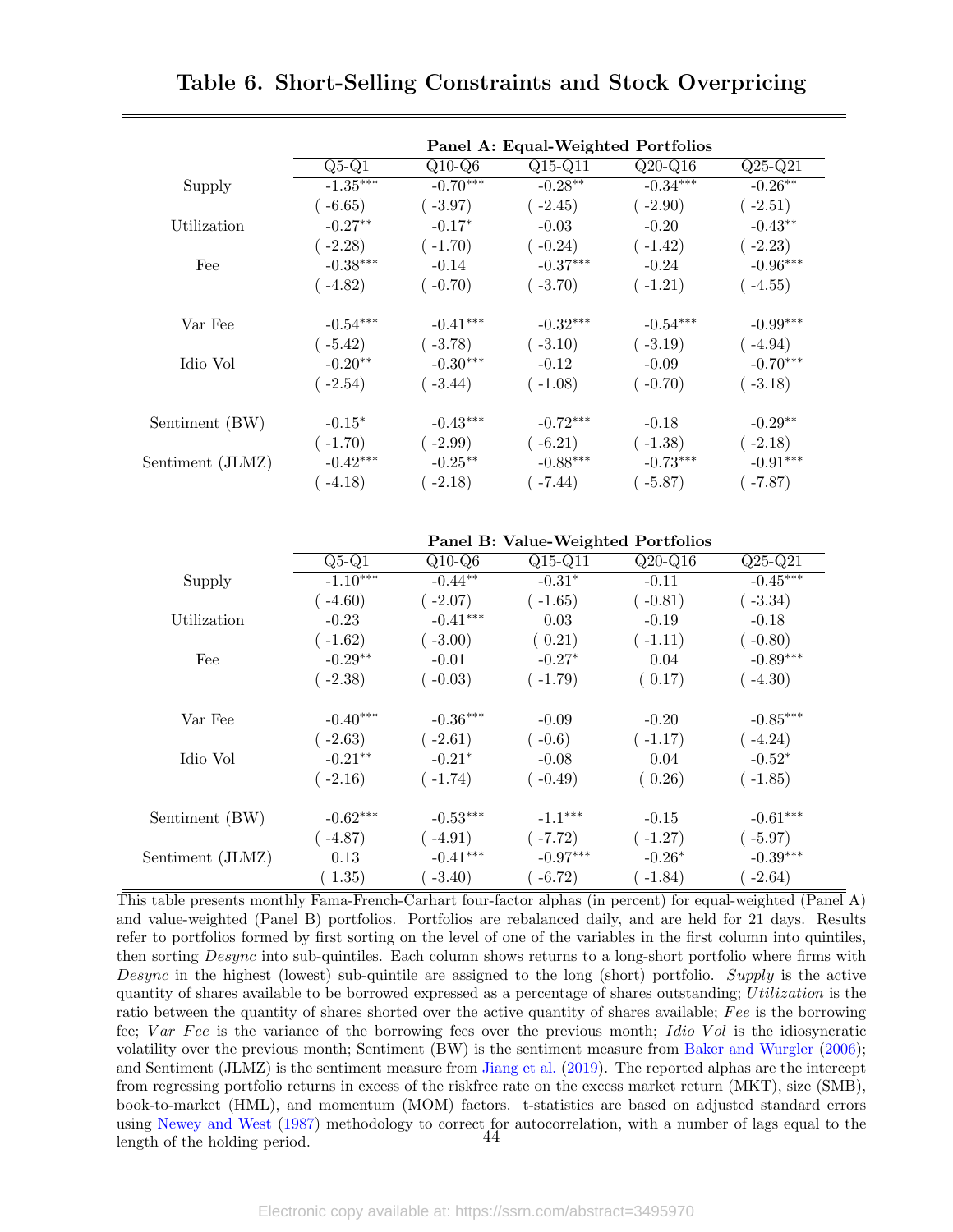# Table 6. Short-Selling Constraints and Stock Overpricing

| | Panel A: Equal-Weighted Portfolios | | | | |
|---|---|---|---|---|---|
| | Q5-Q1 | Q10-Q6 | Q15-Q11 | Q20-Q16 | Q25-Q21 |
| Supply | -1.35*** | -0.70*** | -0.28** | -0.34*** | -0.26** |
| | ( -6.65) | ( -3.97) | ( -2.45) | ( -2.90) | ( -2.51) |
| Utilization | -0.27** | -0.17* | -0.03 | -0.20 | -0.43** |
| | ( -2.28) | ( -1.70) | ( -0.24) | ( -1.42) | ( -2.23) |
| Fee | -0.38*** | -0.14 | -0.37*** | -0.24 | -0.96*** |
| | ( -4.82) | ( -0.70) | ( -3.70) | ( -1.21) | ( -4.55) |
| Var Fee | -0.54*** | -0.41*** | -0.32*** | -0.54*** | -0.99*** |
| | ( -5.42) | ( -3.78) | ( -3.10) | ( -3.19) | ( -4.94) |
| Idio Vol | -0.20** | -0.30*** | -0.12 | -0.09 | -0.70*** |
| | ( -2.54) | ( -3.44) | ( -1.08) | ( -0.70) | ( -3.18) |
| Sentiment (BW) | -0.15* | -0.43*** | -0.72*** | -0.18 | -0.29** |
| | ( -1.70) | ( -2.99) | ( -6.21) | ( -1.38) | ( -2.18) |
| Sentiment (JLMZ) | -0.42*** | -0.25** | -0.88*** | -0.73*** | -0.91*** |
| | ( -4.18) | ( -2.18) | ( -7.44) | ( -5.87) | ( -7.87) |

| | Panel B: Value-Weighted Portfolios | | | | |
|---|---|---|---|---|---|
| | Q5-Q1 | Q10-Q6 | Q15-Q11 | Q20-Q16 | Q25-Q21 |
| Supply | -1.10*** | -0.44** | -0.31* | -0.11 | -0.45*** |
| | ( -4.60) | ( -2.07) | ( -1.65) | ( -0.81) | ( -3.34) |
| Utilization | -0.23 | -0.41*** | 0.03 | -0.19 | -0.18 |
| | ( -1.62) | ( -3.00) | ( 0.21) | ( -1.11) | ( -0.80) |
| Fee | -0.29** | -0.01 | -0.27* | 0.04 | -0.89*** |
| | ( -2.38) | ( -0.03) | ( -1.79) | ( 0.17) | ( -4.30) |
| Var Fee | -0.40*** | -0.36*** | -0.09 | -0.20 | -0.85*** |
| | ( -2.63) | ( -2.61) | ( -0.6) | ( -1.17) | ( -4.24) |
| Idio Vol | -0.21** | -0.21* | -0.08 | 0.04 | -0.52* |
| | ( -2.16) | ( -1.74) | ( -0.49) | ( 0.26) | ( -1.85) |
| Sentiment (BW) | -0.62*** | -0.53*** | -1.1*** | -0.15 | -0.61*** |
| | ( -4.87) | ( -4.91) | ( -7.72) | ( -1.27) | ( -5.97) |
| Sentiment (JLMZ) | 0.13 | -0.41*** | -0.97*** | -0.26* | -0.39*** |
| | ( 1.35) | ( -3.40) | ( -6.72) | ( -1.84) | ( -2.64) |

This table presents monthly Fama-French-Carhart four-factor alphas (in percent) for equal-weighted (Panel A) and value-weighted (Panel B) portfolios. Portfolios are rebalanced daily, and are held for 21 days. Results refer to portfolios formed by first sorting on the level of one of the variables in the first column into quintiles, then sorting *Desync* into sub-quintiles. Each column shows returns to a long-short portfolio where firms with *Desync* in the highest (lowest) sub-quintile are assigned to the long (short) portfolio. *Supply* is the active quantity of shares available to be borrowed expressed as a percentage of shares outstanding; *Utilization* is the ratio between the quantity of shares shorted over the active quantity of shares available; *Fee* is the borrowing fee; *Var Fee* is the variance of the borrowing fees over the previous month; *Idio Vol* is the idiosyncratic volatility over the previous month; Sentiment (BW) is the sentiment measure from Baker and Wurgler (2006); and Sentiment (JLMZ) is the sentiment measure from Jiang et al. (2019). The reported alphas are the intercept from regressing portfolio returns in excess of the riskfree rate on the excess market return (MKT), size (SMB), book-to-market (HML), and momentum (MOM) factors. t-statistics are based on adjusted standard errors using Newey and West (1987) methodology to correct for autocorrelation, with a number of lags equal to the length of the holding period.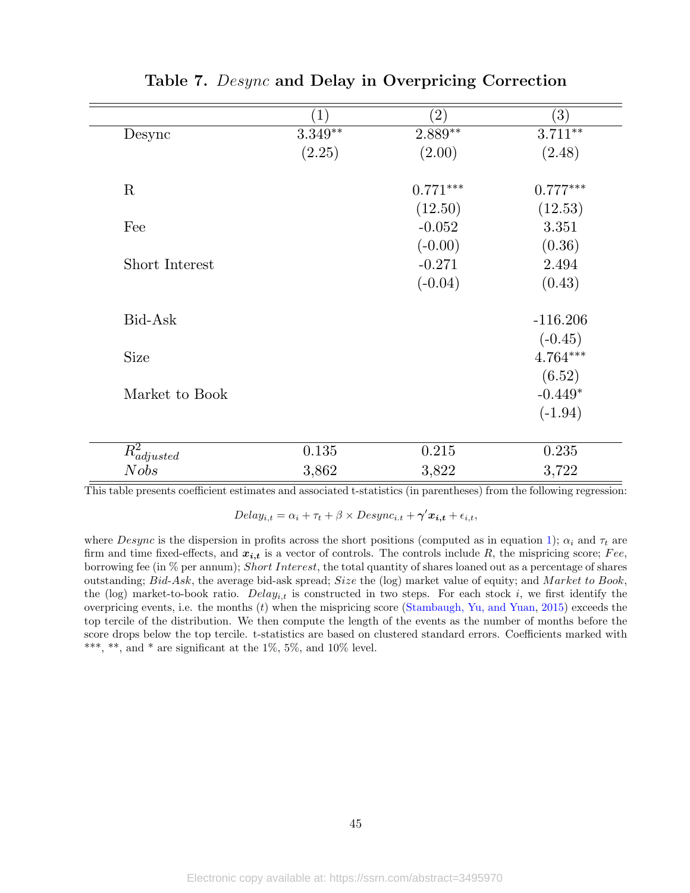## Table 7. *Desync* and Delay in Overpricing Correction

| | (1) | (2) | (3) |
|---|---|---|---|
| Desync | 3.349** | 2.889** | 3.711** |
| | (2.25) | (2.00) | (2.48) |
| R | | 0.771*** | 0.777*** |
| | | (12.50) | (12.53) |
| Fee | | -0.052 | 3.351 |
| | | (-0.00) | (0.36) |
| Short Interest | | -0.271 | 2.494 |
| | | (-0.04) | (0.43) |
| Bid-Ask | | | -116.206 |
| | | | (-0.45) |
| Size | | | 4.764*** |
| | | | (6.52) |
| Market to Book | | | -0.449* |
| | | | (-1.94) |
| $R^2_{adjusted}$ | 0.135 | 0.215 | 0.235 |
| $Nobs$ | 3,862 | 3,822 | 3,722 |

This table presents coefficient estimates and associated t-statistics (in parentheses) from the following regression:

$$Delay_{i,t} = \alpha_i + \tau_t + \beta \times Desync_{i.t} + \boldsymbol{\gamma}'\boldsymbol{x_{i,t}} + \epsilon_{i,t},$$

where *Desync* is the dispersion in profits across the short positions (computed as in equation 1); $\alpha_i$ and $\tau_t$ are firm and time fixed-effects, and $\boldsymbol{x_{i,t}}$ is a vector of controls. The controls include $R$, the mispricing score; *Fee*, borrowing fee (in % per annum); *Short Interest*, the total quantity of shares loaned out as a percentage of shares outstanding; *Bid-Ask*, the average bid-ask spread; *Size* the (log) market value of equity; and *Market to Book*, the (log) market-to-book ratio. $Delay_{i,t}$ is constructed in two steps. For each stock $i$, we first identify the overpricing events, i.e. the months ($t$) when the mispricing score (Stambaugh, Yu, and Yuan, 2015) exceeds the top tercile of the distribution. We then compute the length of the events as the number of months before the score drops below the top tercile. t-statistics are based on clustered standard errors. Coefficients marked with ***, **, and * are significant at the 1%, 5%, and 10% level.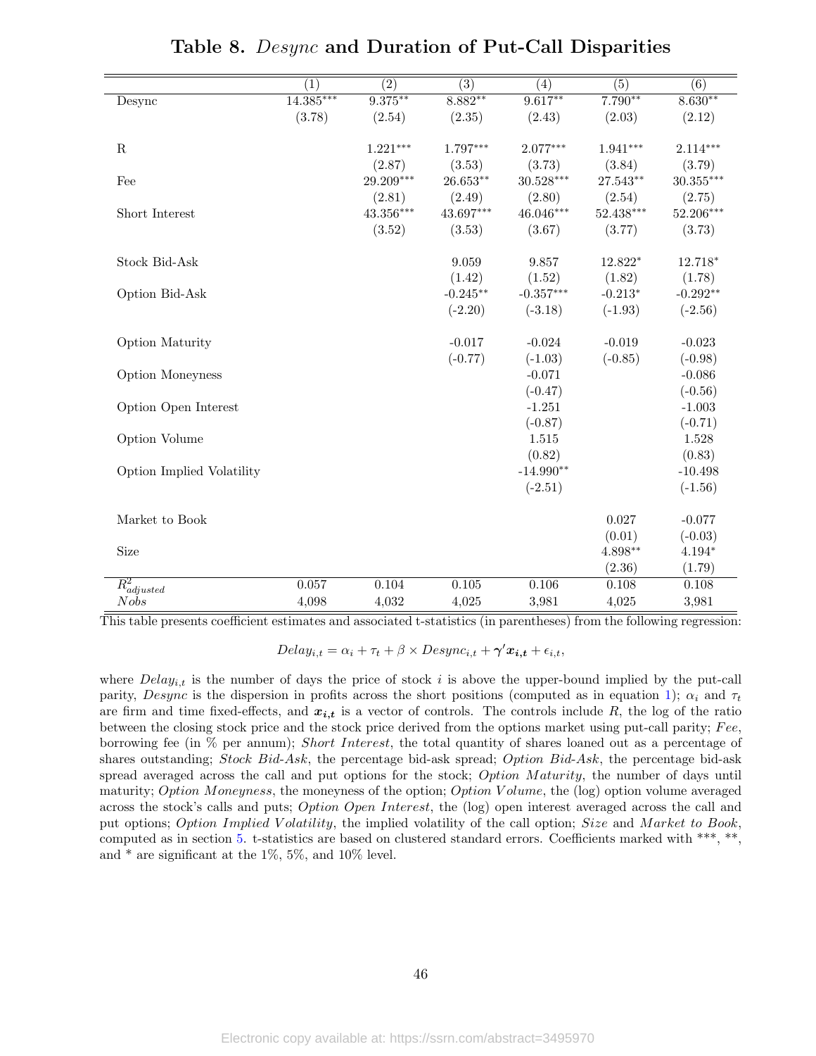# Table 8. *Desync* and Duration of Put-Call Disparities

| | (1) | (2) | (3) | (4) | (5) | (6) |
|---|---|---|---|---|---|---|
| Desync | 14.385*** | 9.375** | 8.882** | 9.617** | 7.790** | 8.630** |
| | (3.78) | (2.54) | (2.35) | (2.43) | (2.03) | (2.12) |
| R | | 1.221*** | 1.797*** | 2.077*** | 1.941*** | 2.114*** |
| | | (2.87) | (3.53) | (3.73) | (3.84) | (3.79) |
| Fee | | 29.209*** | 26.653** | 30.528*** | 27.543** | 30.355*** |
| | | (2.81) | (2.49) | (2.80) | (2.54) | (2.75) |
| Short Interest | | 43.356*** | 43.697*** | 46.046*** | 52.438*** | 52.206*** |
| | | (3.52) | (3.53) | (3.67) | (3.77) | (3.73) |
| Stock Bid-Ask | | | 9.059 | 9.857 | 12.822* | 12.718* |
| | | | (1.42) | (1.52) | (1.82) | (1.78) |
| Option Bid-Ask | | | -0.245** | -0.357*** | -0.213* | -0.292** |
| | | | (-2.20) | (-3.18) | (-1.93) | (-2.56) |
| Option Maturity | | | -0.017 | -0.024 | -0.019 | -0.023 |
| | | | (-0.77) | (-1.03) | (-0.85) | (-0.98) |
| Option Moneyness | | | | -0.071 | | -0.086 |
| | | | | (-0.47) | | (-0.56) |
| Option Open Interest | | | | -1.251 | | -1.003 |
| | | | | (-0.87) | | (-0.71) |
| Option Volume | | | | 1.515 | | 1.528 |
| | | | | (0.82) | | (0.83) |
| Option Implied Volatility | | | | -14.990** | | -10.498 |
| | | | | (-2.51) | | (-1.56) |
| Market to Book | | | | | 0.027 | -0.077 |
| | | | | | (0.01) | (-0.03) |
| Size | | | | | 4.898** | 4.194* |
| | | | | | (2.36) | (1.79) |
| $R^2_{adjusted}$ | 0.057 | 0.104 | 0.105 | 0.106 | 0.108 | 0.108 |
| $Nobs$ | 4,098 | 4,032 | 4,025 | 3,981 | 4,025 | 3,981 |

This table presents coefficient estimates and associated t-statistics (in parentheses) from the following regression:

$$Delay_{i,t} = \alpha_i + \tau_t + \beta \times Desync_{i,t} + \boldsymbol{\gamma}'\boldsymbol{x_{i,t}} + \epsilon_{i,t},$$

where $Delay_{i,t}$ is the number of days the price of stock $i$ is above the upper-bound implied by the put-call parity, *Desync* is the dispersion in profits across the short positions (computed as in equation 1); $\alpha_i$ and $\tau_t$ are firm and time fixed-effects, and $\boldsymbol{x_{i,t}}$ is a vector of controls. The controls include $R$, the log of the ratio between the closing stock price and the stock price derived from the options market using put-call parity; *Fee*, borrowing fee (in % per annum); *Short Interest*, the total quantity of shares loaned out as a percentage of shares outstanding; *Stock Bid-Ask*, the percentage bid-ask spread; *Option Bid-Ask*, the percentage bid-ask spread averaged across the call and put options for the stock; *Option Maturity*, the number of days until maturity; *Option Moneyness*, the moneyness of the option; *Option Volume*, the (log) option volume averaged across the stock's calls and puts; *Option Open Interest*, the (log) open interest averaged across the call and put options; *Option Implied Volatility*, the implied volatility of the call option; *Size* and *Market to Book*, computed as in section 5. t-statistics are based on clustered standard errors. Coefficients marked with ***, **, and * are significant at the 1%, 5%, and 10% level.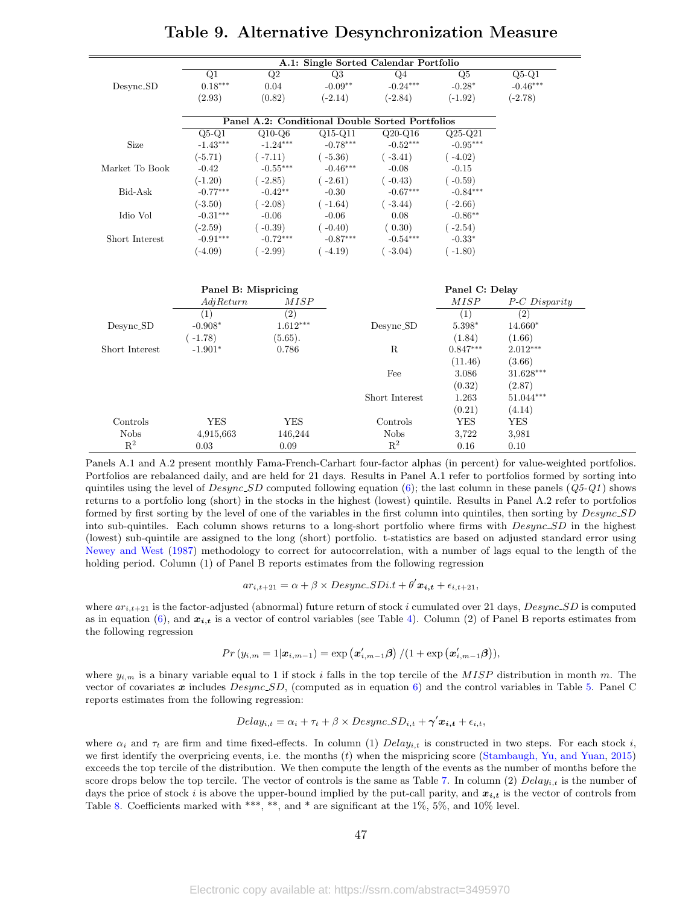# Table 9. Alternative Desynchronization Measure

| | A.1: Single Sorted Calendar Portfolio | | | | | |
|---|---|---|---|---|---|---|
| | Q1 | Q2 | Q3 | Q4 | Q5 | Q5-Q1 |
| Desync_SD | 0.18*** | 0.04 | -0.09** | -0.24*** | -0.28* | -0.46*** |
| | (2.93) | (0.82) | (-2.14) | (-2.84) | (-1.92) | (-2.78) |

| | Panel A.2: Conditional Double Sorted Portfolios | | | | |
|---|---|---|---|---|---|
| | Q5-Q1 | Q10-Q6 | Q15-Q11 | Q20-Q16 | Q25-Q21 |
| Size | -1.43*** | -1.24*** | -0.78*** | -0.52*** | -0.95*** |
| | (-5.71) | ( -7.11) | ( -5.36) | ( -3.41) | ( -4.02) |
| Market To Book | -0.42 | -0.55*** | -0.46*** | -0.08 | -0.15 |
| | (-1.20) | ( -2.85) | ( -2.61) | ( -0.43) | ( -0.59) |
| Bid-Ask | -0.77*** | -0.42** | -0.30 | -0.67*** | -0.84*** |
| | (-3.50) | ( -2.08) | ( -1.64) | ( -3.44) | ( -2.66) |
| Idio Vol | -0.31*** | -0.06 | -0.06 | 0.08 | -0.86** |
| | (-2.59) | ( -0.39) | ( -0.40) | ( 0.30) | ( -2.54) |
| Short Interest | -0.91*** | -0.72*** | -0.87*** | -0.54*** | -0.33* |
| | (-4.09) | ( -2.99) | ( -4.19) | ( -3.04) | ( -1.80) |

| | Panel B: Mispricing | |
|---|---|---|
| | *AdjReturn* | *MISP* |
| | (1) | (2) |
| Desync_SD | -0.908* | 1.612*** |
| | ( -1.78) | (5.65). |
| Short Interest | -1.901* | 0.786 |
| Controls | YES | YES |
| Nobs | 4,915,663 | 146,244 |
| $R^2$ | 0.03 | 0.09 |

| | Panel C: Delay | |
|---|---|---|
| | *MISP* | *P-C Disparity* |
| | (1) | (2) |
| Desync_SD | 5.398* | 14.660* |
| | (1.84) | (1.66) |
| R | 0.847*** | 2.012*** |
| | (11.46) | (3.66) |
| Fee | 3.086 | 31.628*** |
| | (0.32) | (2.87) |
| Short Interest | 1.263 | 51.044*** |
| | (0.21) | (4.14) |
| Controls | YES | YES |
| Nobs | 3,722 | 3,981 |
| $R^2$ | 0.16 | 0.10 |

Panels A.1 and A.2 present monthly Fama-French-Carhart four-factor alphas (in percent) for value-weighted portfolios. Portfolios are rebalanced daily, and are held for 21 days. Results in Panel A.1 refer to portfolios formed by sorting into quintiles using the level of *Desync_SD* computed following equation (6); the last column in these panels (*Q5-Q1*) shows returns to a portfolio long (short) in the stocks in the highest (lowest) quintile. Results in Panel A.2 refer to portfolios formed by first sorting by the level of one of the variables in the first column into quintiles, then sorting by *Desync_SD* into sub-quintiles. Each column shows returns to a long-short portfolio where firms with *Desync_SD* in the highest (lowest) sub-quintile are assigned to the long (short) portfolio. t-statistics are based on adjusted standard error using Newey and West (1987) methodology to correct for autocorrelation, with a number of lags equal to the length of the holding period. Column (1) of Panel B reports estimates from the following regression

$$ar_{i,t+21} = \alpha + \beta \times Desync\_SDi.t + \theta' \boldsymbol{x_{i,t}} + \epsilon_{i,t+21},$$

where $ar_{i,t+21}$ is the factor-adjusted (abnormal) future return of stock $i$ cumulated over 21 days, *Desync_SD* is computed as in equation (6), and $\boldsymbol{x_{i,t}}$ is a vector of control variables (see Table 4). Column (2) of Panel B reports estimates from the following regression

$$Pr\left(y_{i,m} = 1 | \boldsymbol{x}_{i,m-1}\right) = \exp\left(\boldsymbol{x}'_{i,m-1}\boldsymbol{\beta}\right) / (1 + \exp\left(\boldsymbol{x}'_{i,m-1}\boldsymbol{\beta}\right)),$$

where $y_{i,m}$ is a binary variable equal to 1 if stock $i$ falls in the top tercile of the *MISP* distribution in month $m$. The vector of covariates $\boldsymbol{x}$ includes *Desync_SD*, (computed as in equation 6) and the control variables in Table 5. Panel C reports estimates from the following regression:

$$Delay_{i,t} = \alpha_i + \tau_t + \beta \times Desync\_SD_{i,t} + \boldsymbol{\gamma}' \boldsymbol{x_{i,t}} + \epsilon_{i,t},$$

where $\alpha_i$ and $\tau_t$ are firm and time fixed-effects. In column (1) $Delay_{i,t}$ is constructed in two steps. For each stock $i$, we first identify the overpricing events, i.e. the months ($t$) when the mispricing score (Stambaugh, Yu, and Yuan, 2015) exceeds the top tercile of the distribution. We then compute the length of the events as the number of months before the score drops below the top tercile. The vector of controls is the same as Table 7. In column (2) $Delay_{i,t}$ is the number of days the price of stock $i$ is above the upper-bound implied by the put-call parity, and $\boldsymbol{x_{i,t}}$ is the vector of controls from Table 8. Coefficients marked with ***, **, and * are significant at the 1%, 5%, and 10% level.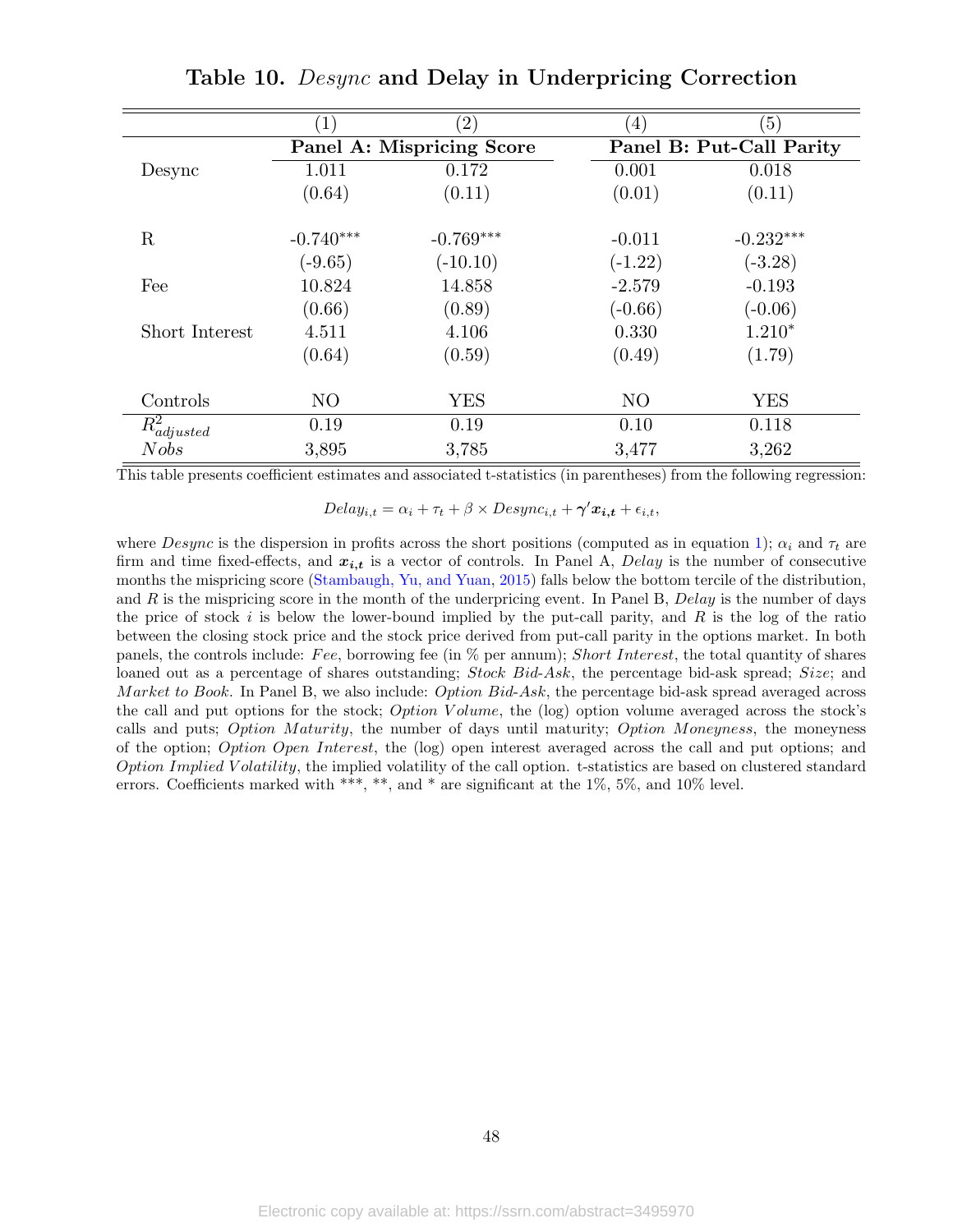# Table 10. *Desync* and Delay in Underpricing Correction

| | (1) | (2) | (4) | (5) |
|---|---|---|---|---|
| | **Panel A: Mispricing Score** | | **Panel B: Put-Call Parity** | |
| Desync | 1.011 | 0.172 | 0.001 | 0.018 |
| | (0.64) | (0.11) | (0.01) | (0.11) |
| R | -0.740*** | -0.769*** | -0.011 | -0.232*** |
| | (-9.65) | (-10.10) | (-1.22) | (-3.28) |
| Fee | 10.824 | 14.858 | -2.579 | -0.193 |
| | (0.66) | (0.89) | (-0.66) | (-0.06) |
| Short Interest | 4.511 | 4.106 | 0.330 | 1.210* |
| | (0.64) | (0.59) | (0.49) | (1.79) |
| Controls | NO | YES | NO | YES |
| $R^2_{adjusted}$ | 0.19 | 0.19 | 0.10 | 0.118 |
| $Nobs$ | 3,895 | 3,785 | 3,477 | 3,262 |

This table presents coefficient estimates and associated t-statistics (in parentheses) from the following regression:

$$Delay_{i,t} = \alpha_i + \tau_t + \beta \times Desync_{i,t} + \boldsymbol{\gamma}'\boldsymbol{x_{i,t}} + \epsilon_{i,t},$$

where *Desync* is the dispersion in profits across the short positions (computed as in equation 1); $\alpha_i$ and $\tau_t$ are firm and time fixed-effects, and $\boldsymbol{x_{i,t}}$ is a vector of controls. In Panel A, *Delay* is the number of consecutive months the mispricing score (Stambaugh, Yu, and Yuan, 2015) falls below the bottom tercile of the distribution, and $R$ is the mispricing score in the month of the underpricing event. In Panel B, *Delay* is the number of days the price of stock $i$ is below the lower-bound implied by the put-call parity, and $R$ is the log of the ratio between the closing stock price and the stock price derived from put-call parity in the options market. In both panels, the controls include: *Fee*, borrowing fee (in % per annum); *Short Interest*, the total quantity of shares loaned out as a percentage of shares outstanding; *Stock Bid-Ask*, the percentage bid-ask spread; *Size*; and *Market to Book*. In Panel B, we also include: *Option Bid-Ask*, the percentage bid-ask spread averaged across the call and put options for the stock; *Option Volume*, the (log) option volume averaged across the stock's calls and puts; *Option Maturity*, the number of days until maturity; *Option Moneyness*, the moneyness of the option; *Option Open Interest*, the (log) open interest averaged across the call and put options; and *Option Implied Volatility*, the implied volatility of the call option. t-statistics are based on clustered standard errors. Coefficients marked with ***, **, and * are significant at the 1%, 5%, and 10% level.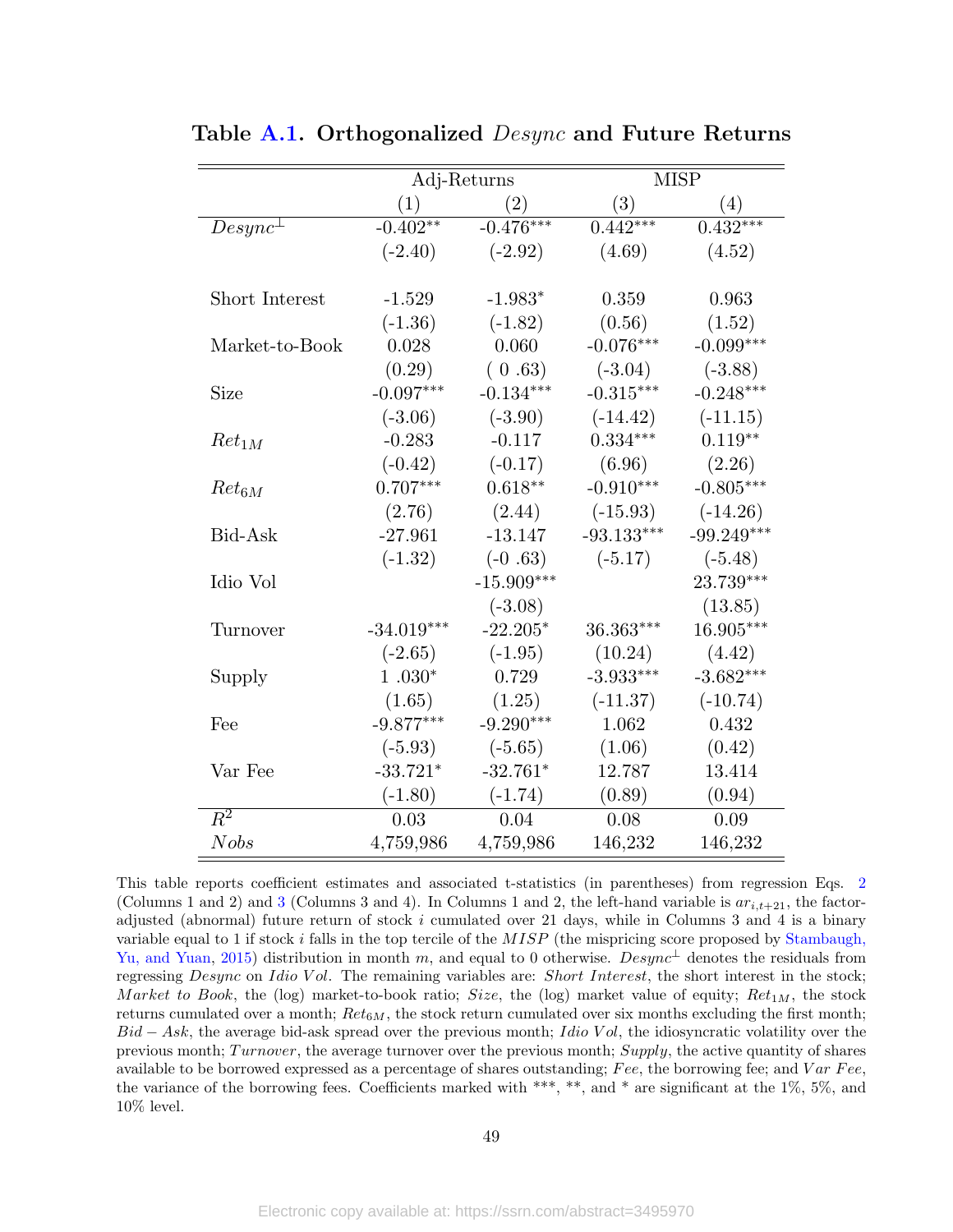## Table A.1. Orthogonalized *Desync* and Future Returns

| | Adj-Returns | | MISP | |
|---|---|---|---|---|
| | (1) | (2) | (3) | (4) |
| $Desync^{\perp}$ | -0.402** | -0.476*** | 0.442*** | 0.432*** |
| | (-2.40) | (-2.92) | (4.69) | (4.52) |
| Short Interest | -1.529 | -1.983* | 0.359 | 0.963 |
| | (-1.36) | (-1.82) | (0.56) | (1.52) |
| Market-to-Book | 0.028 | 0.060 | -0.076*** | -0.099*** |
| | (0.29) | ( 0 .63) | (-3.04) | (-3.88) |
| Size | -0.097*** | -0.134*** | -0.315*** | -0.248*** |
| | (-3.06) | (-3.90) | (-14.42) | (-11.15) |
| $Ret_{1M}$ | -0.283 | -0.117 | 0.334*** | 0.119** |
| | (-0.42) | (-0.17) | (6.96) | (2.26) |
| $Ret_{6M}$ | 0.707*** | 0.618** | -0.910*** | -0.805*** |
| | (2.76) | (2.44) | (-15.93) | (-14.26) |
| Bid-Ask | -27.961 | -13.147 | -93.133*** | -99.249*** |
| | (-1.32) | (-0 .63) | (-5.17) | (-5.48) |
| Idio Vol | | -15.909*** | | 23.739*** |
| | | (-3.08) | | (13.85) |
| Turnover | -34.019*** | -22.205* | 36.363*** | 16.905*** |
| | (-2.65) | (-1.95) | (10.24) | (4.42) |
| Supply | 1 .030* | 0.729 | -3.933*** | -3.682*** |
| | (1.65) | (1.25) | (-11.37) | (-10.74) |
| Fee | -9.877*** | -9.290*** | 1.062 | 0.432 |
| | (-5.93) | (-5.65) | (1.06) | (0.42) |
| Var Fee | -33.721* | -32.761* | 12.787 | 13.414 |
| | (-1.80) | (-1.74) | (0.89) | (0.94) |
| $R^2$ | 0.03 | 0.04 | 0.08 | 0.09 |
| *Nobs* | 4,759,986 | 4,759,986 | 146,232 | 146,232 |

This table reports coefficient estimates and associated t-statistics (in parentheses) from regression Eqs. 2 (Columns 1 and 2) and 3 (Columns 3 and 4). In Columns 1 and 2, the left-hand variable is $ar_{i,t+21}$, the factor-adjusted (abnormal) future return of stock $i$ cumulated over 21 days, while in Columns 3 and 4 is a binary variable equal to 1 if stock $i$ falls in the top tercile of the $MISP$ (the mispricing score proposed by Stambaugh, Yu, and Yuan, 2015) distribution in month $m$, and equal to 0 otherwise. $Desync^{\perp}$ denotes the residuals from regressing *Desync* on *Idio Vol*. The remaining variables are: *Short Interest*, the short interest in the stock; *Market to Book*, the (log) market-to-book ratio; *Size*, the (log) market value of equity; $Ret_{1M}$, the stock returns cumulated over a month; $Ret_{6M}$, the stock return cumulated over six months excluding the first month; $Bid-Ask$, the average bid-ask spread over the previous month; *Idio Vol*, the idiosyncratic volatility over the previous month; *Turnover*, the average turnover over the previous month; *Supply*, the active quantity of shares available to be borrowed expressed as a percentage of shares outstanding; *Fee*, the borrowing fee; and *Var Fee*, the variance of the borrowing fees. Coefficients marked with ***, **, and * are significant at the 1%, 5%, and 10% level.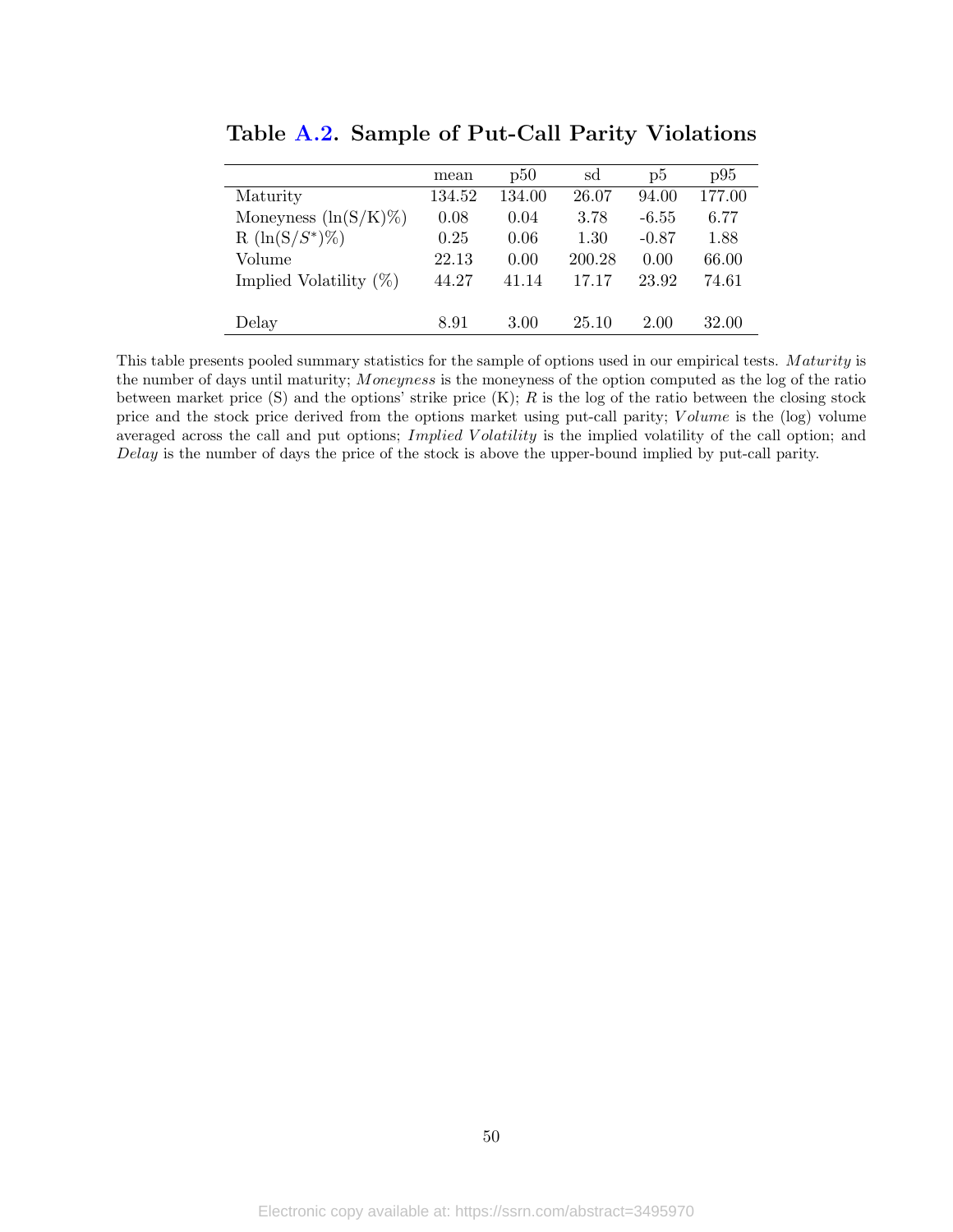## Table A.2. Sample of Put-Call Parity Violations

| | mean | p50 | sd | p5 | p95 |
|---|---|---|---|---|---|
| Maturity | 134.52 | 134.00 | 26.07 | 94.00 | 177.00 |
| Moneyness ($\ln(S/K)\%$) | 0.08 | 0.04 | 3.78 | -6.55 | 6.77 |
| R ($\ln(S/S^{*})\%$) | 0.25 | 0.06 | 1.30 | -0.87 | 1.88 |
| Volume | 22.13 | 0.00 | 200.28 | 0.00 | 66.00 |
| Implied Volatility (%) | 44.27 | 41.14 | 17.17 | 23.92 | 74.61 |
| Delay | 8.91 | 3.00 | 25.10 | 2.00 | 32.00 |

This table presents pooled summary statistics for the sample of options used in our empirical tests. *Maturity* is the number of days until maturity; *Moneyness* is the moneyness of the option computed as the log of the ratio between market price (S) and the options' strike price (K); *R* is the log of the ratio between the closing stock price and the stock price derived from the options market using put-call parity; *Volume* is the (log) volume averaged across the call and put options; *Implied Volatility* is the implied volatility of the call option; and *Delay* is the number of days the price of the stock is above the upper-bound implied by put-call parity.